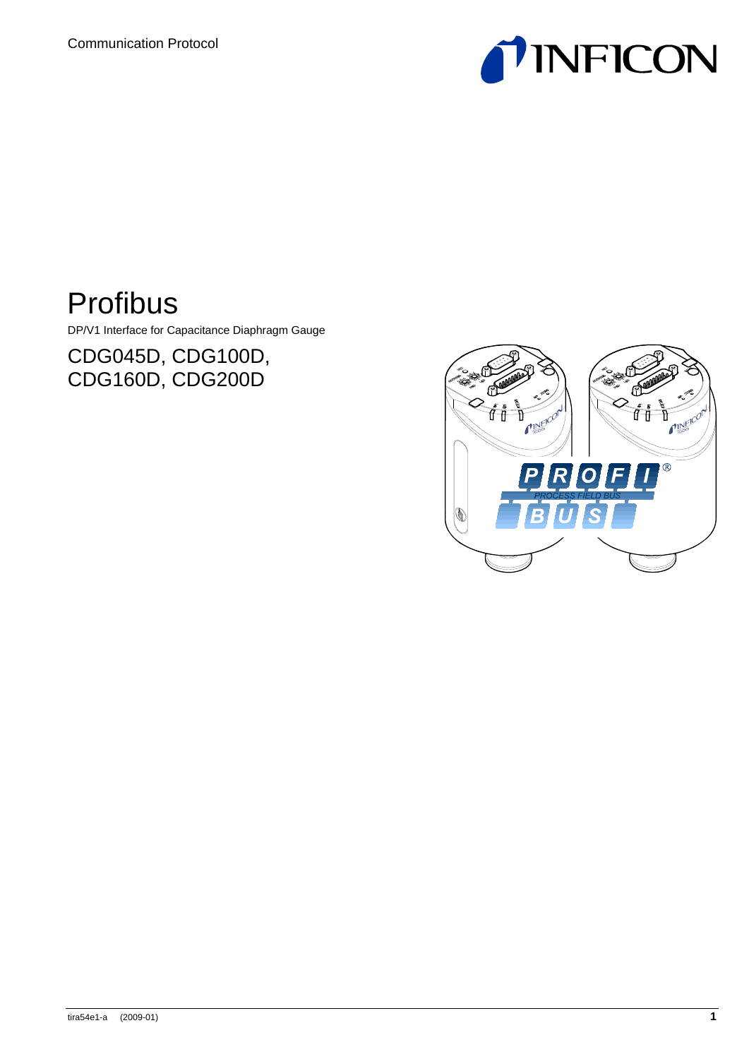Communication Protocol

# Profibus

DP/V1 Interface for Capacitance Diaphragm Gauge

## CDG045D, CDG100D, CDG160D, CDG200D

tira54e1-a (2009-01)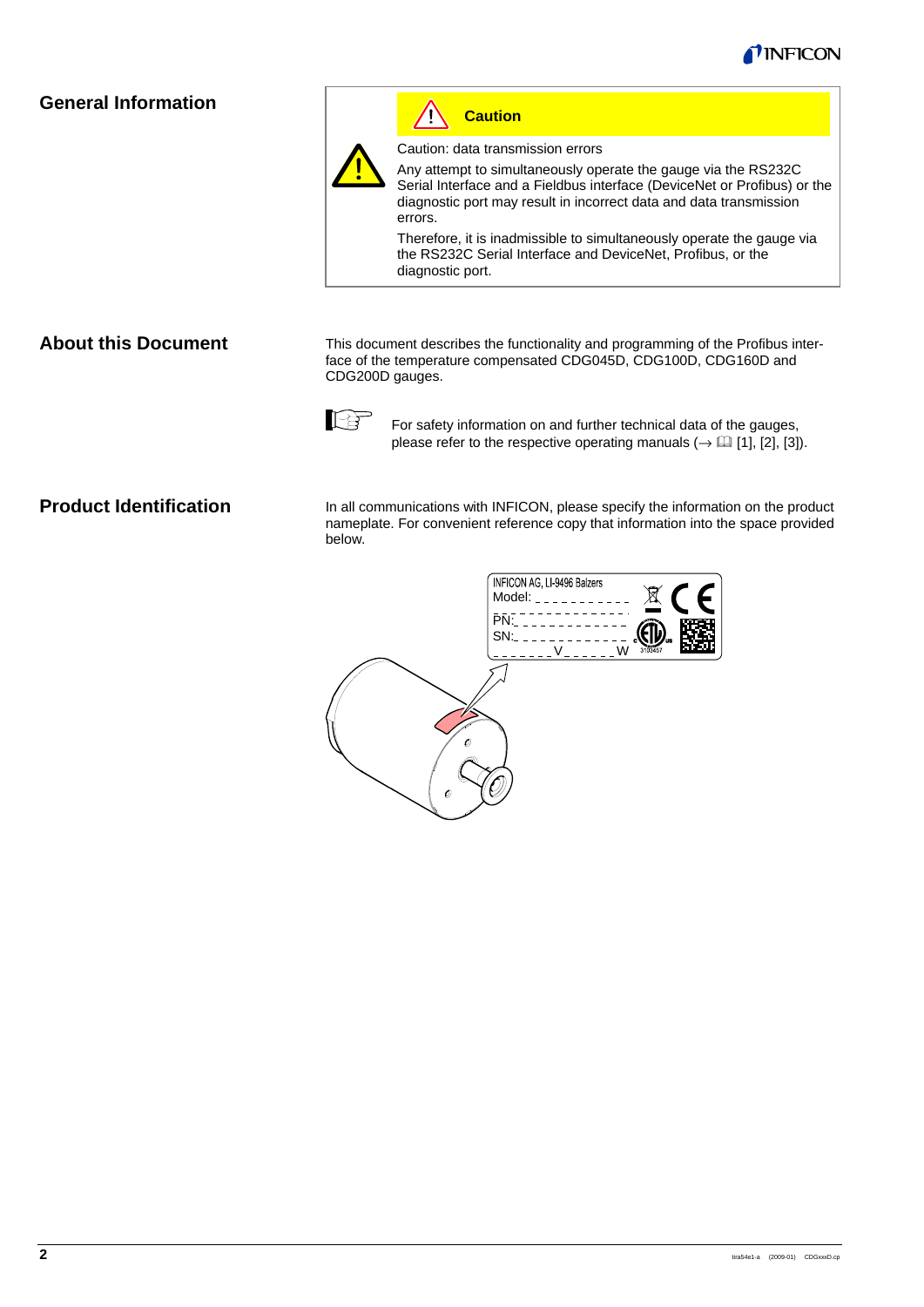## General Information

**Caution**

Caution: data transmission errors

Any attempt to simultaneously operate the gauge via the RS232C Serial Interface and a Fieldbus interface (DeviceNet or Profibus) or the diagnostic port may result in incorrect data and data transmission errors.

Therefore, it is inadmissible to simultaneously operate the gauge via the RS232C Serial Interface and DeviceNet, Profibus, or the diagnostic port.

## About this Document

This document describes the functionality and programming of the Profibus interface of the temperature compensated CDG045D, CDG100D, CDG160D and CDG200D gauges.

For safety information on and further technical data of the gauges, please refer to the respective operating manuals (→ 📖 [1], [2], [3]).

## Product Identification

In all communications with INFICON, please specify the information on the product nameplate. For convenient reference copy that information into the space provided below.

INFICON AG, LI-9496 Balzers
Model: ___________
PN: ___________
SN: ___________
_______ V _____ W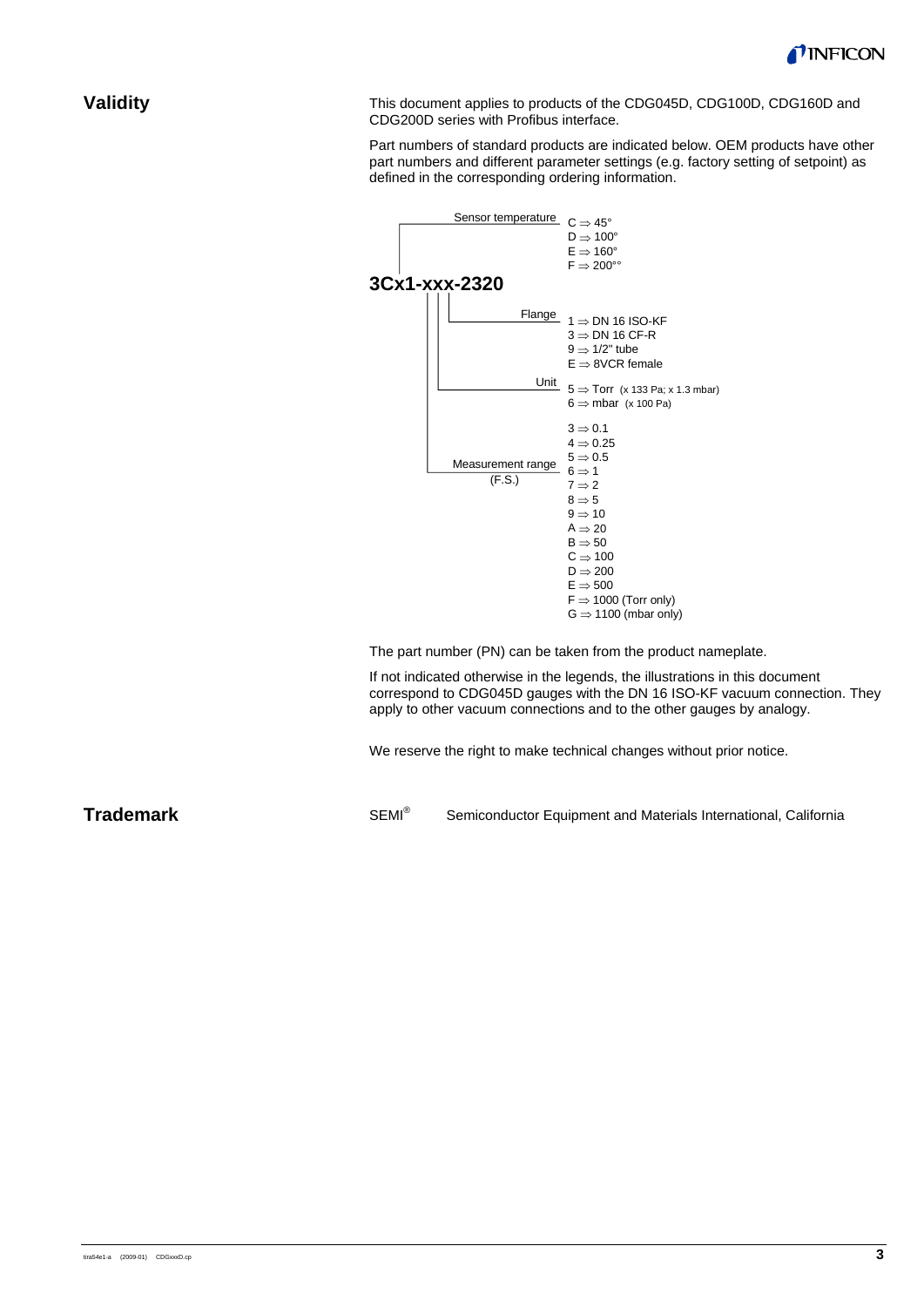## Validity

This document applies to products of the CDG045D, CDG100D, CDG160D and CDG200D series with Profibus interface.

Part numbers of standard products are indicated below. OEM products have other part numbers and different parameter settings (e.g. factory setting of setpoint) as defined in the corresponding ordering information.

**3Cx1-xxx-2320**

Sensor temperature
- C ⇒ 45°
- D ⇒ 100°
- E ⇒ 160°
- F ⇒ 200°°

Flange
- 1 ⇒ DN 16 ISO-KF
- 3 ⇒ DN 16 CF-R
- 9 ⇒ 1/2" tube
- E ⇒ 8VCR female

Unit
- 5 ⇒ Torr (x 133 Pa; x 1.3 mbar)
- 6 ⇒ mbar (x 100 Pa)

Measurement range (F.S.)
- 3 ⇒ 0.1
- 4 ⇒ 0.25
- 5 ⇒ 0.5
- 6 ⇒ 1
- 7 ⇒ 2
- 8 ⇒ 5
- 9 ⇒ 10
- A ⇒ 20
- B ⇒ 50
- C ⇒ 100
- D ⇒ 200
- E ⇒ 500
- F ⇒ 1000 (Torr only)
- G ⇒ 1100 (mbar only)

The part number (PN) can be taken from the product nameplate.

If not indicated otherwise in the legends, the illustrations in this document correspond to CDG045D gauges with the DN 16 ISO-KF vacuum connection. They apply to other vacuum connections and to the other gauges by analogy.

We reserve the right to make technical changes without prior notice.

## Trademark

SEMI® Semiconductor Equipment and Materials International, California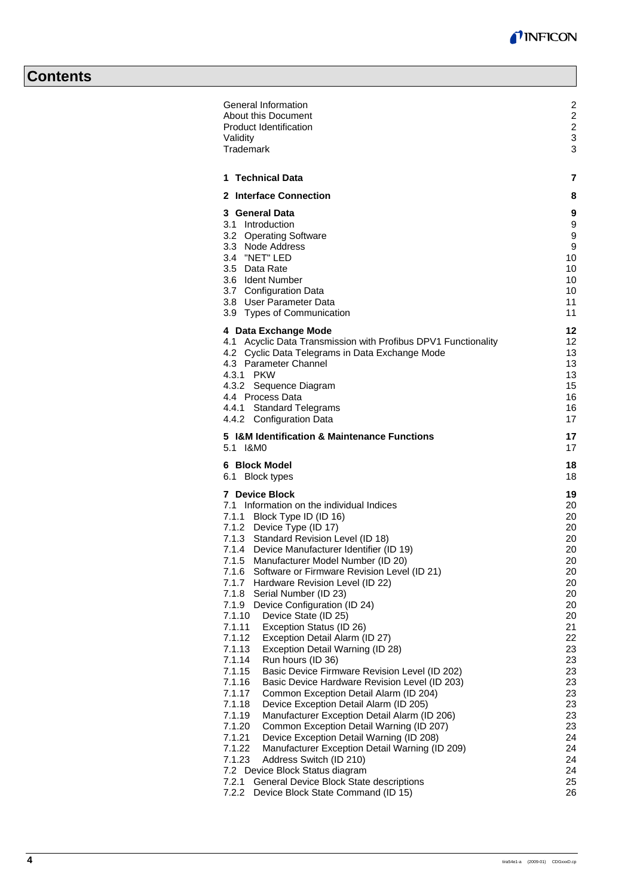# Contents

| | |
|---|---|
| General Information | 2 |
| About this Document | 2 |
| Product Identification | 2 |
| Validity | 3 |
| Trademark | 3 |
| **1 Technical Data** | **7** |
| **2 Interface Connection** | **8** |
| **3 General Data** | **9** |
| 3.1 Introduction | 9 |
| 3.2 Operating Software | 9 |
| 3.3 Node Address | 9 |
| 3.4 "NET" LED | 10 |
| 3.5 Data Rate | 10 |
| 3.6 Ident Number | 10 |
| 3.7 Configuration Data | 10 |
| 3.8 User Parameter Data | 11 |
| 3.9 Types of Communication | 11 |
| **4 Data Exchange Mode** | **12** |
| 4.1 Acyclic Data Transmission with Profibus DPV1 Functionality | 12 |
| 4.2 Cyclic Data Telegrams in Data Exchange Mode | 13 |
| 4.3 Parameter Channel | 13 |
| 4.3.1 PKW | 13 |
| 4.3.2 Sequence Diagram | 15 |
| 4.4 Process Data | 16 |
| 4.4.1 Standard Telegrams | 16 |
| 4.4.2 Configuration Data | 17 |
| **5 I&M Identification & Maintenance Functions** | **17** |
| 5.1 I&M0 | 17 |
| **6 Block Model** | **18** |
| 6.1 Block types | 18 |
| **7 Device Block** | **19** |
| 7.1 Information on the individual Indices | 20 |
| 7.1.1 Block Type ID (ID 16) | 20 |
| 7.1.2 Device Type (ID 17) | 20 |
| 7.1.3 Standard Revision Level (ID 18) | 20 |
| 7.1.4 Device Manufacturer Identifier (ID 19) | 20 |
| 7.1.5 Manufacturer Model Number (ID 20) | 20 |
| 7.1.6 Software or Firmware Revision Level (ID 21) | 20 |
| 7.1.7 Hardware Revision Level (ID 22) | 20 |
| 7.1.8 Serial Number (ID 23) | 20 |
| 7.1.9 Device Configuration (ID 24) | 20 |
| 7.1.10 Device State (ID 25) | 20 |
| 7.1.11 Exception Status (ID 26) | 21 |
| 7.1.12 Exception Detail Alarm (ID 27) | 22 |
| 7.1.13 Exception Detail Warning (ID 28) | 23 |
| 7.1.14 Run hours (ID 36) | 23 |
| 7.1.15 Basic Device Firmware Revision Level (ID 202) | 23 |
| 7.1.16 Basic Device Hardware Revision Level (ID 203) | 23 |
| 7.1.17 Common Exception Detail Alarm (ID 204) | 23 |
| 7.1.18 Device Exception Detail Alarm (ID 205) | 23 |
| 7.1.19 Manufacturer Exception Detail Alarm (ID 206) | 23 |
| 7.1.20 Common Exception Detail Warning (ID 207) | 23 |
| 7.1.21 Device Exception Detail Warning (ID 208) | 24 |
| 7.1.22 Manufacturer Exception Detail Warning (ID 209) | 24 |
| 7.1.23 Address Switch (ID 210) | 24 |
| 7.2 Device Block Status diagram | 24 |
| 7.2.1 General Device Block State descriptions | 25 |
| 7.2.2 Device Block State Command (ID 15) | 26 |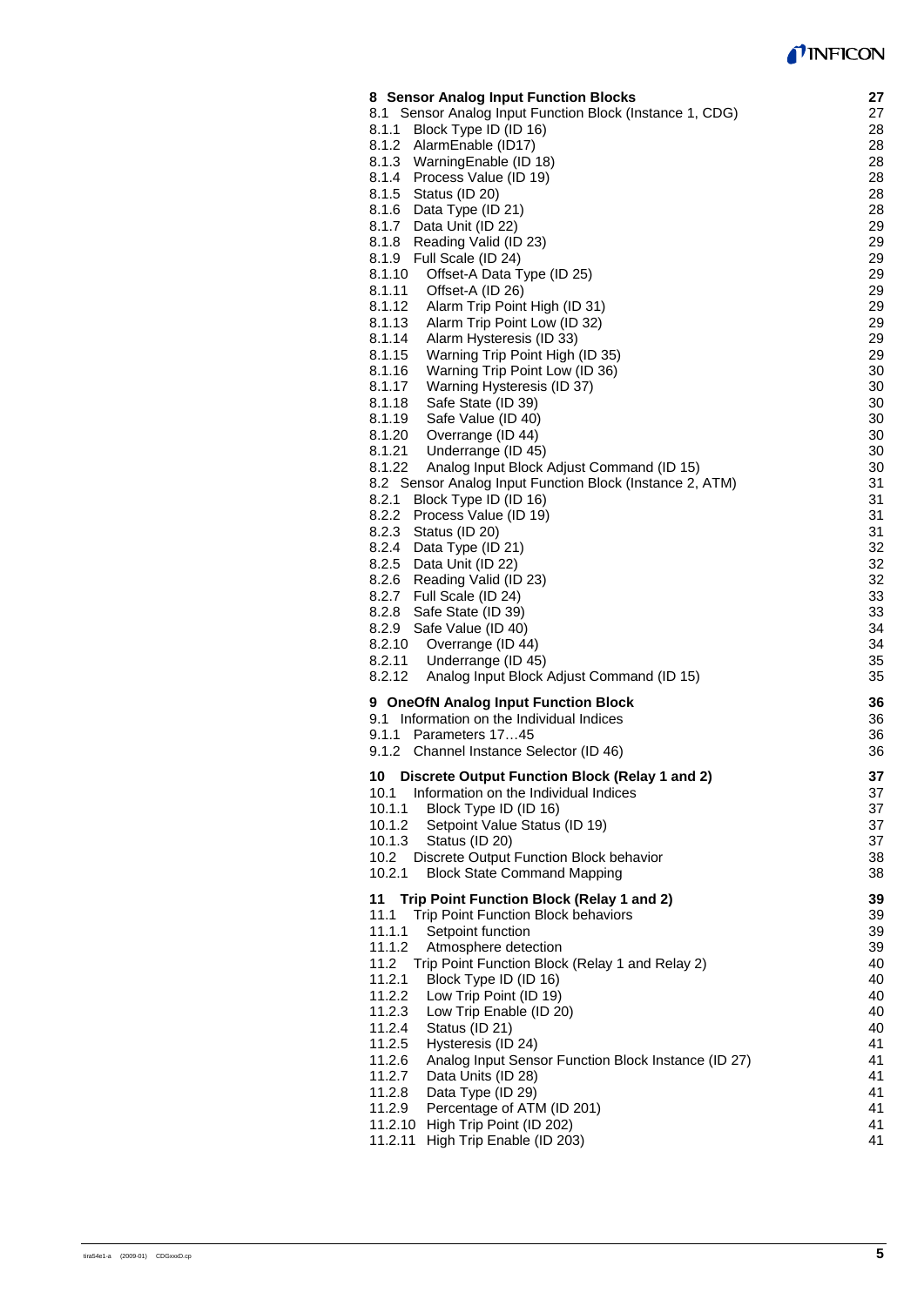| | |
|---|---|
| **8 Sensor Analog Input Function Blocks** | **27** |
| 8.1 Sensor Analog Input Function Block (Instance 1, CDG) | 27 |
| 8.1.1 Block Type ID (ID 16) | 28 |
| 8.1.2 AlarmEnable (ID17) | 28 |
| 8.1.3 WarningEnable (ID 18) | 28 |
| 8.1.4 Process Value (ID 19) | 28 |
| 8.1.5 Status (ID 20) | 28 |
| 8.1.6 Data Type (ID 21) | 28 |
| 8.1.7 Data Unit (ID 22) | 29 |
| 8.1.8 Reading Valid (ID 23) | 29 |
| 8.1.9 Full Scale (ID 24) | 29 |
| 8.1.10 Offset-A Data Type (ID 25) | 29 |
| 8.1.11 Offset-A (ID 26) | 29 |
| 8.1.12 Alarm Trip Point High (ID 31) | 29 |
| 8.1.13 Alarm Trip Point Low (ID 32) | 29 |
| 8.1.14 Alarm Hysteresis (ID 33) | 29 |
| 8.1.15 Warning Trip Point High (ID 35) | 29 |
| 8.1.16 Warning Trip Point Low (ID 36) | 30 |
| 8.1.17 Warning Hysteresis (ID 37) | 30 |
| 8.1.18 Safe State (ID 39) | 30 |
| 8.1.19 Safe Value (ID 40) | 30 |
| 8.1.20 Overrange (ID 44) | 30 |
| 8.1.21 Underrange (ID 45) | 30 |
| 8.1.22 Analog Input Block Adjust Command (ID 15) | 30 |
| 8.2 Sensor Analog Input Function Block (Instance 2, ATM) | 31 |
| 8.2.1 Block Type ID (ID 16) | 31 |
| 8.2.2 Process Value (ID 19) | 31 |
| 8.2.3 Status (ID 20) | 31 |
| 8.2.4 Data Type (ID 21) | 32 |
| 8.2.5 Data Unit (ID 22) | 32 |
| 8.2.6 Reading Valid (ID 23) | 32 |
| 8.2.7 Full Scale (ID 24) | 33 |
| 8.2.8 Safe State (ID 39) | 33 |
| 8.2.9 Safe Value (ID 40) | 34 |
| 8.2.10 Overrange (ID 44) | 34 |
| 8.2.11 Underrange (ID 45) | 35 |
| 8.2.12 Analog Input Block Adjust Command (ID 15) | 35 |
| **9 OneOfN Analog Input Function Block** | **36** |
| 9.1 Information on the Individual Indices | 36 |
| 9.1.1 Parameters 17…45 | 36 |
| 9.1.2 Channel Instance Selector (ID 46) | 36 |
| **10 Discrete Output Function Block (Relay 1 and 2)** | **37** |
| 10.1 Information on the Individual Indices | 37 |
| 10.1.1 Block Type ID (ID 16) | 37 |
| 10.1.2 Setpoint Value Status (ID 19) | 37 |
| 10.1.3 Status (ID 20) | 37 |
| 10.2 Discrete Output Function Block behavior | 38 |
| 10.2.1 Block State Command Mapping | 38 |
| **11 Trip Point Function Block (Relay 1 and 2)** | **39** |
| 11.1 Trip Point Function Block behaviors | 39 |
| 11.1.1 Setpoint function | 39 |
| 11.1.2 Atmosphere detection | 39 |
| 11.2 Trip Point Function Block (Relay 1 and Relay 2) | 40 |
| 11.2.1 Block Type ID (ID 16) | 40 |
| 11.2.2 Low Trip Point (ID 19) | 40 |
| 11.2.3 Low Trip Enable (ID 20) | 40 |
| 11.2.4 Status (ID 21) | 40 |
| 11.2.5 Hysteresis (ID 24) | 41 |
| 11.2.6 Analog Input Sensor Function Block Instance (ID 27) | 41 |
| 11.2.7 Data Units (ID 28) | 41 |
| 11.2.8 Data Type (ID 29) | 41 |
| 11.2.9 Percentage of ATM (ID 201) | 41 |
| 11.2.10 High Trip Point (ID 202) | 41 |
| 11.2.11 High Trip Enable (ID 203) | 41 |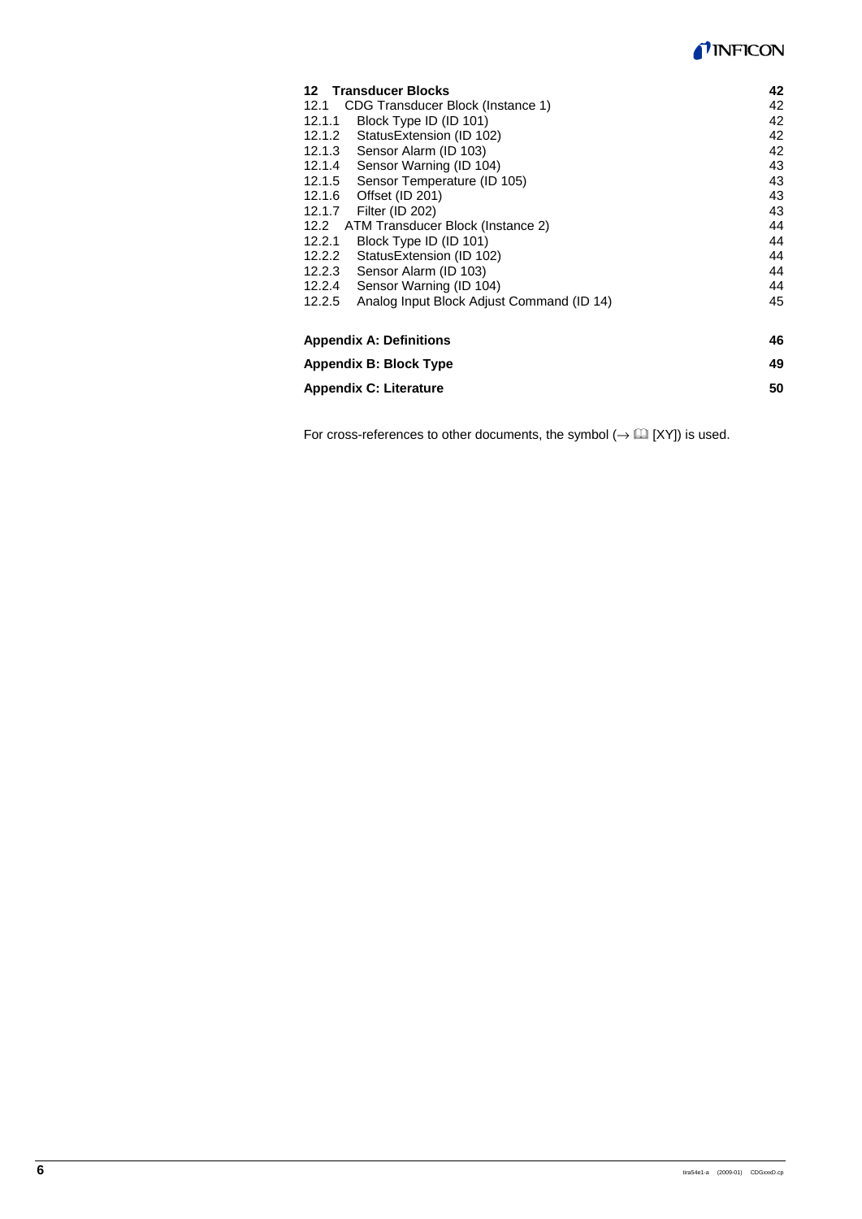| | | |
|---|---|---|
| **12** | **Transducer Blocks** | **42** |
| 12.1 | CDG Transducer Block (Instance 1) | 42 |
| 12.1.1 | Block Type ID (ID 101) | 42 |
| 12.1.2 | StatusExtension (ID 102) | 42 |
| 12.1.3 | Sensor Alarm (ID 103) | 42 |
| 12.1.4 | Sensor Warning (ID 104) | 43 |
| 12.1.5 | Sensor Temperature (ID 105) | 43 |
| 12.1.6 | Offset (ID 201) | 43 |
| 12.1.7 | Filter (ID 202) | 43 |
| 12.2 | ATM Transducer Block (Instance 2) | 44 |
| 12.2.1 | Block Type ID (ID 101) | 44 |
| 12.2.2 | StatusExtension (ID 102) | 44 |
| 12.2.3 | Sensor Alarm (ID 103) | 44 |
| 12.2.4 | Sensor Warning (ID 104) | 44 |
| 12.2.5 | Analog Input Block Adjust Command (ID 14) | 45 |
| | **Appendix A: Definitions** | **46** |
| | **Appendix B: Block Type** | **49** |
| | **Appendix C: Literature** | **50** |

For cross-references to other documents, the symbol (→ 📖 [XY]) is used.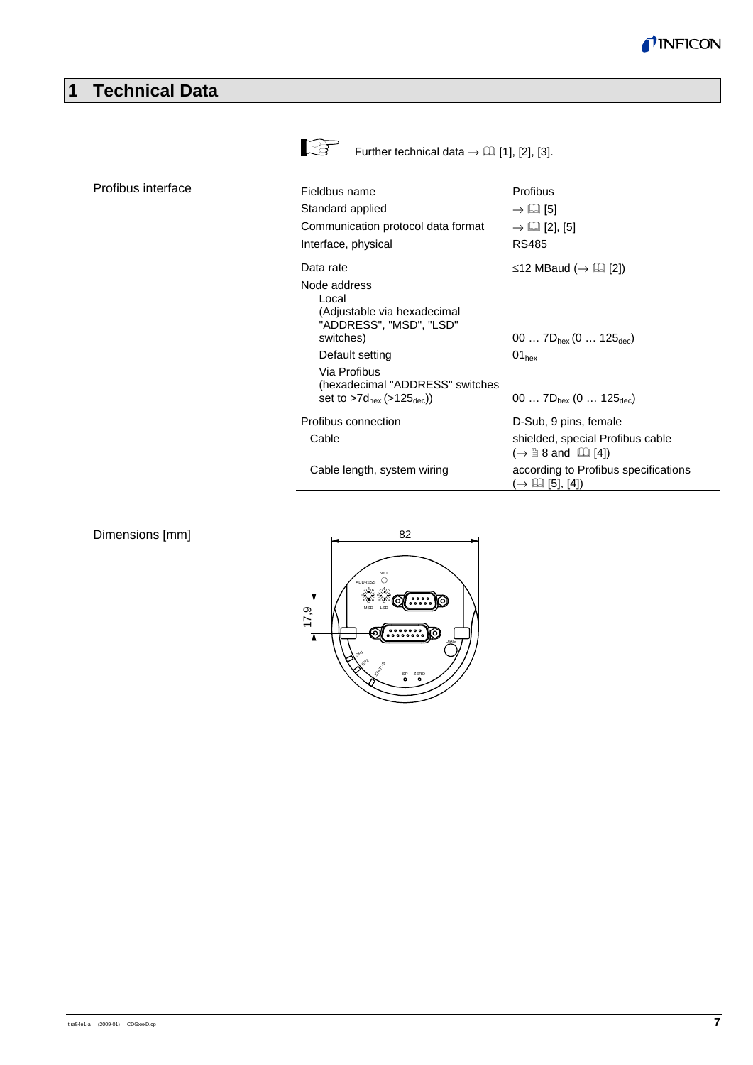# 1 Technical Data

Further technical data → 📖 [1], [2], [3].

**Profibus interface**

| Parameter | Value |
| --- | --- |
| Fieldbus name | Profibus |
| Standard applied | → 📖 [5] |
| Communication protocol data format | → 📖 [2], [5] |
| Interface, physical | RS485 |
| Data rate | ≤12 MBaud (→ 📖 [2]) |
| Node address | |
| Local (Adjustable via hexadecimal "ADDRESS", "MSD", "LSD" switches) | 00 … $7D_{hex}$ (0 … $125_{dec}$) |
| Default setting | $01_{hex}$ |
| Via Profibus (hexadecimal "ADDRESS" switches set to >$7d_{hex}$ (>$125_{dec}$)) | 00 … $7D_{hex}$ (0 … $125_{dec}$) |
| Profibus connection | D-Sub, 9 pins, female |
| Cable | shielded, special Profibus cable (→ 🗎 8 and 📖 [4]) |
| Cable length, system wiring | according to Profibus specifications (→ 📖 [5], [4]) |

**Dimensions [mm]**

82

17,9

NET ADDRESS MSD LSD DIAG SP1 SP2 STATUS SP ZERO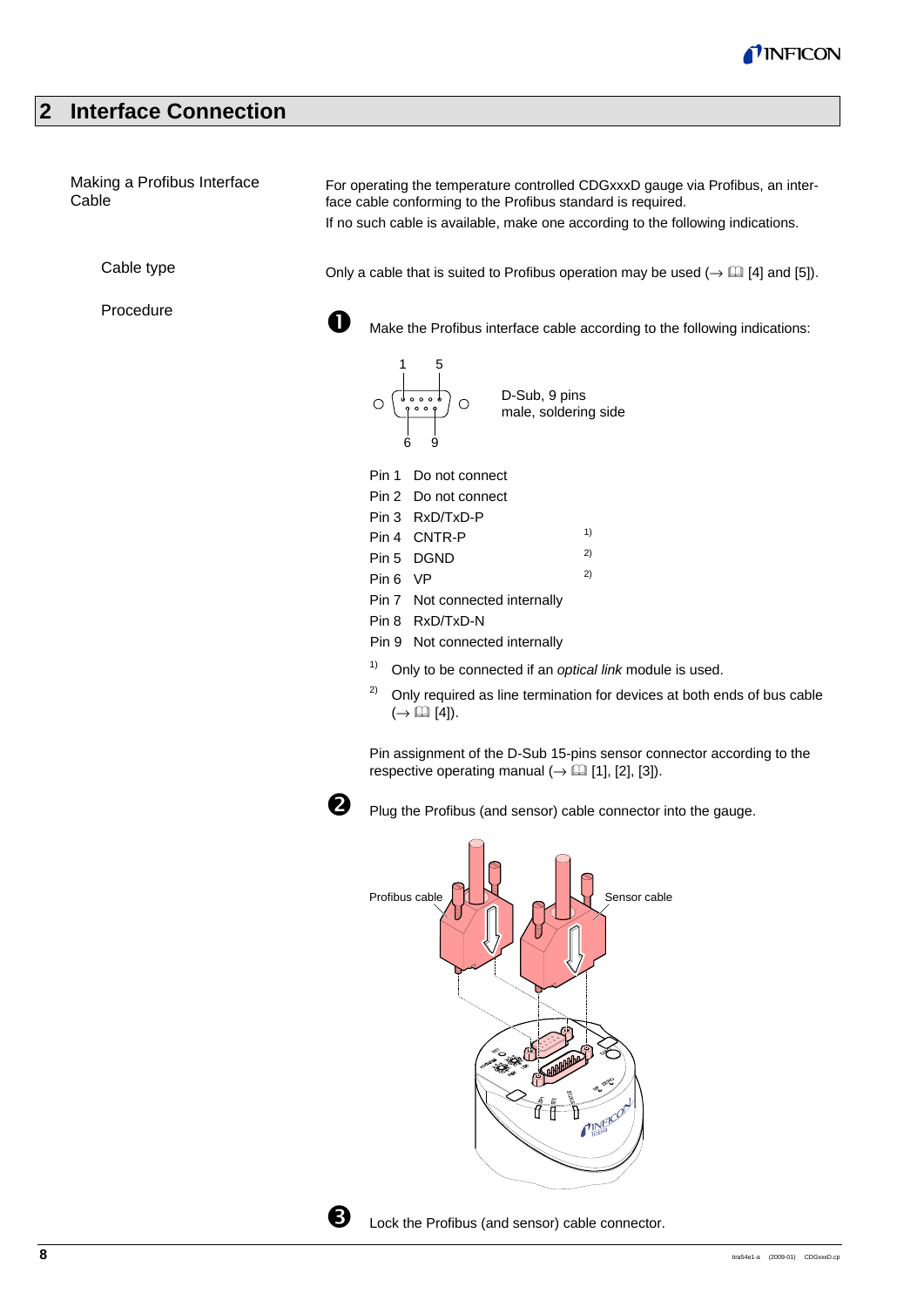# 2 Interface Connection

**Making a Profibus Interface Cable**

For operating the temperature controlled CDGxxxD gauge via Profibus, an interface cable conforming to the Profibus standard is required.

If no such cable is available, make one according to the following indications.

**Cable type**

Only a cable that is suited to Profibus operation may be used (→ 📖 [4] and [5]).

**Procedure**

❶ Make the Profibus interface cable according to the following indications:

D-Sub, 9 pins
male, soldering side

| Pin | Assignment | |
|---|---|---|
| Pin 1 | Do not connect | |
| Pin 2 | Do not connect | |
| Pin 3 | RxD/TxD-P | |
| Pin 4 | CNTR-P | 1) |
| Pin 5 | DGND | 2) |
| Pin 6 | VP | 2) |
| Pin 7 | Not connected internally | |
| Pin 8 | RxD/TxD-N | |
| Pin 9 | Not connected internally | |

1) Only to be connected if an *optical link* module is used.

2) Only required as line termination for devices at both ends of bus cable (→ 📖 [4]).

Pin assignment of the D-Sub 15-pins sensor connector according to the respective operating manual (→ 📖 [1], [2], [3]).

❷ Plug the Profibus (and sensor) cable connector into the gauge.

Profibus cable — Sensor cable

❸ Lock the Profibus (and sensor) cable connector.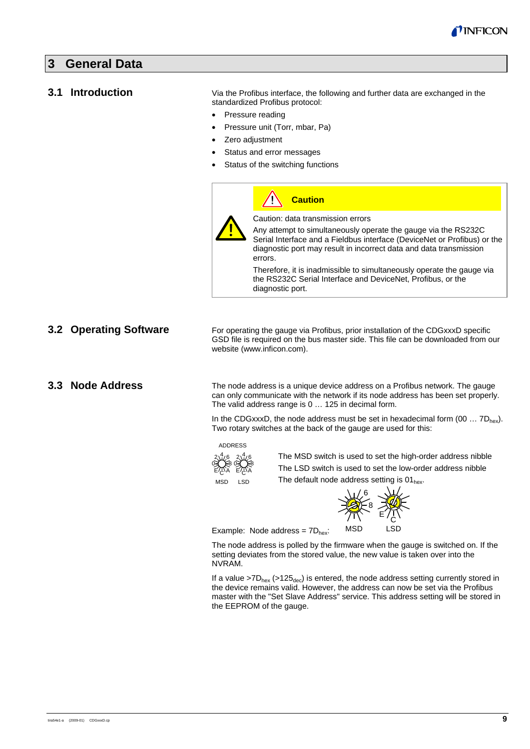# 3 General Data

## 3.1 Introduction

Via the Profibus interface, the following and further data are exchanged in the standardized Profibus protocol:

- Pressure reading
- Pressure unit (Torr, mbar, Pa)
- Zero adjustment
- Status and error messages
- Status of the switching functions

**Caution**

Caution: data transmission errors

Any attempt to simultaneously operate the gauge via the RS232C Serial Interface and a Fieldbus interface (DeviceNet or Profibus) or the diagnostic port may result in incorrect data and data transmission errors.

Therefore, it is inadmissible to simultaneously operate the gauge via the RS232C Serial Interface and DeviceNet, Profibus, or the diagnostic port.

## 3.2 Operating Software

For operating the gauge via Profibus, prior installation of the CDGxxxD specific GSD file is required on the bus master side. This file can be downloaded from our website (www.inficon.com).

## 3.3 Node Address

The node address is a unique device address on a Profibus network. The gauge can only communicate with the network if its node address has been set properly. The valid address range is 0 … 125 in decimal form.

In the CDGxxxD, the node address must be set in hexadecimal form (00 … $7D_{hex}$). Two rotary switches at the back of the gauge are used for this:

ADDRESS

MSD LSD

The MSD switch is used to set the high-order address nibble

The LSD switch is used to set the low-order address nibble

The default node address setting is $01_{hex}$.

Example: Node address = $7D_{hex}$:

MSD LSD

The node address is polled by the firmware when the gauge is switched on. If the setting deviates from the stored value, the new value is taken over into the NVRAM.

If a value $>7D_{hex}$ ($>125_{dec}$) is entered, the node address setting currently stored in the device remains valid. However, the address can now be set via the Profibus master with the "Set Slave Address" service. This address setting will be stored in the EEPROM of the gauge.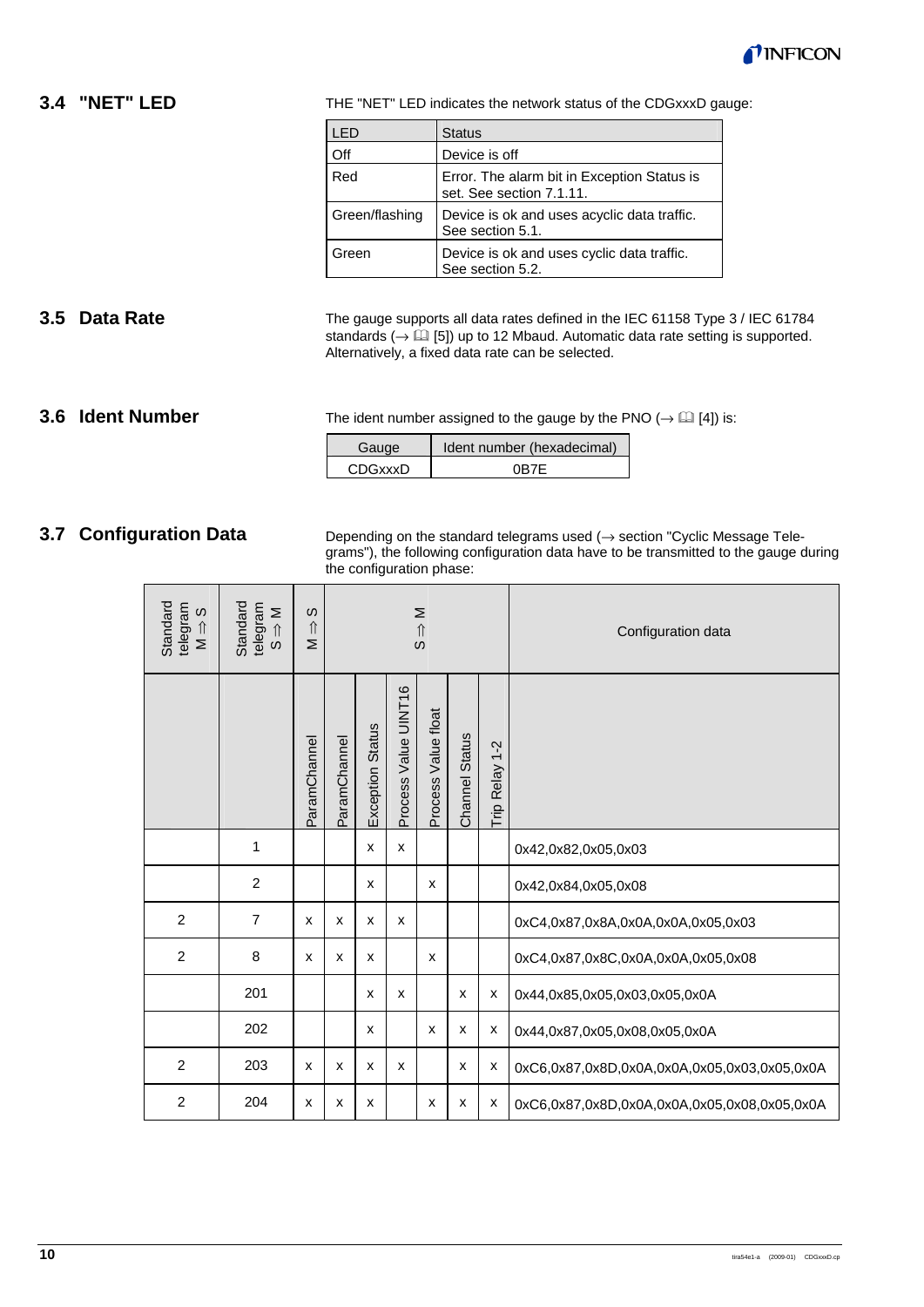## 3.4 "NET" LED

THE "NET" LED indicates the network status of the CDGxxxD gauge:

| LED | Status |
|---|---|
| Off | Device is off |
| Red | Error. The alarm bit in Exception Status is set. See section 7.1.11. |
| Green/flashing | Device is ok and uses acyclic data traffic. See section 5.1. |
| Green | Device is ok and uses cyclic data traffic. See section 5.2. |

## 3.5 Data Rate

The gauge supports all data rates defined in the IEC 61158 Type 3 / IEC 61784 standards (→ 📖 [5]) up to 12 Mbaud. Automatic data rate setting is supported. Alternatively, a fixed data rate can be selected.

## 3.6 Ident Number

The ident number assigned to the gauge by the PNO (→ 📖 [4]) is:

| Gauge | Ident number (hexadecimal) |
|---|---|
| CDGxxxD | 0B7E |

## 3.7 Configuration Data

Depending on the standard telegrams used (→ section "Cyclic Message Telegrams"), the following configuration data have to be transmitted to the gauge during the configuration phase:

| Standard telegram M ⇒ S | Standard telegram S ⇒ M | M ⇒ S | S ⇒ M | | | | | | Configuration data |
|---|---|---|---|---|---|---|---|---|---|
| | | ParamChannel | ParamChannel | Exception Status | Process Value UINT16 | Process Value float | Channel Status | Trip Relay 1-2 | |
| | 1 | | | x | x | | | | 0x42,0x82,0x05,0x03 |
| | 2 | | | x | | x | | | 0x42,0x84,0x05,0x08 |
| 2 | 7 | x | x | x | x | | | | 0xC4,0x87,0x8A,0x0A,0x0A,0x05,0x03 |
| 2 | 8 | x | x | x | | x | | | 0xC4,0x87,0x8C,0x0A,0x0A,0x05,0x08 |
| | 201 | | | x | x | | x | x | 0x44,0x85,0x05,0x03,0x05,0x0A |
| | 202 | | | x | | x | x | x | 0x44,0x87,0x05,0x08,0x05,0x0A |
| 2 | 203 | x | x | x | x | | x | x | 0xC6,0x87,0x8D,0x0A,0x0A,0x05,0x03,0x05,0x0A |
| 2 | 204 | x | x | x | | x | x | x | 0xC6,0x87,0x8D,0x0A,0x0A,0x05,0x08,0x05,0x0A |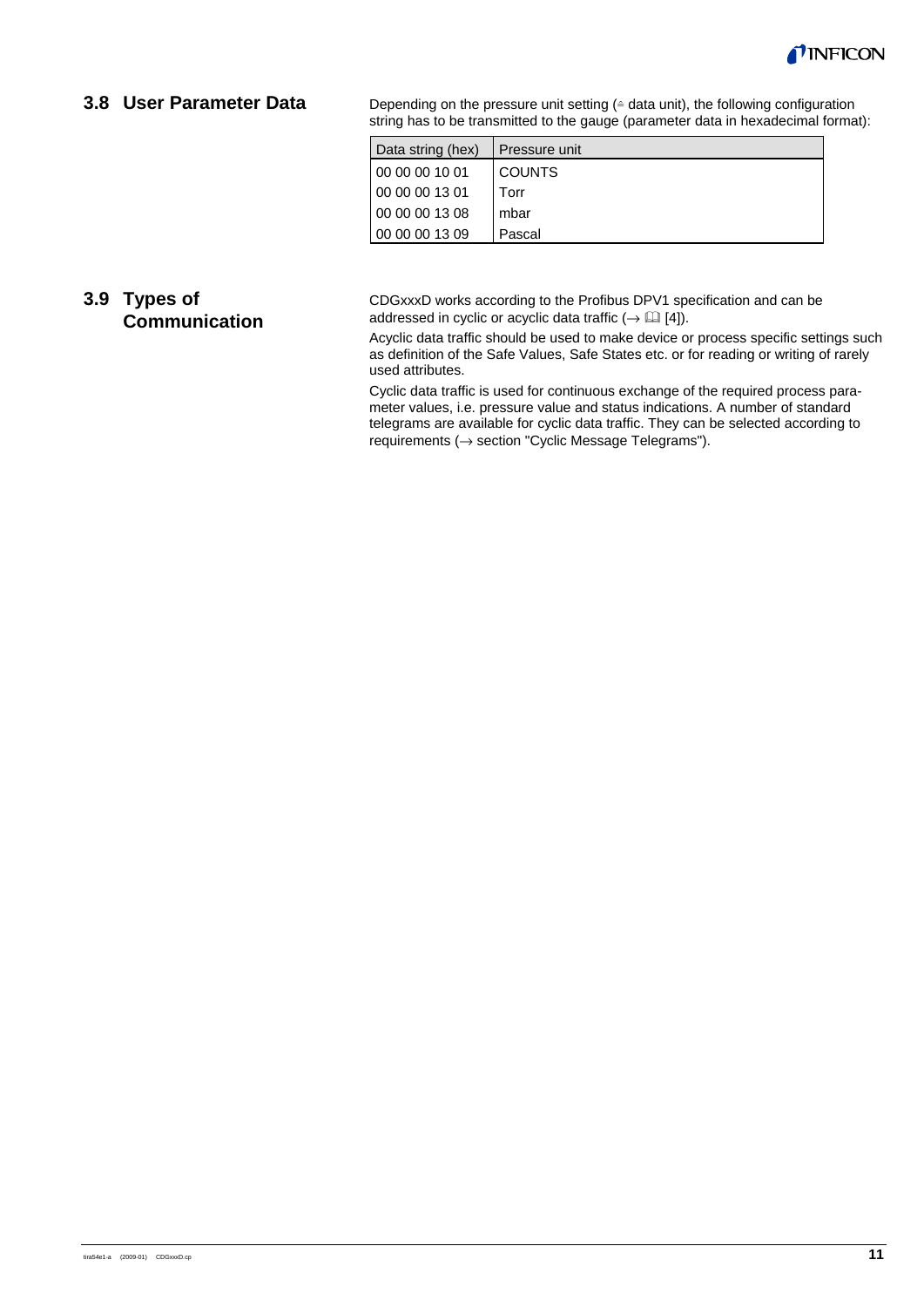## 3.8 User Parameter Data

Depending on the pressure unit setting (≙ data unit), the following configuration string has to be transmitted to the gauge (parameter data in hexadecimal format):

| Data string (hex) | Pressure unit |
|---|---|
| 00 00 00 10 01 | COUNTS |
| 00 00 00 13 01 | Torr |
| 00 00 00 13 08 | mbar |
| 00 00 00 13 09 | Pascal |

## 3.9 Types of Communication

CDGxxxD works according to the Profibus DPV1 specification and can be addressed in cyclic or acyclic data traffic (→ 📖 [4]).

Acyclic data traffic should be used to make device or process specific settings such as definition of the Safe Values, Safe States etc. or for reading or writing of rarely used attributes.

Cyclic data traffic is used for continuous exchange of the required process parameter values, i.e. pressure value and status indications. A number of standard telegrams are available for cyclic data traffic. They can be selected according to requirements (→ section "Cyclic Message Telegrams").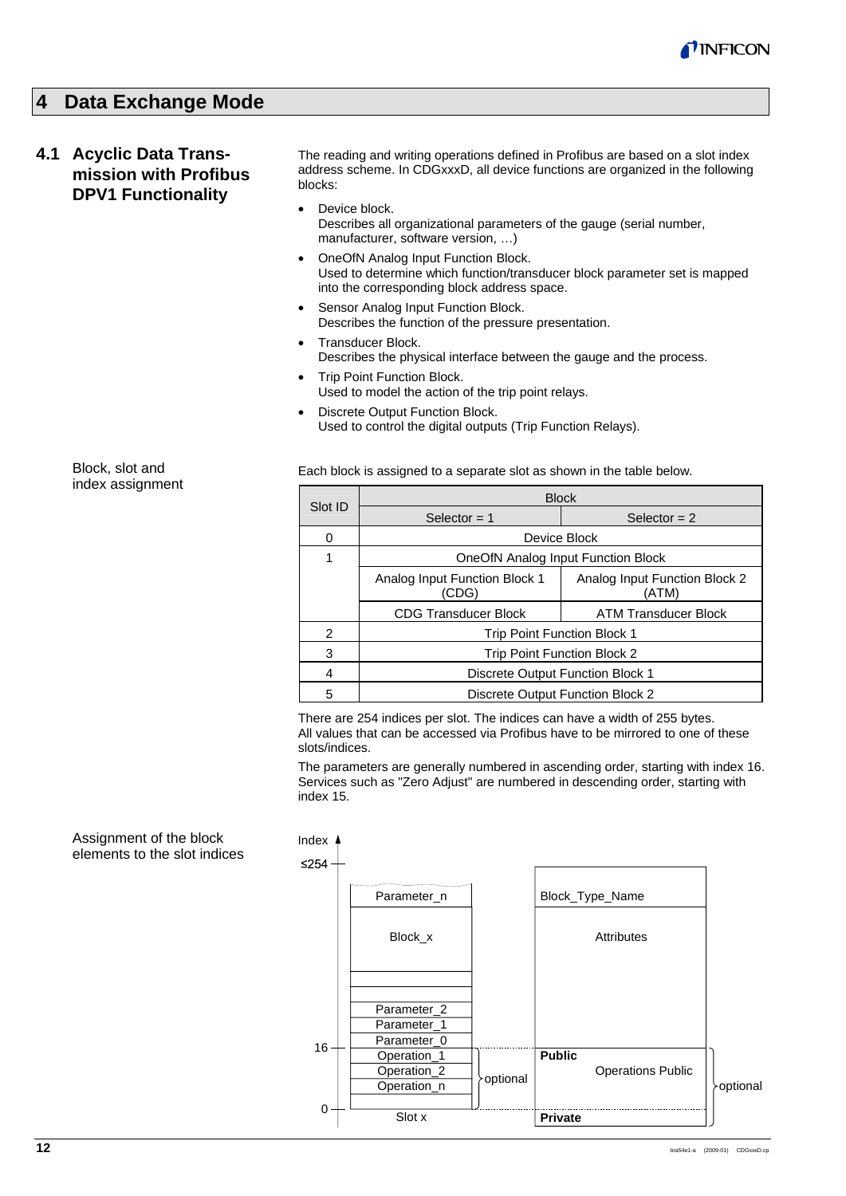# 4 Data Exchange Mode

## 4.1 Acyclic Data Transmission with Profibus DPV1 Functionality

The reading and writing operations defined in Profibus are based on a slot index address scheme. In CDGxxxD, all device functions are organized in the following blocks:

- Device block.
  Describes all organizational parameters of the gauge (serial number, manufacturer, software version, …)
- OneOfN Analog Input Function Block.
  Used to determine which function/transducer block parameter set is mapped into the corresponding block address space.
- Sensor Analog Input Function Block.
  Describes the function of the pressure presentation.
- Transducer Block.
  Describes the physical interface between the gauge and the process.
- Trip Point Function Block.
  Used to model the action of the trip point relays.
- Discrete Output Function Block.
  Used to control the digital outputs (Trip Function Relays).

Block, slot and index assignment

Each block is assigned to a separate slot as shown in the table below.

| Slot ID | Block | |
|---|---|---|
| | Selector = 1 | Selector = 2 |
| 0 | Device Block | |
| 1 | OneOfN Analog Input Function Block | |
| | Analog Input Function Block 1 (CDG) | Analog Input Function Block 2 (ATM) |
| | CDG Transducer Block | ATM Transducer Block |
| 2 | Trip Point Function Block 1 | |
| 3 | Trip Point Function Block 2 | |
| 4 | Discrete Output Function Block 1 | |
| 5 | Discrete Output Function Block 2 | |

There are 254 indices per slot. The indices can have a width of 255 bytes. All values that can be accessed via Profibus have to be mirrored to one of these slots/indices.

The parameters are generally numbered in ascending order, starting with index 16. Services such as "Zero Adjust" are numbered in descending order, starting with index 15.

Assignment of the block elements to the slot indices

Index ≤254 … 16 … 0

| Slot x | | Block_Type_Name |
|---|---|---|
| Parameter_n | | |
| Block_x | | Attributes |
| Parameter_2 | | |
| Parameter_1 | | |
| Parameter_0 | | |
| Operation_1 | optional | **Public** |
| Operation_2 | | Operations Public (optional) |
| Operation_n | | |
| | | **Private** |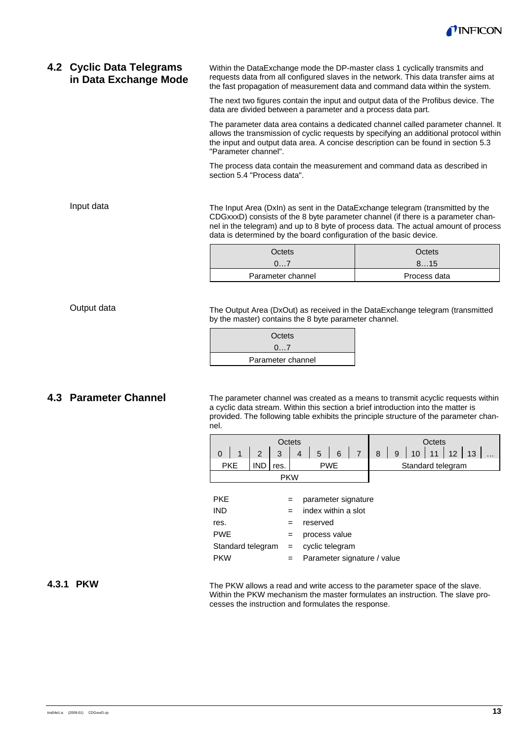## 4.2 Cyclic Data Telegrams in Data Exchange Mode

Within the DataExchange mode the DP-master class 1 cyclically transmits and requests data from all configured slaves in the network. This data transfer aims at the fast propagation of measurement data and command data within the system.

The next two figures contain the input and output data of the Profibus device. The data are divided between a parameter and a process data part.

The parameter data area contains a dedicated channel called parameter channel. It allows the transmission of cyclic requests by specifying an additional protocol within the input and output data area. A concise description can be found in section 5.3 "Parameter channel".

The process data contain the measurement and command data as described in section 5.4 "Process data".

### Input data

The Input Area (DxIn) as sent in the DataExchange telegram (transmitted by the CDGxxxD) consists of the 8 byte parameter channel (if there is a parameter channel in the telegram) and up to 8 byte of process data. The actual amount of process data is determined by the board configuration of the basic device.

| Octets 0…7 | Octets 8…15 |
|---|---|
| Parameter channel | Process data |

### Output data

The Output Area (DxOut) as received in the DataExchange telegram (transmitted by the master) contains the 8 byte parameter channel.

| Octets 0…7 |
|---|
| Parameter channel |

## 4.3 Parameter Channel

The parameter channel was created as a means to transmit acyclic requests within a cyclic data stream. Within this section a brief introduction into the matter is provided. The following table exhibits the principle structure of the parameter channel.

| Octets | | | | | | | | Octets | | | | | | |
|---|---|---|---|---|---|---|---|---|---|---|---|---|---|---|
| 0 | 1 | 2 | 3 | 4 | 5 | 6 | 7 | 8 | 9 | 10 | 11 | 12 | 13 | … |
| PKE | | IND | res. | PWE | | | | Standard telegram | | | | | | |
| PKW | | | | | | | | | | | | | | |

| | | |
|---|---|---|
| PKE | = | parameter signature |
| IND | = | index within a slot |
| res. | = | reserved |
| PWE | = | process value |
| Standard telegram | = | cyclic telegram |
| PKW | = | Parameter signature / value |

### 4.3.1 PKW

The PKW allows a read and write access to the parameter space of the slave. Within the PKW mechanism the master formulates an instruction. The slave processes the instruction and formulates the response.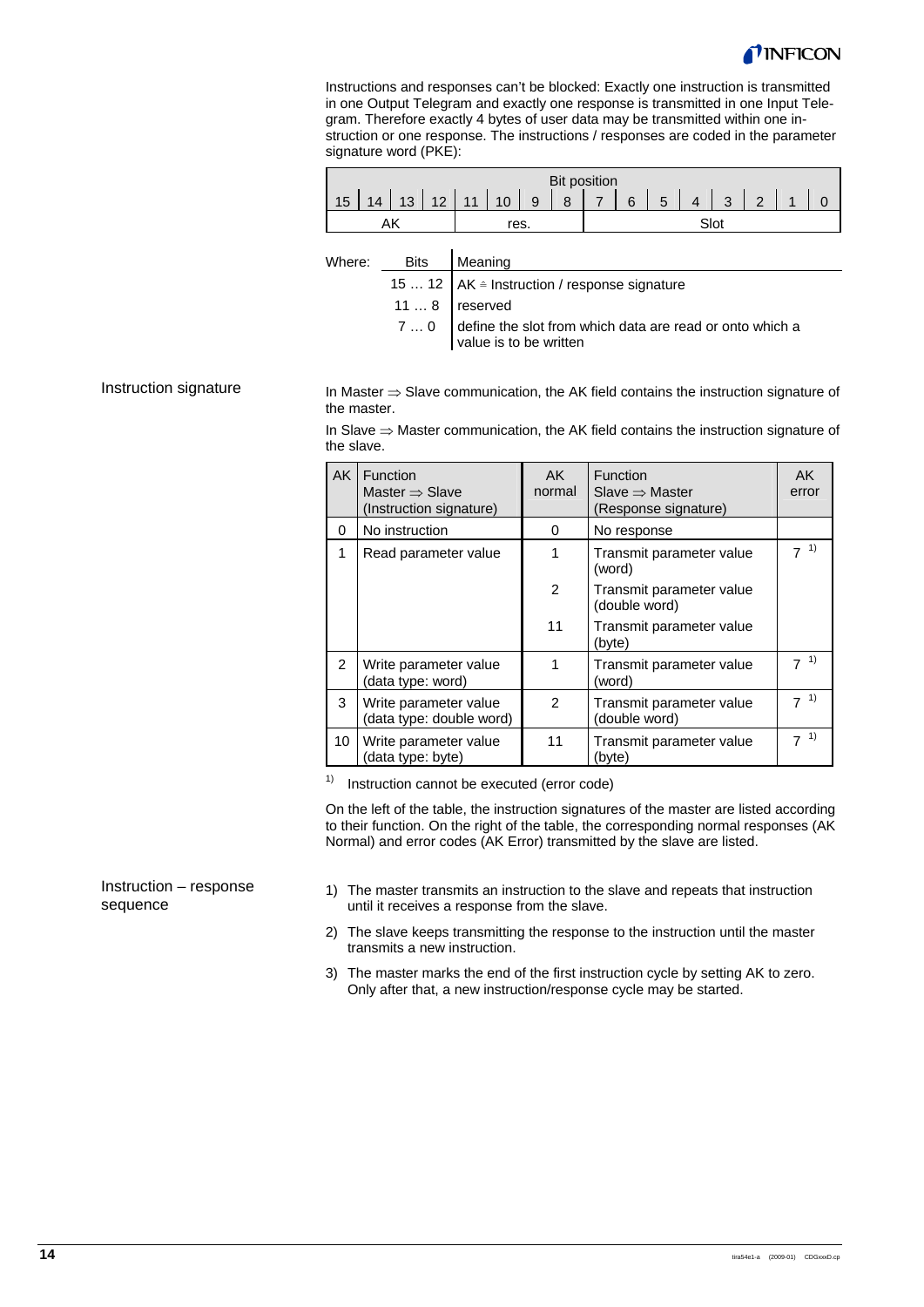Instructions and responses can't be blocked: Exactly one instruction is transmitted in one Output Telegram and exactly one response is transmitted in one Input Telegram. Therefore exactly 4 bytes of user data may be transmitted within one instruction or one response. The instructions / responses are coded in the parameter signature word (PKE):

| Bit position | | | | | | | | | | | | | | | |
|---|---|---|---|---|---|---|---|---|---|---|---|---|---|---|---|
| 15 | 14 | 13 | 12 | 11 | 10 | 9 | 8 | 7 | 6 | 5 | 4 | 3 | 2 | 1 | 0 |
| AK | | | | res. | | | | Slot | | | | | | | |

Where:

| Bits | Meaning |
|---|---|
| 15 … 12 | AK ≙ Instruction / response signature |
| 11 … 8 | reserved |
| 7 … 0 | define the slot from which data are read or onto which a value is to be written |

## Instruction signature

In Master ⇒ Slave communication, the AK field contains the instruction signature of the master.

In Slave ⇒ Master communication, the AK field contains the instruction signature of the slave.

| AK | Function Master ⇒ Slave (Instruction signature) | AK normal | Function Slave ⇒ Master (Response signature) | AK error |
|---|---|---|---|---|
| 0 | No instruction | 0 | No response | |
| 1 | Read parameter value | 1 | Transmit parameter value (word) | 7 [1] |
| | | 2 | Transmit parameter value (double word) | |
| | | 11 | Transmit parameter value (byte) | |
| 2 | Write parameter value (data type: word) | 1 | Transmit parameter value (word) | 7 [1] |
| 3 | Write parameter value (data type: double word) | 2 | Transmit parameter value (double word) | 7 [1] |
| 10 | Write parameter value (data type: byte) | 11 | Transmit parameter value (byte) | 7 [1] |

[1] Instruction cannot be executed (error code)

On the left of the table, the instruction signatures of the master are listed according to their function. On the right of the table, the corresponding normal responses (AK Normal) and error codes (AK Error) transmitted by the slave are listed.

## Instruction – response sequence

1) The master transmits an instruction to the slave and repeats that instruction until it receives a response from the slave.
2) The slave keeps transmitting the response to the instruction until the master transmits a new instruction.
3) The master marks the end of the first instruction cycle by setting AK to zero. Only after that, a new instruction/response cycle may be started.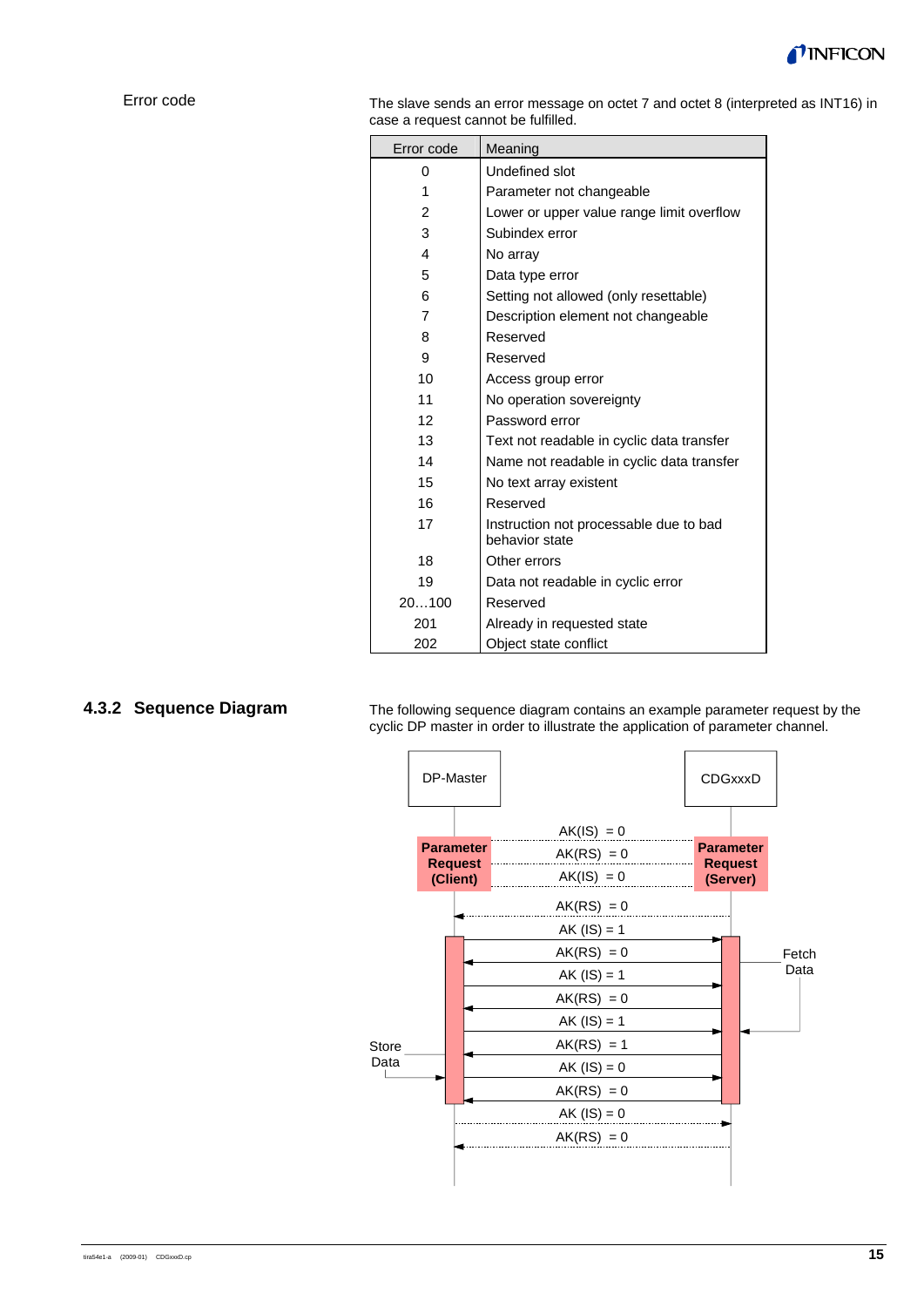Error code

The slave sends an error message on octet 7 and octet 8 (interpreted as INT16) in case a request cannot be fulfilled.

| Error code | Meaning |
|---|---|
| 0 | Undefined slot |
| 1 | Parameter not changeable |
| 2 | Lower or upper value range limit overflow |
| 3 | Subindex error |
| 4 | No array |
| 5 | Data type error |
| 6 | Setting not allowed (only resettable) |
| 7 | Description element not changeable |
| 8 | Reserved |
| 9 | Reserved |
| 10 | Access group error |
| 11 | No operation sovereignty |
| 12 | Password error |
| 13 | Text not readable in cyclic data transfer |
| 14 | Name not readable in cyclic data transfer |
| 15 | No text array existent |
| 16 | Reserved |
| 17 | Instruction not processable due to bad behavior state |
| 18 | Other errors |
| 19 | Data not readable in cyclic error |
| 20…100 | Reserved |
| 201 | Already in requested state |
| 202 | Object state conflict |

## 4.3.2 Sequence Diagram

The following sequence diagram contains an example parameter request by the cyclic DP master in order to illustrate the application of parameter channel.

DP-Master | CDGxxxD

Parameter Request (Client) | Parameter Request (Server)

AK(IS) = 0
AK(RS) = 0
AK(IS) = 0
AK(RS) = 0
AK (IS) = 1
AK(RS) = 0
AK (IS) = 1
AK(RS) = 0
AK (IS) = 1
AK(RS) = 1
AK (IS) = 0
AK(RS) = 0
AK (IS) = 0
AK(RS) = 0

Fetch Data

Store Data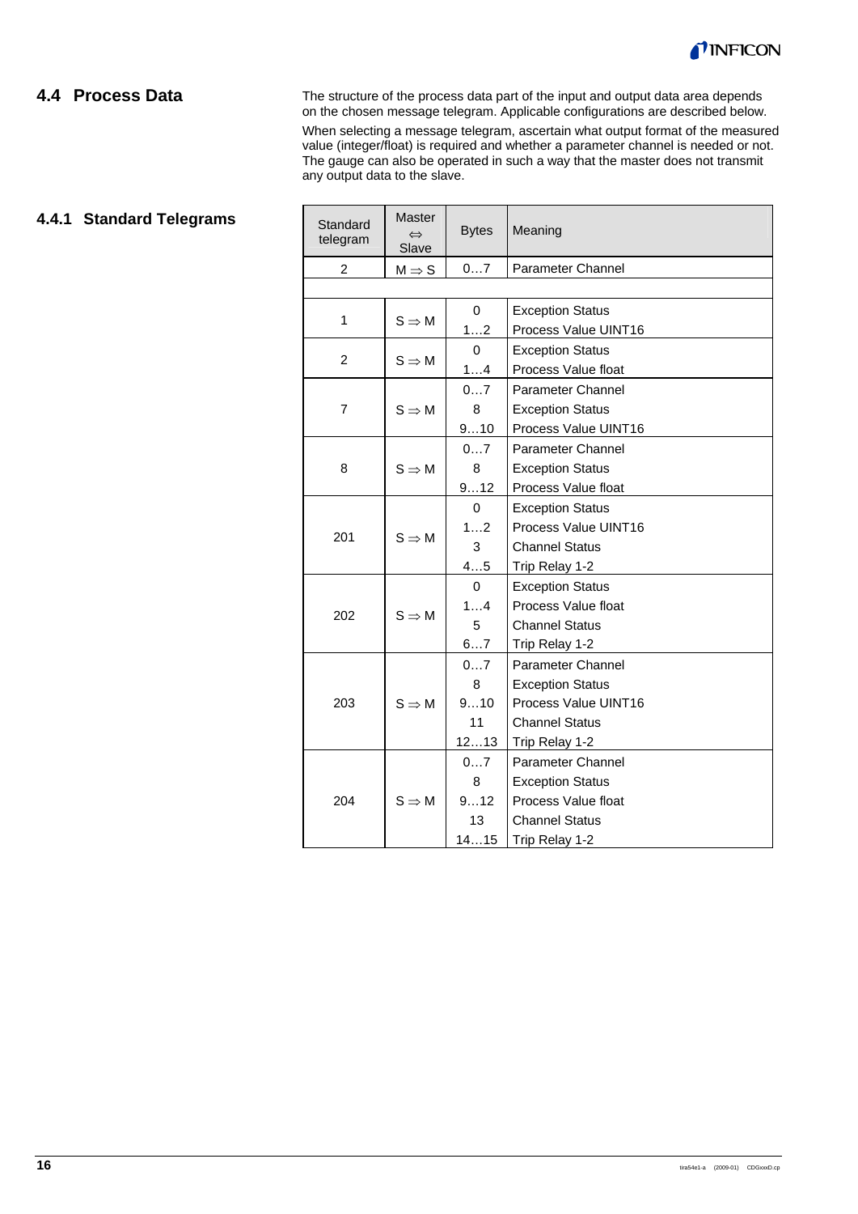## 4.4 Process Data

The structure of the process data part of the input and output data area depends on the chosen message telegram. Applicable configurations are described below.

When selecting a message telegram, ascertain what output format of the measured value (integer/float) is required and whether a parameter channel is needed or not. The gauge can also be operated in such a way that the master does not transmit any output data to the slave.

### 4.4.1 Standard Telegrams

| Standard telegram | Master ⇔ Slave | Bytes | Meaning |
|---|---|---|---|
| 2 | M ⇒ S | 0…7 | Parameter Channel |
| | | | |
| 1 | S ⇒ M | 0 | Exception Status |
| | | 1…2 | Process Value UINT16 |
| 2 | S ⇒ M | 0 | Exception Status |
| | | 1…4 | Process Value float |
| 7 | S ⇒ M | 0…7 | Parameter Channel |
| | | 8 | Exception Status |
| | | 9…10 | Process Value UINT16 |
| 8 | S ⇒ M | 0…7 | Parameter Channel |
| | | 8 | Exception Status |
| | | 9…12 | Process Value float |
| 201 | S ⇒ M | 0 | Exception Status |
| | | 1…2 | Process Value UINT16 |
| | | 3 | Channel Status |
| | | 4…5 | Trip Relay 1-2 |
| 202 | S ⇒ M | 0 | Exception Status |
| | | 1…4 | Process Value float |
| | | 5 | Channel Status |
| | | 6…7 | Trip Relay 1-2 |
| 203 | S ⇒ M | 0…7 | Parameter Channel |
| | | 8 | Exception Status |
| | | 9…10 | Process Value UINT16 |
| | | 11 | Channel Status |
| | | 12…13 | Trip Relay 1-2 |
| 204 | S ⇒ M | 0…7 | Parameter Channel |
| | | 8 | Exception Status |
| | | 9…12 | Process Value float |
| | | 13 | Channel Status |
| | | 14…15 | Trip Relay 1-2 |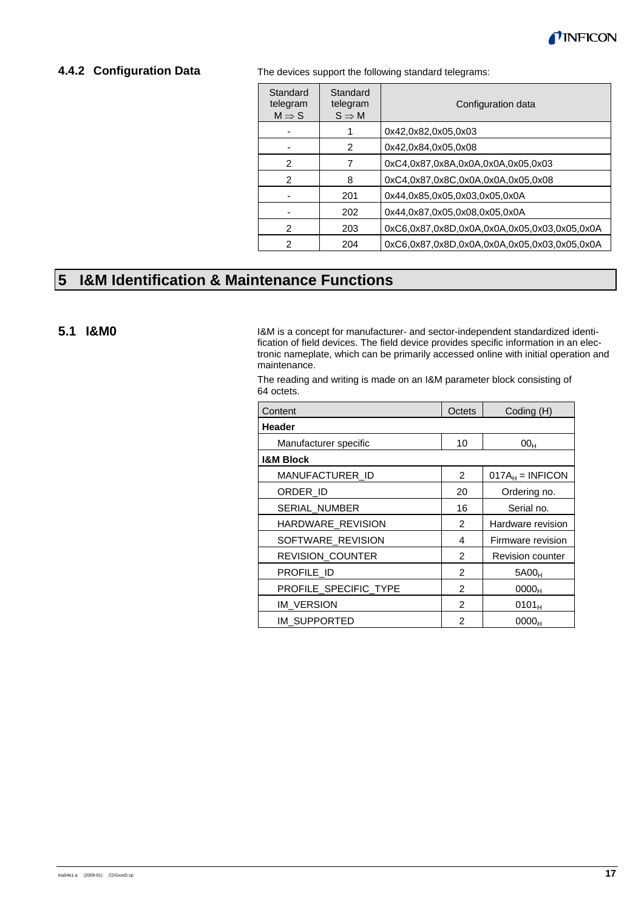### 4.4.2 Configuration Data

The devices support the following standard telegrams:

| Standard telegram M ⇒ S | Standard telegram S ⇒ M | Configuration data |
|---|---|---|
| - | 1 | 0x42,0x82,0x05,0x03 |
| - | 2 | 0x42,0x84,0x05,0x08 |
| 2 | 7 | 0xC4,0x87,0x8A,0x0A,0x0A,0x05,0x03 |
| 2 | 8 | 0xC4,0x87,0x8C,0x0A,0x0A,0x05,0x08 |
| - | 201 | 0x44,0x85,0x05,0x03,0x05,0x0A |
| - | 202 | 0x44,0x87,0x05,0x08,0x05,0x0A |
| 2 | 203 | 0xC6,0x87,0x8D,0x0A,0x0A,0x05,0x03,0x05,0x0A |
| 2 | 204 | 0xC6,0x87,0x8D,0x0A,0x0A,0x05,0x03,0x05,0x0A |

# 5 I&M Identification & Maintenance Functions

## 5.1 I&M0

I&M is a concept for manufacturer- and sector-independent standardized identification of field devices. The field device provides specific information in an electronic nameplate, which can be primarily accessed online with initial operation and maintenance.

The reading and writing is made on an I&M parameter block consisting of 64 octets.

| Content | Octets | Coding (H) |
|---|---|---|
| **Header** | | |
| Manufacturer specific | 10 | $00_H$ |
| **I&M Block** | | |
| MANUFACTURER_ID | 2 | $017A_H$ = INFICON |
| ORDER_ID | 20 | Ordering no. |
| SERIAL_NUMBER | 16 | Serial no. |
| HARDWARE_REVISION | 2 | Hardware revision |
| SOFTWARE_REVISION | 4 | Firmware revision |
| REVISION_COUNTER | 2 | Revision counter |
| PROFILE_ID | 2 | $5A00_H$ |
| PROFILE_SPECIFIC_TYPE | 2 | $0000_H$ |
| IM_VERSION | 2 | $0101_H$ |
| IM_SUPPORTED | 2 | $0000_H$ |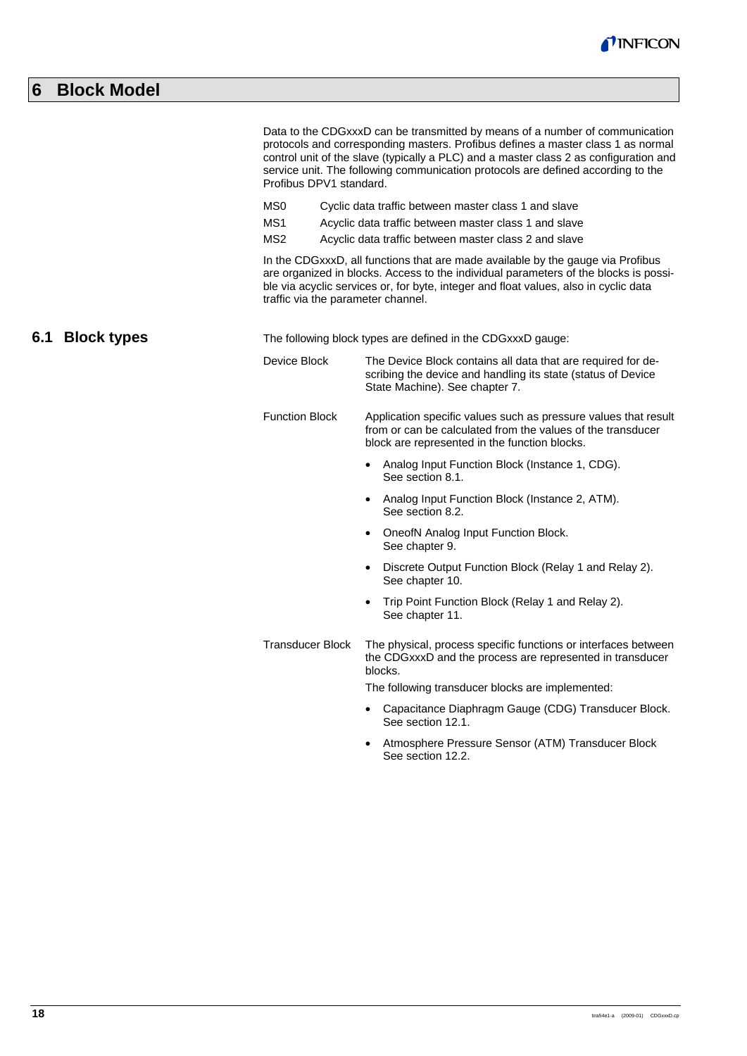# 6 Block Model

Data to the CDGxxxD can be transmitted by means of a number of communication protocols and corresponding masters. Profibus defines a master class 1 as normal control unit of the slave (typically a PLC) and a master class 2 as configuration and service unit. The following communication protocols are defined according to the Profibus DPV1 standard.

| | |
|---|---|
| MS0 | Cyclic data traffic between master class 1 and slave |
| MS1 | Acyclic data traffic between master class 1 and slave |
| MS2 | Acyclic data traffic between master class 2 and slave |

In the CDGxxxD, all functions that are made available by the gauge via Profibus are organized in blocks. Access to the individual parameters of the blocks is possible via acyclic services or, for byte, integer and float values, also in cyclic data traffic via the parameter channel.

## 6.1 Block types

The following block types are defined in the CDGxxxD gauge:

**Device Block**

The Device Block contains all data that are required for describing the device and handling its state (status of Device State Machine). See chapter 7.

**Function Block**

Application specific values such as pressure values that result from or can be calculated from the values of the transducer block are represented in the function blocks.

- Analog Input Function Block (Instance 1, CDG). See section 8.1.
- Analog Input Function Block (Instance 2, ATM). See section 8.2.
- OneofN Analog Input Function Block. See chapter 9.
- Discrete Output Function Block (Relay 1 and Relay 2). See chapter 10.
- Trip Point Function Block (Relay 1 and Relay 2). See chapter 11.

**Transducer Block**

The physical, process specific functions or interfaces between the CDGxxxD and the process are represented in transducer blocks.

The following transducer blocks are implemented:

- Capacitance Diaphragm Gauge (CDG) Transducer Block. See section 12.1.
- Atmosphere Pressure Sensor (ATM) Transducer Block See section 12.2.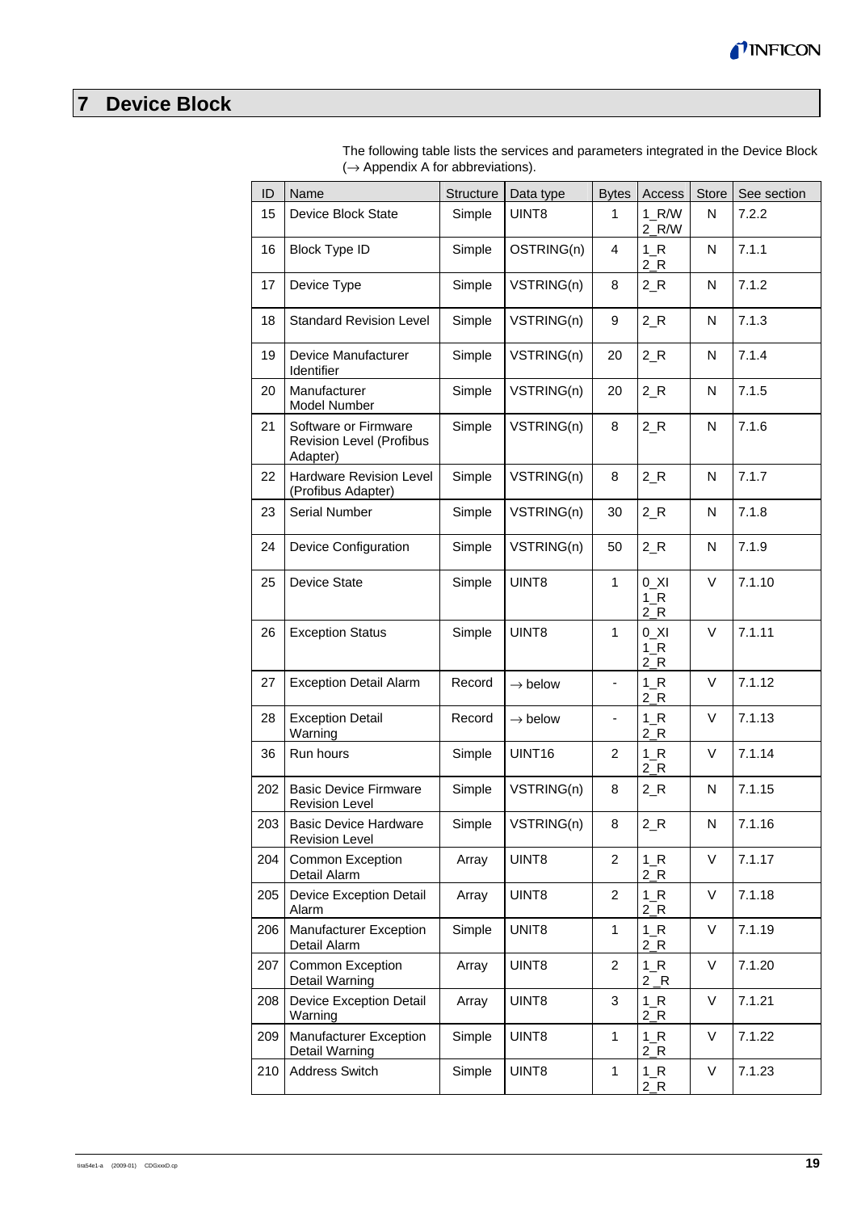# 7 Device Block

The following table lists the services and parameters integrated in the Device Block (→ Appendix A for abbreviations).

| ID | Name | Structure | Data type | Bytes | Access | Store | See section |
|---|---|---|---|---|---|---|---|
| 15 | Device Block State | Simple | UINT8 | 1 | 1_R/W 2_R/W | N | 7.2.2 |
| 16 | Block Type ID | Simple | OSTRING(n) | 4 | 1_R 2_R | N | 7.1.1 |
| 17 | Device Type | Simple | VSTRING(n) | 8 | 2_R | N | 7.1.2 |
| 18 | Standard Revision Level | Simple | VSTRING(n) | 9 | 2_R | N | 7.1.3 |
| 19 | Device Manufacturer Identifier | Simple | VSTRING(n) | 20 | 2_R | N | 7.1.4 |
| 20 | Manufacturer Model Number | Simple | VSTRING(n) | 20 | 2_R | N | 7.1.5 |
| 21 | Software or Firmware Revision Level (Profibus Adapter) | Simple | VSTRING(n) | 8 | 2_R | N | 7.1.6 |
| 22 | Hardware Revision Level (Profibus Adapter) | Simple | VSTRING(n) | 8 | 2_R | N | 7.1.7 |
| 23 | Serial Number | Simple | VSTRING(n) | 30 | 2_R | N | 7.1.8 |
| 24 | Device Configuration | Simple | VSTRING(n) | 50 | 2_R | N | 7.1.9 |
| 25 | Device State | Simple | UINT8 | 1 | 0_XI 1_R 2_R | V | 7.1.10 |
| 26 | Exception Status | Simple | UINT8 | 1 | 0_XI 1_R 2_R | V | 7.1.11 |
| 27 | Exception Detail Alarm | Record | → below | - | 1_R 2_R | V | 7.1.12 |
| 28 | Exception Detail Warning | Record | → below | - | 1_R 2_R | V | 7.1.13 |
| 36 | Run hours | Simple | UINT16 | 2 | 1_R 2_R | V | 7.1.14 |
| 202 | Basic Device Firmware Revision Level | Simple | VSTRING(n) | 8 | 2_R | N | 7.1.15 |
| 203 | Basic Device Hardware Revision Level | Simple | VSTRING(n) | 8 | 2_R | N | 7.1.16 |
| 204 | Common Exception Detail Alarm | Array | UINT8 | 2 | 1_R 2_R | V | 7.1.17 |
| 205 | Device Exception Detail Alarm | Array | UINT8 | 2 | 1_R 2_R | V | 7.1.18 |
| 206 | Manufacturer Exception Detail Alarm | Simple | UNIT8 | 1 | 1_R 2_R | V | 7.1.19 |
| 207 | Common Exception Detail Warning | Array | UINT8 | 2 | 1_R 2 _R | V | 7.1.20 |
| 208 | Device Exception Detail Warning | Array | UINT8 | 3 | 1_R 2_R | V | 7.1.21 |
| 209 | Manufacturer Exception Detail Warning | Simple | UINT8 | 1 | 1_R 2_R | V | 7.1.22 |
| 210 | Address Switch | Simple | UINT8 | 1 | 1_R 2_R | V | 7.1.23 |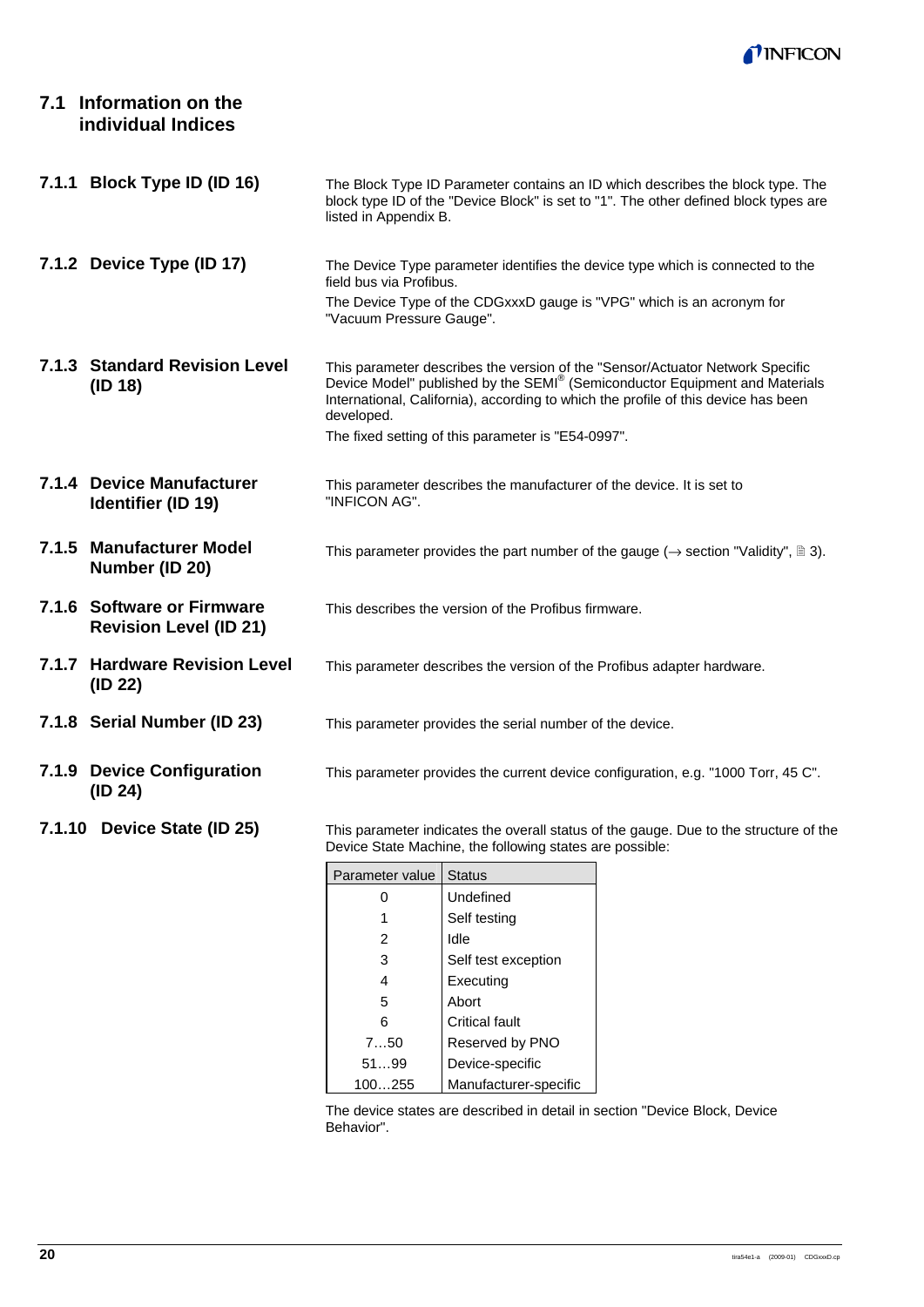## 7.1 Information on the individual Indices

### 7.1.1 Block Type ID (ID 16)

The Block Type ID Parameter contains an ID which describes the block type. The block type ID of the "Device Block" is set to "1". The other defined block types are listed in Appendix B.

### 7.1.2 Device Type (ID 17)

The Device Type parameter identifies the device type which is connected to the field bus via Profibus.

The Device Type of the CDGxxxD gauge is "VPG" which is an acronym for "Vacuum Pressure Gauge".

### 7.1.3 Standard Revision Level (ID 18)

This parameter describes the version of the "Sensor/Actuator Network Specific Device Model" published by the SEMI® (Semiconductor Equipment and Materials International, California), according to which the profile of this device has been developed.

The fixed setting of this parameter is "E54-0997".

### 7.1.4 Device Manufacturer Identifier (ID 19)

This parameter describes the manufacturer of the device. It is set to "INFICON AG".

### 7.1.5 Manufacturer Model Number (ID 20)

This parameter provides the part number of the gauge (→ section "Validity", 🗎 3).

### 7.1.6 Software or Firmware Revision Level (ID 21)

This describes the version of the Profibus firmware.

### 7.1.7 Hardware Revision Level (ID 22)

This parameter describes the version of the Profibus adapter hardware.

### 7.1.8 Serial Number (ID 23)

This parameter provides the serial number of the device.

### 7.1.9 Device Configuration (ID 24)

This parameter provides the current device configuration, e.g. "1000 Torr, 45 C".

### 7.1.10 Device State (ID 25)

This parameter indicates the overall status of the gauge. Due to the structure of the Device State Machine, the following states are possible:

| Parameter value | Status |
|---|---|
| 0 | Undefined |
| 1 | Self testing |
| 2 | Idle |
| 3 | Self test exception |
| 4 | Executing |
| 5 | Abort |
| 6 | Critical fault |
| 7…50 | Reserved by PNO |
| 51…99 | Device-specific |
| 100…255 | Manufacturer-specific |

The device states are described in detail in section "Device Block, Device Behavior".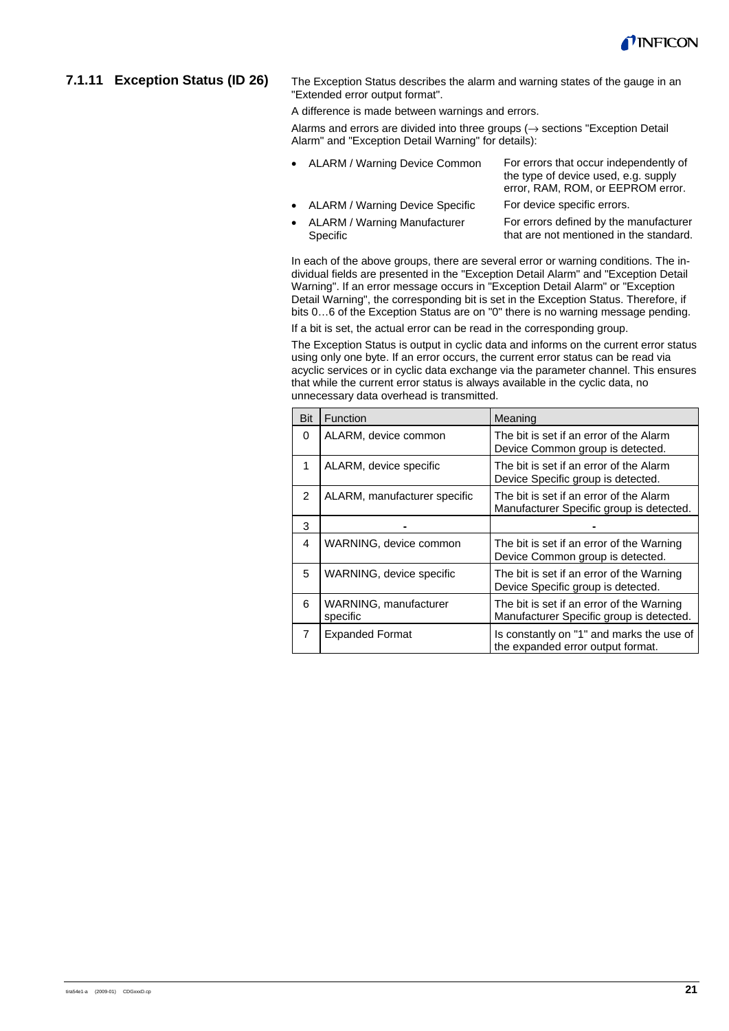### 7.1.11 Exception Status (ID 26)

The Exception Status describes the alarm and warning states of the gauge in an "Extended error output format".

A difference is made between warnings and errors.

Alarms and errors are divided into three groups (→ sections "Exception Detail Alarm" and "Exception Detail Warning" for details):

- ALARM / Warning Device Common — For errors that occur independently of the type of device used, e.g. supply error, RAM, ROM, or EEPROM error.
- ALARM / Warning Device Specific — For device specific errors.
- ALARM / Warning Manufacturer Specific — For errors defined by the manufacturer that are not mentioned in the standard.

In each of the above groups, there are several error or warning conditions. The individual fields are presented in the "Exception Detail Alarm" and "Exception Detail Warning". If an error message occurs in "Exception Detail Alarm" or "Exception Detail Warning", the corresponding bit is set in the Exception Status. Therefore, if bits 0…6 of the Exception Status are on "0" there is no warning message pending.

If a bit is set, the actual error can be read in the corresponding group.

The Exception Status is output in cyclic data and informs on the current error status using only one byte. If an error occurs, the current error status can be read via acyclic services or in cyclic data exchange via the parameter channel. This ensures that while the current error status is always available in the cyclic data, no unnecessary data overhead is transmitted.

| Bit | Function | Meaning |
|---|---|---|
| 0 | ALARM, device common | The bit is set if an error of the Alarm Device Common group is detected. |
| 1 | ALARM, device specific | The bit is set if an error of the Alarm Device Specific group is detected. |
| 2 | ALARM, manufacturer specific | The bit is set if an error of the Alarm Manufacturer Specific group is detected. |
| 3 | - | - |
| 4 | WARNING, device common | The bit is set if an error of the Warning Device Common group is detected. |
| 5 | WARNING, device specific | The bit is set if an error of the Warning Device Specific group is detected. |
| 6 | WARNING, manufacturer specific | The bit is set if an error of the Warning Manufacturer Specific group is detected. |
| 7 | Expanded Format | Is constantly on "1" and marks the use of the expanded error output format. |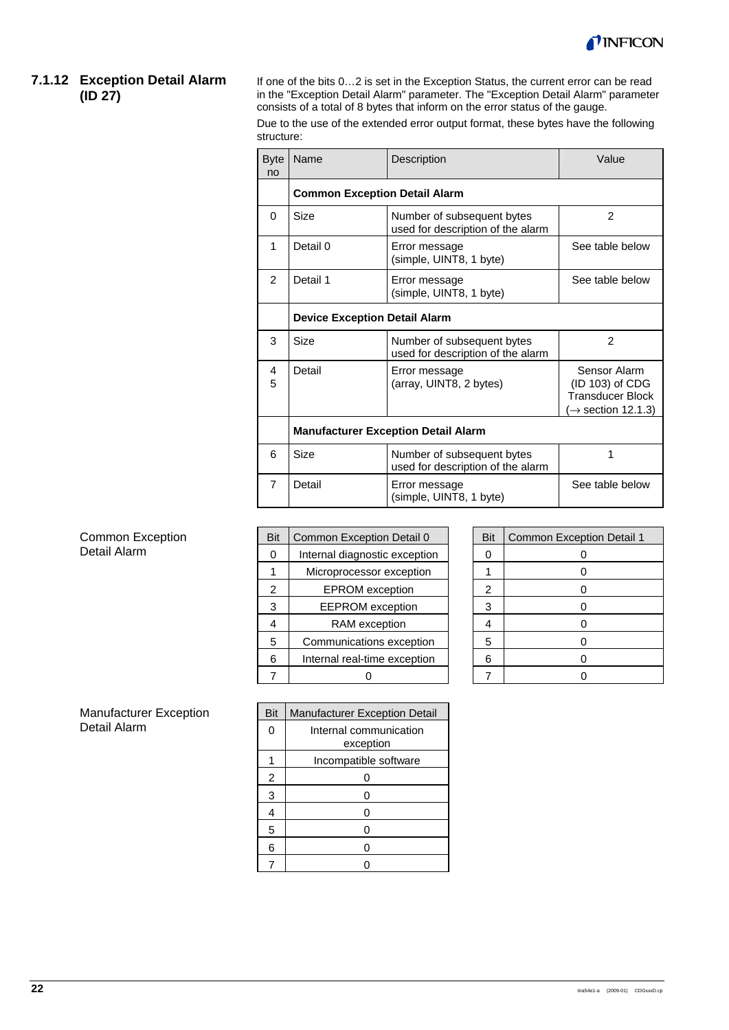### 7.1.12 Exception Detail Alarm (ID 27)

If one of the bits 0…2 is set in the Exception Status, the current error can be read in the "Exception Detail Alarm" parameter. The "Exception Detail Alarm" parameter consists of a total of 8 bytes that inform on the error status of the gauge.

Due to the use of the extended error output format, these bytes have the following structure:

| Byte no | Name | Description | Value |
|---|---|---|---|
| | **Common Exception Detail Alarm** | | |
| 0 | Size | Number of subsequent bytes used for description of the alarm | 2 |
| 1 | Detail 0 | Error message (simple, UINT8, 1 byte) | See table below |
| 2 | Detail 1 | Error message (simple, UINT8, 1 byte) | See table below |
| | **Device Exception Detail Alarm** | | |
| 3 | Size | Number of subsequent bytes used for description of the alarm | 2 |
| 4<br>5 | Detail | Error message (array, UINT8, 2 bytes) | Sensor Alarm (ID 103) of CDG Transducer Block (→ section 12.1.3) |
| | **Manufacturer Exception Detail Alarm** | | |
| 6 | Size | Number of subsequent bytes used for description of the alarm | 1 |
| 7 | Detail | Error message (simple, UINT8, 1 byte) | See table below |

Common Exception Detail Alarm

| Bit | Common Exception Detail 0 |
|---|---|
| 0 | Internal diagnostic exception |
| 1 | Microprocessor exception |
| 2 | EPROM exception |
| 3 | EEPROM exception |
| 4 | RAM exception |
| 5 | Communications exception |
| 6 | Internal real-time exception |
| 7 | 0 |

| Bit | Common Exception Detail 1 |
|---|---|
| 0 | 0 |
| 1 | 0 |
| 2 | 0 |
| 3 | 0 |
| 4 | 0 |
| 5 | 0 |
| 6 | 0 |
| 7 | 0 |

Manufacturer Exception Detail Alarm

| Bit | Manufacturer Exception Detail |
|---|---|
| 0 | Internal communication exception |
| 1 | Incompatible software |
| 2 | 0 |
| 3 | 0 |
| 4 | 0 |
| 5 | 0 |
| 6 | 0 |
| 7 | 0 |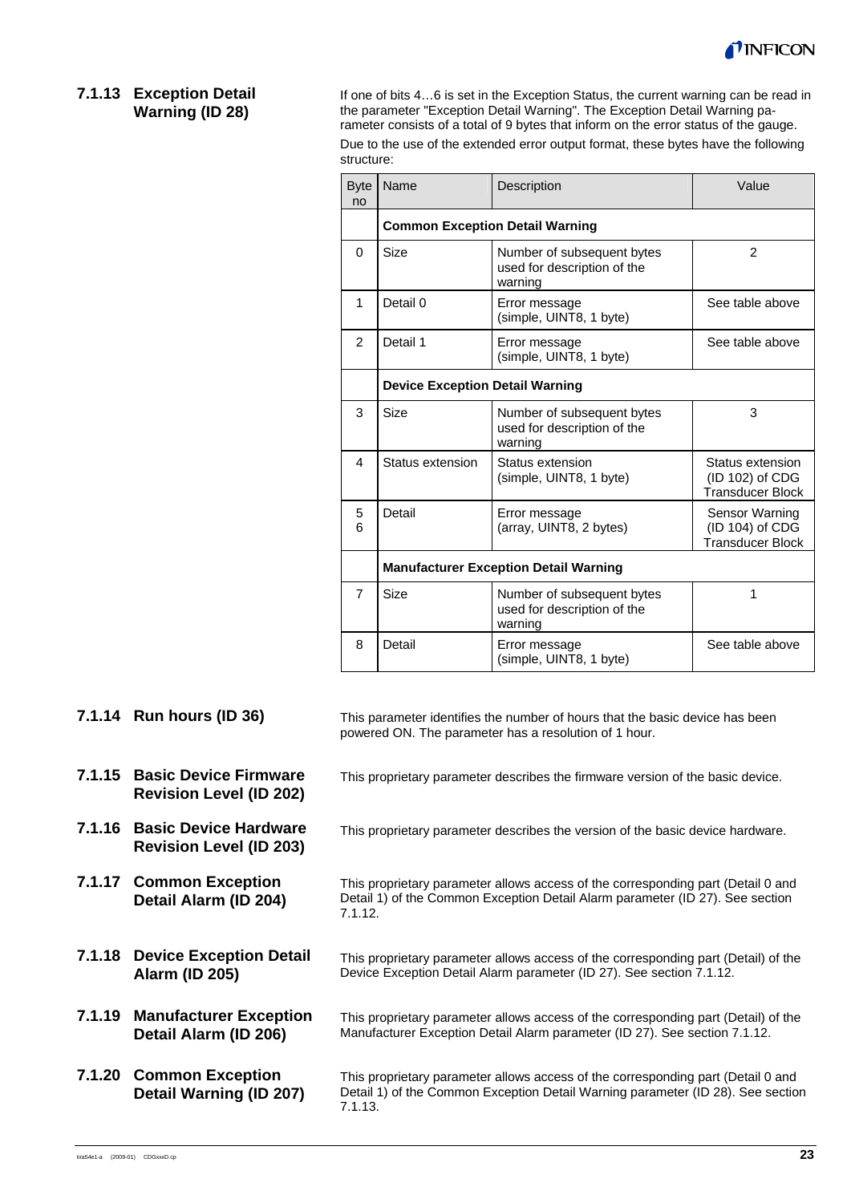### 7.1.13 Exception Detail Warning (ID 28)

If one of bits 4…6 is set in the Exception Status, the current warning can be read in the parameter "Exception Detail Warning". The Exception Detail Warning parameter consists of a total of 9 bytes that inform on the error status of the gauge.

Due to the use of the extended error output format, these bytes have the following structure:

| Byte no | Name | Description | Value |
|---|---|---|---|
| | **Common Exception Detail Warning** | | |
| 0 | Size | Number of subsequent bytes used for description of the warning | 2 |
| 1 | Detail 0 | Error message (simple, UINT8, 1 byte) | See table above |
| 2 | Detail 1 | Error message (simple, UINT8, 1 byte) | See table above |
| | **Device Exception Detail Warning** | | |
| 3 | Size | Number of subsequent bytes used for description of the warning | 3 |
| 4 | Status extension | Status extension (simple, UINT8, 1 byte) | Status extension (ID 102) of CDG Transducer Block |
| 5<br>6 | Detail | Error message (array, UINT8, 2 bytes) | Sensor Warning (ID 104) of CDG Transducer Block |
| | **Manufacturer Exception Detail Warning** | | |
| 7 | Size | Number of subsequent bytes used for description of the warning | 1 |
| 8 | Detail | Error message (simple, UINT8, 1 byte) | See table above |

### 7.1.14 Run hours (ID 36)

This parameter identifies the number of hours that the basic device has been powered ON. The parameter has a resolution of 1 hour.

### 7.1.15 Basic Device Firmware Revision Level (ID 202)

This proprietary parameter describes the firmware version of the basic device.

### 7.1.16 Basic Device Hardware Revision Level (ID 203)

This proprietary parameter describes the version of the basic device hardware.

### 7.1.17 Common Exception Detail Alarm (ID 204)

This proprietary parameter allows access of the corresponding part (Detail 0 and Detail 1) of the Common Exception Detail Alarm parameter (ID 27). See section 7.1.12.

### 7.1.18 Device Exception Detail Alarm (ID 205)

This proprietary parameter allows access of the corresponding part (Detail) of the Device Exception Detail Alarm parameter (ID 27). See section 7.1.12.

### 7.1.19 Manufacturer Exception Detail Alarm (ID 206)

This proprietary parameter allows access of the corresponding part (Detail) of the Manufacturer Exception Detail Alarm parameter (ID 27). See section 7.1.12.

### 7.1.20 Common Exception Detail Warning (ID 207)

This proprietary parameter allows access of the corresponding part (Detail 0 and Detail 1) of the Common Exception Detail Warning parameter (ID 28). See section 7.1.13.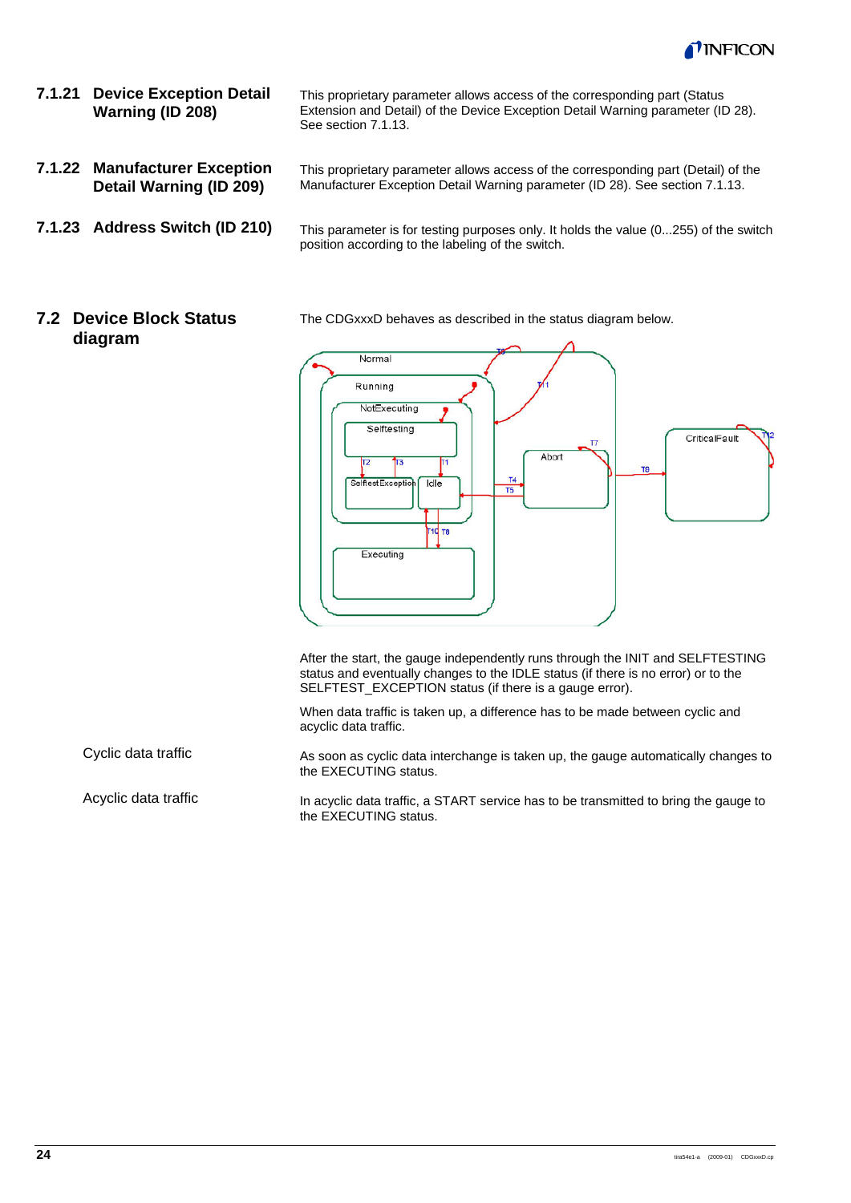### 7.1.21 Device Exception Detail Warning (ID 208)

This proprietary parameter allows access of the corresponding part (Status Extension and Detail) of the Device Exception Detail Warning parameter (ID 28). See section 7.1.13.

### 7.1.22 Manufacturer Exception Detail Warning (ID 209)

This proprietary parameter allows access of the corresponding part (Detail) of the Manufacturer Exception Detail Warning parameter (ID 28). See section 7.1.13.

### 7.1.23 Address Switch (ID 210)

This parameter is for testing purposes only. It holds the value (0...255) of the switch position according to the labeling of the switch.

## 7.2 Device Block Status diagram

The CDGxxxD behaves as described in the status diagram below.

After the start, the gauge independently runs through the INIT and SELFTESTING status and eventually changes to the IDLE status (if there is no error) or to the SELFTEST_EXCEPTION status (if there is a gauge error).

When data traffic is taken up, a difference has to be made between cyclic and acyclic data traffic.

**Cyclic data traffic**

As soon as cyclic data interchange is taken up, the gauge automatically changes to the EXECUTING status.

**Acyclic data traffic**

In acyclic data traffic, a START service has to be transmitted to bring the gauge to the EXECUTING status.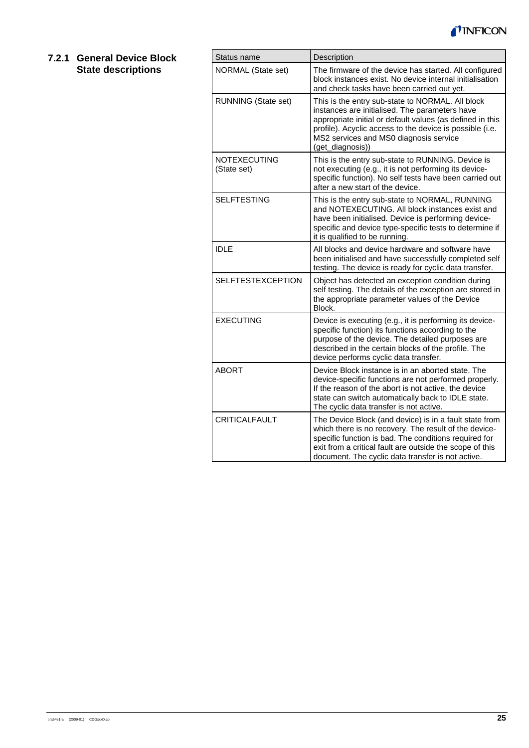### 7.2.1 General Device Block State descriptions

| Status name | Description |
|---|---|
| NORMAL (State set) | The firmware of the device has started. All configured block instances exist. No device internal initialisation and check tasks have been carried out yet. |
| RUNNING (State set) | This is the entry sub-state to NORMAL. All block instances are initialised. The parameters have appropriate initial or default values (as defined in this profile). Acyclic access to the device is possible (i.e. MS2 services and MS0 diagnosis service (get_diagnosis)) |
| NOTEXECUTING (State set) | This is the entry sub-state to RUNNING. Device is not executing (e.g., it is not performing its device-specific function). No self tests have been carried out after a new start of the device. |
| SELFTESTING | This is the entry sub-state to NORMAL, RUNNING and NOTEXECUTING. All block instances exist and have been initialised. Device is performing device-specific and device type-specific tests to determine if it is qualified to be running. |
| IDLE | All blocks and device hardware and software have been initialised and have successfully completed self testing. The device is ready for cyclic data transfer. |
| SELFTESTEXCEPTION | Object has detected an exception condition during self testing. The details of the exception are stored in the appropriate parameter values of the Device Block. |
| EXECUTING | Device is executing (e.g., it is performing its device-specific function) its functions according to the purpose of the device. The detailed purposes are described in the certain blocks of the profile. The device performs cyclic data transfer. |
| ABORT | Device Block instance is in an aborted state. The device-specific functions are not performed properly. If the reason of the abort is not active, the device state can switch automatically back to IDLE state. The cyclic data transfer is not active. |
| CRITICALFAULT | The Device Block (and device) is in a fault state from which there is no recovery. The result of the device-specific function is bad. The conditions required for exit from a critical fault are outside the scope of this document. The cyclic data transfer is not active. |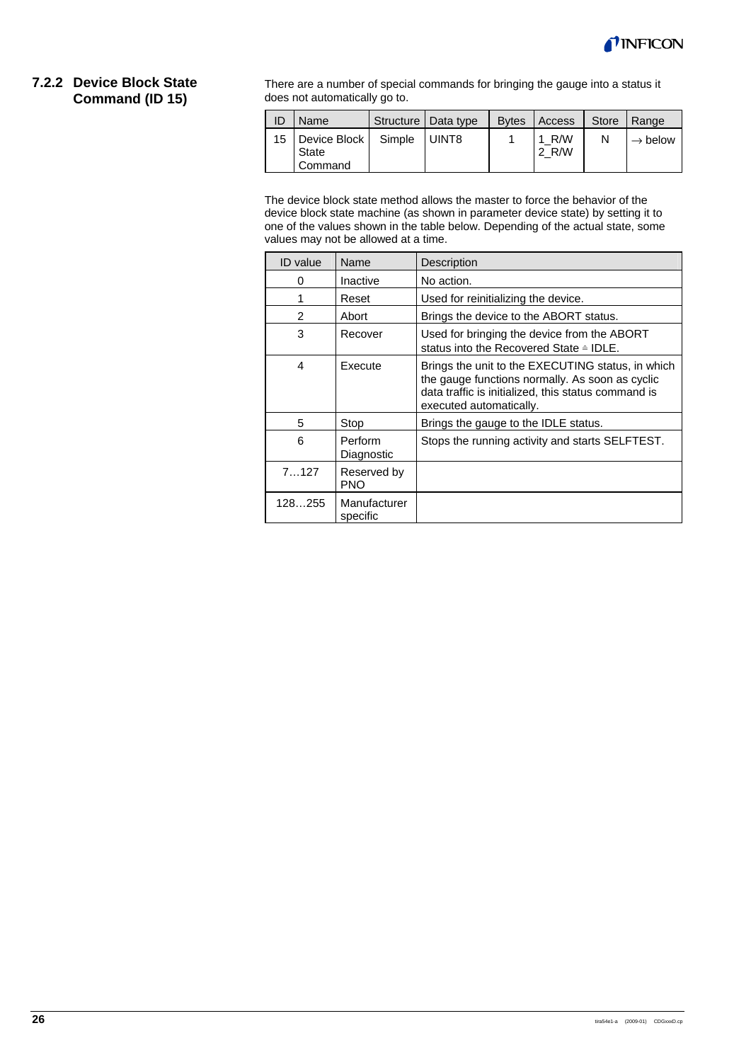### 7.2.2 Device Block State Command (ID 15)

There are a number of special commands for bringing the gauge into a status it does not automatically go to.

| ID | Name | Structure | Data type | Bytes | Access | Store | Range |
|---|---|---|---|---|---|---|---|
| 15 | Device Block State Command | Simple | UINT8 | 1 | 1_R/W 2_R/W | N | → below |

The device block state method allows the master to force the behavior of the device block state machine (as shown in parameter device state) by setting it to one of the values shown in the table below. Depending of the actual state, some values may not be allowed at a time.

| ID value | Name | Description |
|---|---|---|
| 0 | Inactive | No action. |
| 1 | Reset | Used for reinitializing the device. |
| 2 | Abort | Brings the device to the ABORT status. |
| 3 | Recover | Used for bringing the device from the ABORT status into the Recovered State ≙ IDLE. |
| 4 | Execute | Brings the unit to the EXECUTING status, in which the gauge functions normally. As soon as cyclic data traffic is initialized, this status command is executed automatically. |
| 5 | Stop | Brings the gauge to the IDLE status. |
| 6 | Perform Diagnostic | Stops the running activity and starts SELFTEST. |
| 7…127 | Reserved by PNO | |
| 128…255 | Manufacturer specific | |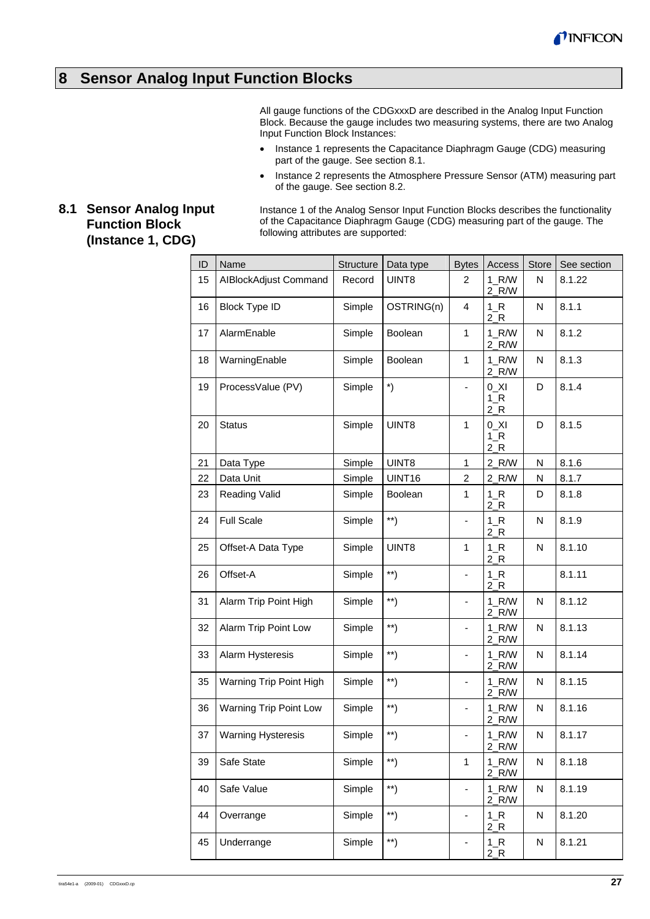# 8 Sensor Analog Input Function Blocks

All gauge functions of the CDGxxxD are described in the Analog Input Function Block. Because the gauge includes two measuring systems, there are two Analog Input Function Block Instances:

- Instance 1 represents the Capacitance Diaphragm Gauge (CDG) measuring part of the gauge. See section 8.1.
- Instance 2 represents the Atmosphere Pressure Sensor (ATM) measuring part of the gauge. See section 8.2.

## 8.1 Sensor Analog Input Function Block (Instance 1, CDG)

Instance 1 of the Analog Sensor Input Function Blocks describes the functionality of the Capacitance Diaphragm Gauge (CDG) measuring part of the gauge. The following attributes are supported:

| ID | Name | Structure | Data type | Bytes | Access | Store | See section |
|---|---|---|---|---|---|---|---|
| 15 | AIBlockAdjust Command | Record | UINT8 | 2 | 1_R/W 2_R/W | N | 8.1.22 |
| 16 | Block Type ID | Simple | OSTRING(n) | 4 | 1_R 2_R | N | 8.1.1 |
| 17 | AlarmEnable | Simple | Boolean | 1 | 1_R/W 2_R/W | N | 8.1.2 |
| 18 | WarningEnable | Simple | Boolean | 1 | 1_R/W 2_R/W | N | 8.1.3 |
| 19 | ProcessValue (PV) | Simple | *) | - | 0_XI 1_R 2_R | D | 8.1.4 |
| 20 | Status | Simple | UINT8 | 1 | 0_XI 1_R 2_R | D | 8.1.5 |
| 21 | Data Type | Simple | UINT8 | 1 | 2_R/W | N | 8.1.6 |
| 22 | Data Unit | Simple | UINT16 | 2 | 2_R/W | N | 8.1.7 |
| 23 | Reading Valid | Simple | Boolean | 1 | 1_R 2_R | D | 8.1.8 |
| 24 | Full Scale | Simple | **) | - | 1_R 2_R | N | 8.1.9 |
| 25 | Offset-A Data Type | Simple | UINT8 | 1 | 1_R 2_R | N | 8.1.10 |
| 26 | Offset-A | Simple | **) | - | 1_R 2_R | | 8.1.11 |
| 31 | Alarm Trip Point High | Simple | **) | - | 1_R/W 2_R/W | N | 8.1.12 |
| 32 | Alarm Trip Point Low | Simple | **) | - | 1_R/W 2_R/W | N | 8.1.13 |
| 33 | Alarm Hysteresis | Simple | **) | - | 1_R/W 2_R/W | N | 8.1.14 |
| 35 | Warning Trip Point High | Simple | **) | - | 1_R/W 2_R/W | N | 8.1.15 |
| 36 | Warning Trip Point Low | Simple | **) | - | 1_R/W 2_R/W | N | 8.1.16 |
| 37 | Warning Hysteresis | Simple | **) | - | 1_R/W 2_R/W | N | 8.1.17 |
| 39 | Safe State | Simple | **) | 1 | 1_R/W 2_R/W | N | 8.1.18 |
| 40 | Safe Value | Simple | **) | - | 1_R/W 2_R/W | N | 8.1.19 |
| 44 | Overrange | Simple | **) | - | 1_R 2_R | N | 8.1.20 |
| 45 | Underrange | Simple | **) | - | 1_R 2_R | N | 8.1.21 |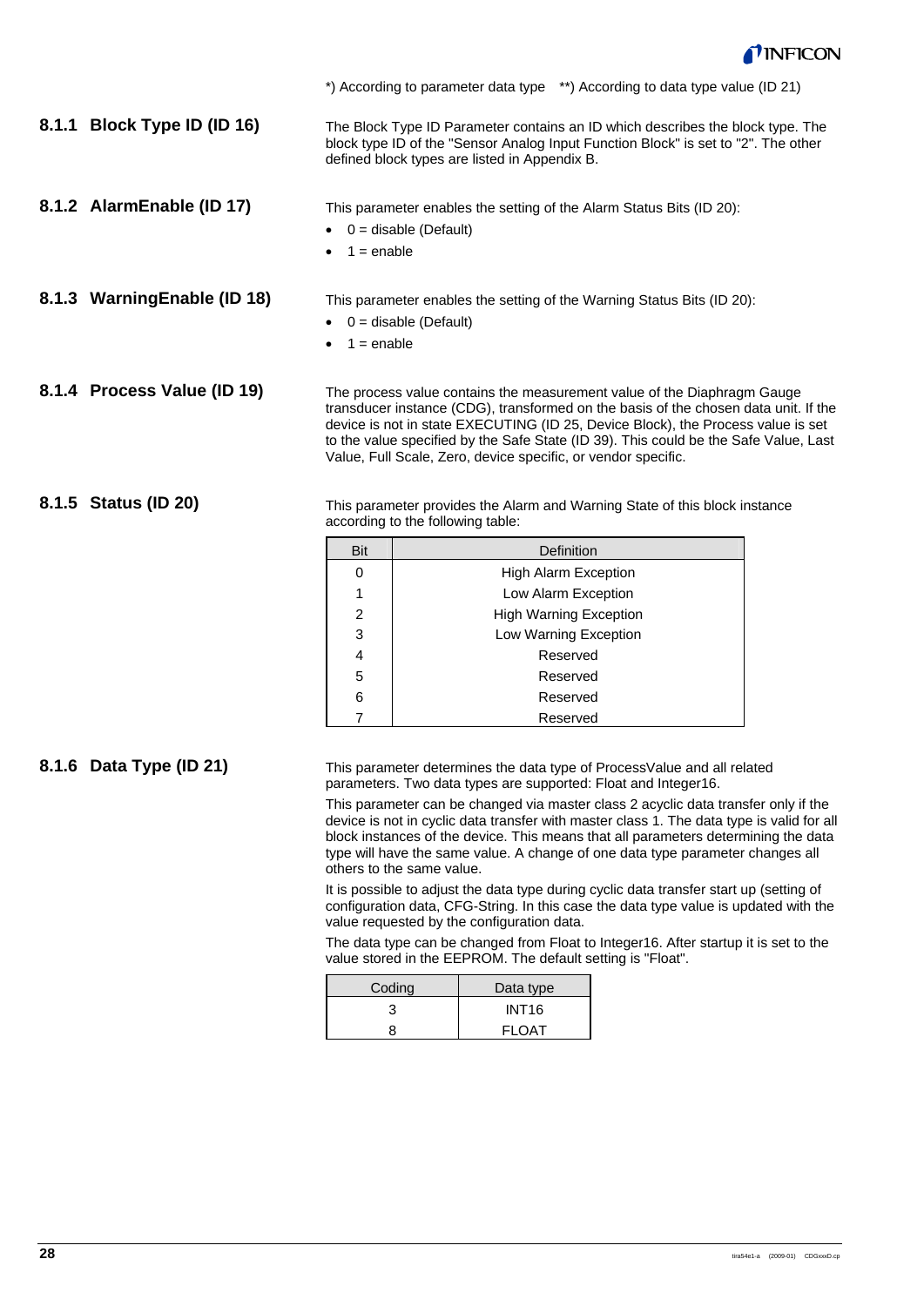*) According to parameter data type **) According to data type value (ID 21)

### 8.1.1 Block Type ID (ID 16)

The Block Type ID Parameter contains an ID which describes the block type. The block type ID of the "Sensor Analog Input Function Block" is set to "2". The other defined block types are listed in Appendix B.

### 8.1.2 AlarmEnable (ID 17)

This parameter enables the setting of the Alarm Status Bits (ID 20):

- 0 = disable (Default)
- 1 = enable

### 8.1.3 WarningEnable (ID 18)

This parameter enables the setting of the Warning Status Bits (ID 20):

- 0 = disable (Default)
- 1 = enable

### 8.1.4 Process Value (ID 19)

The process value contains the measurement value of the Diaphragm Gauge transducer instance (CDG), transformed on the basis of the chosen data unit. If the device is not in state EXECUTING (ID 25, Device Block), the Process value is set to the value specified by the Safe State (ID 39). This could be the Safe Value, Last Value, Full Scale, Zero, device specific, or vendor specific.

### 8.1.5 Status (ID 20)

This parameter provides the Alarm and Warning State of this block instance according to the following table:

| Bit | Definition |
|---|---|
| 0 | High Alarm Exception |
| 1 | Low Alarm Exception |
| 2 | High Warning Exception |
| 3 | Low Warning Exception |
| 4 | Reserved |
| 5 | Reserved |
| 6 | Reserved |
| 7 | Reserved |

### 8.1.6 Data Type (ID 21)

This parameter determines the data type of ProcessValue and all related parameters. Two data types are supported: Float and Integer16.

This parameter can be changed via master class 2 acyclic data transfer only if the device is not in cyclic data transfer with master class 1. The data type is valid for all block instances of the device. This means that all parameters determining the data type will have the same value. A change of one data type parameter changes all others to the same value.

It is possible to adjust the data type during cyclic data transfer start up (setting of configuration data, CFG-String. In this case the data type value is updated with the value requested by the configuration data.

The data type can be changed from Float to Integer16. After startup it is set to the value stored in the EEPROM. The default setting is "Float".

| Coding | Data type |
|---|---|
| 3 | INT16 |
| 8 | FLOAT |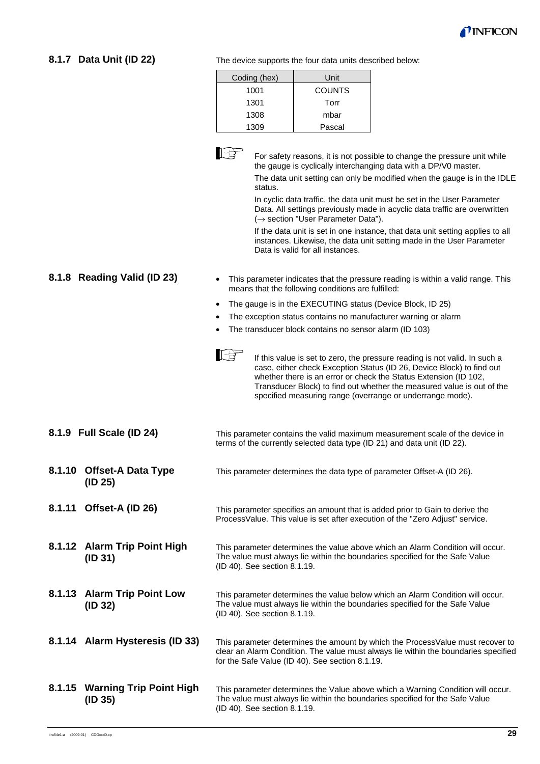### 8.1.7 Data Unit (ID 22)

The device supports the four data units described below:

| Coding (hex) | Unit |
|---|---|
| 1001 | COUNTS |
| 1301 | Torr |
| 1308 | mbar |
| 1309 | Pascal |

For safety reasons, it is not possible to change the pressure unit while the gauge is cyclically interchanging data with a DP/V0 master.

The data unit setting can only be modified when the gauge is in the IDLE status.

In cyclic data traffic, the data unit must be set in the User Parameter Data. All settings previously made in acyclic data traffic are overwritten (→ section "User Parameter Data").

If the data unit is set in one instance, that data unit setting applies to all instances. Likewise, the data unit setting made in the User Parameter Data is valid for all instances.

### 8.1.8 Reading Valid (ID 23)

- This parameter indicates that the pressure reading is within a valid range. This means that the following conditions are fulfilled:
- The gauge is in the EXECUTING status (Device Block, ID 25)
- The exception status contains no manufacturer warning or alarm
- The transducer block contains no sensor alarm (ID 103)

If this value is set to zero, the pressure reading is not valid. In such a case, either check Exception Status (ID 26, Device Block) to find out whether there is an error or check the Status Extension (ID 102, Transducer Block) to find out whether the measured value is out of the specified measuring range (overrange or underrange mode).

### 8.1.9 Full Scale (ID 24)

This parameter contains the valid maximum measurement scale of the device in terms of the currently selected data type (ID 21) and data unit (ID 22).

### 8.1.10 Offset-A Data Type (ID 25)

This parameter determines the data type of parameter Offset-A (ID 26).

### 8.1.11 Offset-A (ID 26)

This parameter specifies an amount that is added prior to Gain to derive the ProcessValue. This value is set after execution of the "Zero Adjust" service.

### 8.1.12 Alarm Trip Point High (ID 31)

This parameter determines the value above which an Alarm Condition will occur. The value must always lie within the boundaries specified for the Safe Value (ID 40). See section 8.1.19.

### 8.1.13 Alarm Trip Point Low (ID 32)

This parameter determines the value below which an Alarm Condition will occur. The value must always lie within the boundaries specified for the Safe Value (ID 40). See section 8.1.19.

### 8.1.14 Alarm Hysteresis (ID 33)

This parameter determines the amount by which the ProcessValue must recover to clear an Alarm Condition. The value must always lie within the boundaries specified for the Safe Value (ID 40). See section 8.1.19.

### 8.1.15 Warning Trip Point High (ID 35)

This parameter determines the Value above which a Warning Condition will occur. The value must always lie within the boundaries specified for the Safe Value (ID 40). See section 8.1.19.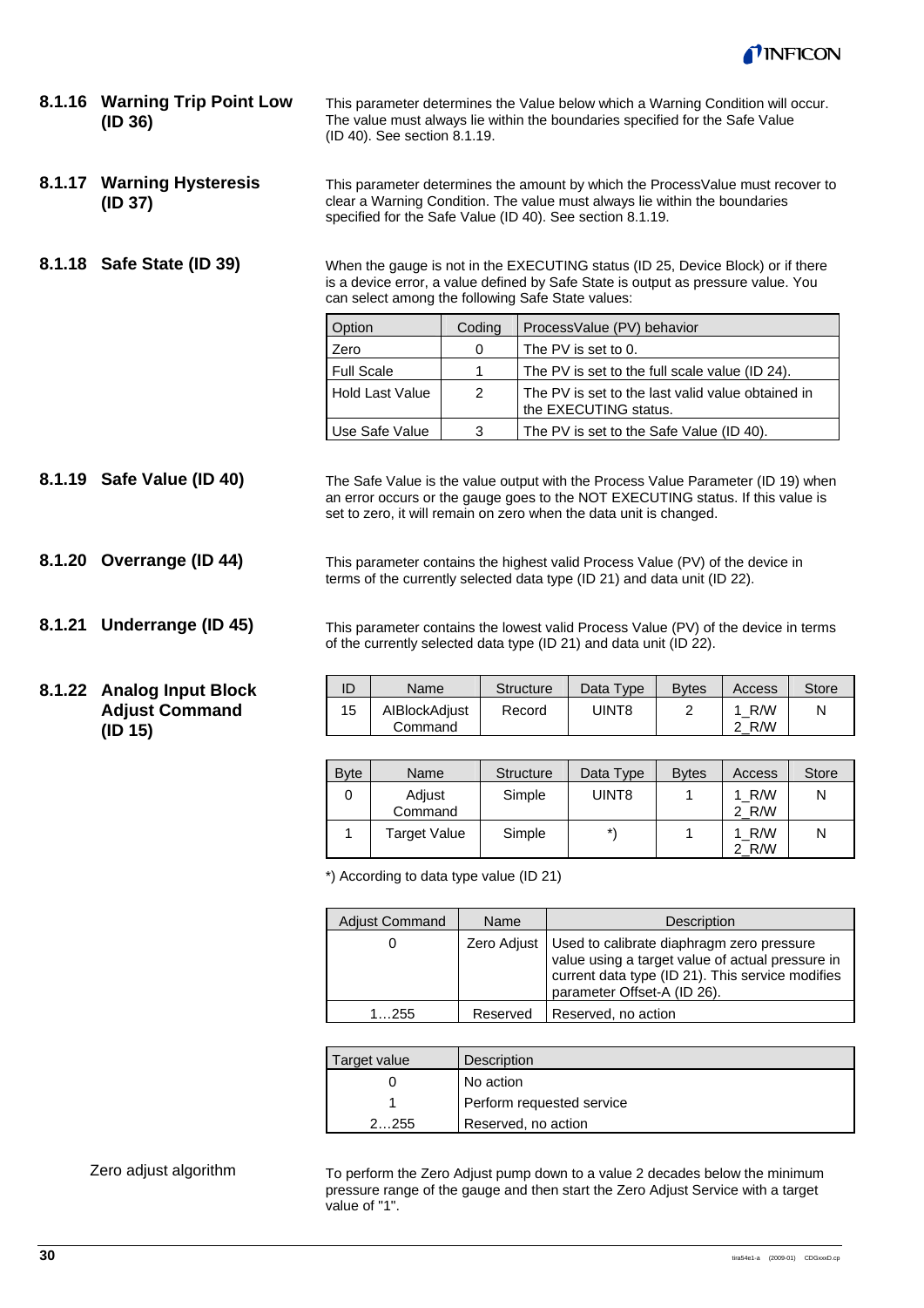### 8.1.16 Warning Trip Point Low (ID 36)

This parameter determines the Value below which a Warning Condition will occur. The value must always lie within the boundaries specified for the Safe Value (ID 40). See section 8.1.19.

### 8.1.17 Warning Hysteresis (ID 37)

This parameter determines the amount by which the ProcessValue must recover to clear a Warning Condition. The value must always lie within the boundaries specified for the Safe Value (ID 40). See section 8.1.19.

### 8.1.18 Safe State (ID 39)

When the gauge is not in the EXECUTING status (ID 25, Device Block) or if there is a device error, a value defined by Safe State is output as pressure value. You can select among the following Safe State values:

| Option | Coding | ProcessValue (PV) behavior |
|---|---|---|
| Zero | 0 | The PV is set to 0. |
| Full Scale | 1 | The PV is set to the full scale value (ID 24). |
| Hold Last Value | 2 | The PV is set to the last valid value obtained in the EXECUTING status. |
| Use Safe Value | 3 | The PV is set to the Safe Value (ID 40). |

### 8.1.19 Safe Value (ID 40)

The Safe Value is the value output with the Process Value Parameter (ID 19) when an error occurs or the gauge goes to the NOT EXECUTING status. If this value is set to zero, it will remain on zero when the data unit is changed.

### 8.1.20 Overrange (ID 44)

This parameter contains the highest valid Process Value (PV) of the device in terms of the currently selected data type (ID 21) and data unit (ID 22).

### 8.1.21 Underrange (ID 45)

This parameter contains the lowest valid Process Value (PV) of the device in terms of the currently selected data type (ID 21) and data unit (ID 22).

### 8.1.22 Analog Input Block Adjust Command (ID 15)

| ID | Name | Structure | Data Type | Bytes | Access | Store |
|---|---|---|---|---|---|---|
| 15 | AIBlockAdjust Command | Record | UINT8 | 2 | 1_R/W 2_R/W | N |

| Byte | Name | Structure | Data Type | Bytes | Access | Store |
|---|---|---|---|---|---|---|
| 0 | Adjust Command | Simple | UINT8 | 1 | 1_R/W 2_R/W | N |
| 1 | Target Value | Simple | *) | 1 | 1_R/W 2_R/W | N |

*) According to data type value (ID 21)

| Adjust Command | Name | Description |
|---|---|---|
| 0 | Zero Adjust | Used to calibrate diaphragm zero pressure value using a target value of actual pressure in current data type (ID 21). This service modifies parameter Offset-A (ID 26). |
| 1…255 | Reserved | Reserved, no action |

| Target value | Description |
|---|---|
| 0 | No action |
| 1 | Perform requested service |
| 2…255 | Reserved, no action |

Zero adjust algorithm

To perform the Zero Adjust pump down to a value 2 decades below the minimum pressure range of the gauge and then start the Zero Adjust Service with a target value of "1".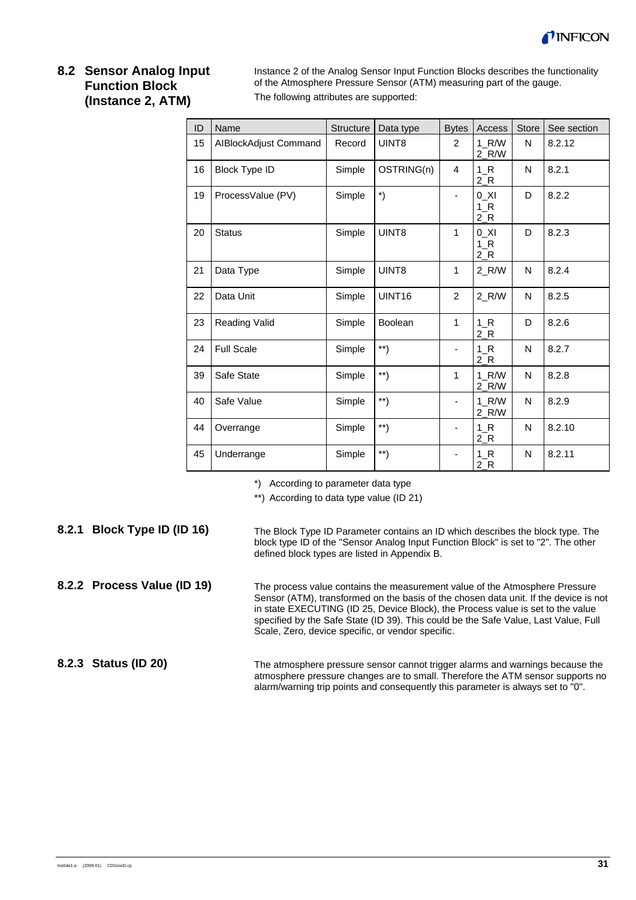## 8.2 Sensor Analog Input Function Block (Instance 2, ATM)

Instance 2 of the Analog Sensor Input Function Blocks describes the functionality of the Atmosphere Pressure Sensor (ATM) measuring part of the gauge.

The following attributes are supported:

| ID | Name | Structure | Data type | Bytes | Access | Store | See section |
|---|---|---|---|---|---|---|---|
| 15 | AIBlockAdjust Command | Record | UINT8 | 2 | 1_R/W<br>2_R/W | N | 8.2.12 |
| 16 | Block Type ID | Simple | OSTRING(n) | 4 | 1_R<br>2_R | N | 8.2.1 |
| 19 | ProcessValue (PV) | Simple | *) | - | 0_XI<br>1_R<br>2_R | D | 8.2.2 |
| 20 | Status | Simple | UINT8 | 1 | 0_XI<br>1_R<br>2_R | D | 8.2.3 |
| 21 | Data Type | Simple | UINT8 | 1 | 2_R/W | N | 8.2.4 |
| 22 | Data Unit | Simple | UINT16 | 2 | 2_R/W | N | 8.2.5 |
| 23 | Reading Valid | Simple | Boolean | 1 | 1_R<br>2_R | D | 8.2.6 |
| 24 | Full Scale | Simple | **) | - | 1_R<br>2_R | N | 8.2.7 |
| 39 | Safe State | Simple | **) | 1 | 1_R/W<br>2_R/W | N | 8.2.8 |
| 40 | Safe Value | Simple | **) | - | 1_R/W<br>2_R/W | N | 8.2.9 |
| 44 | Overrange | Simple | **) | - | 1_R<br>2_R | N | 8.2.10 |
| 45 | Underrange | Simple | **) | - | 1_R<br>2_R | N | 8.2.11 |

*) According to parameter data type

**) According to data type value (ID 21)

### 8.2.1 Block Type ID (ID 16)

The Block Type ID Parameter contains an ID which describes the block type. The block type ID of the "Sensor Analog Input Function Block" is set to "2". The other defined block types are listed in Appendix B.

### 8.2.2 Process Value (ID 19)

The process value contains the measurement value of the Atmosphere Pressure Sensor (ATM), transformed on the basis of the chosen data unit. If the device is not in state EXECUTING (ID 25, Device Block), the Process value is set to the value specified by the Safe State (ID 39). This could be the Safe Value, Last Value, Full Scale, Zero, device specific, or vendor specific.

### 8.2.3 Status (ID 20)

The atmosphere pressure sensor cannot trigger alarms and warnings because the atmosphere pressure changes are to small. Therefore the ATM sensor supports no alarm/warning trip points and consequently this parameter is always set to "0".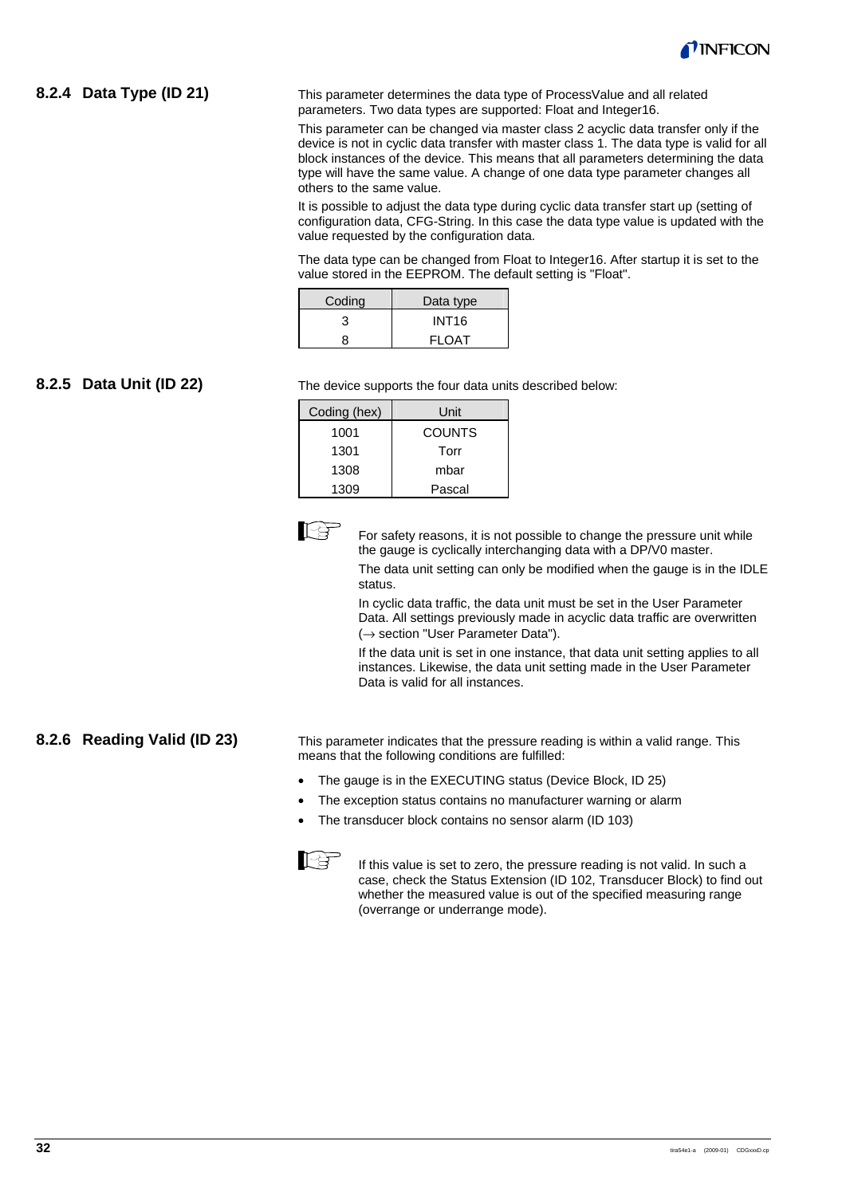### 8.2.4 Data Type (ID 21)

This parameter determines the data type of ProcessValue and all related parameters. Two data types are supported: Float and Integer16.

This parameter can be changed via master class 2 acyclic data transfer only if the device is not in cyclic data transfer with master class 1. The data type is valid for all block instances of the device. This means that all parameters determining the data type will have the same value. A change of one data type parameter changes all others to the same value.

It is possible to adjust the data type during cyclic data transfer start up (setting of configuration data, CFG-String. In this case the data type value is updated with the value requested by the configuration data.

The data type can be changed from Float to Integer16. After startup it is set to the value stored in the EEPROM. The default setting is "Float".

| Coding | Data type |
|---|---|
| 3 | INT16 |
| 8 | FLOAT |

### 8.2.5 Data Unit (ID 22)

The device supports the four data units described below:

| Coding (hex) | Unit |
|---|---|
| 1001 | COUNTS |
| 1301 | Torr |
| 1308 | mbar |
| 1309 | Pascal |

For safety reasons, it is not possible to change the pressure unit while the gauge is cyclically interchanging data with a DP/V0 master.

The data unit setting can only be modified when the gauge is in the IDLE status.

In cyclic data traffic, the data unit must be set in the User Parameter Data. All settings previously made in acyclic data traffic are overwritten (→ section "User Parameter Data").

If the data unit is set in one instance, that data unit setting applies to all instances. Likewise, the data unit setting made in the User Parameter Data is valid for all instances.

### 8.2.6 Reading Valid (ID 23)

This parameter indicates that the pressure reading is within a valid range. This means that the following conditions are fulfilled:

- The gauge is in the EXECUTING status (Device Block, ID 25)
- The exception status contains no manufacturer warning or alarm
- The transducer block contains no sensor alarm (ID 103)

If this value is set to zero, the pressure reading is not valid. In such a case, check the Status Extension (ID 102, Transducer Block) to find out whether the measured value is out of the specified measuring range (overrange or underrange mode).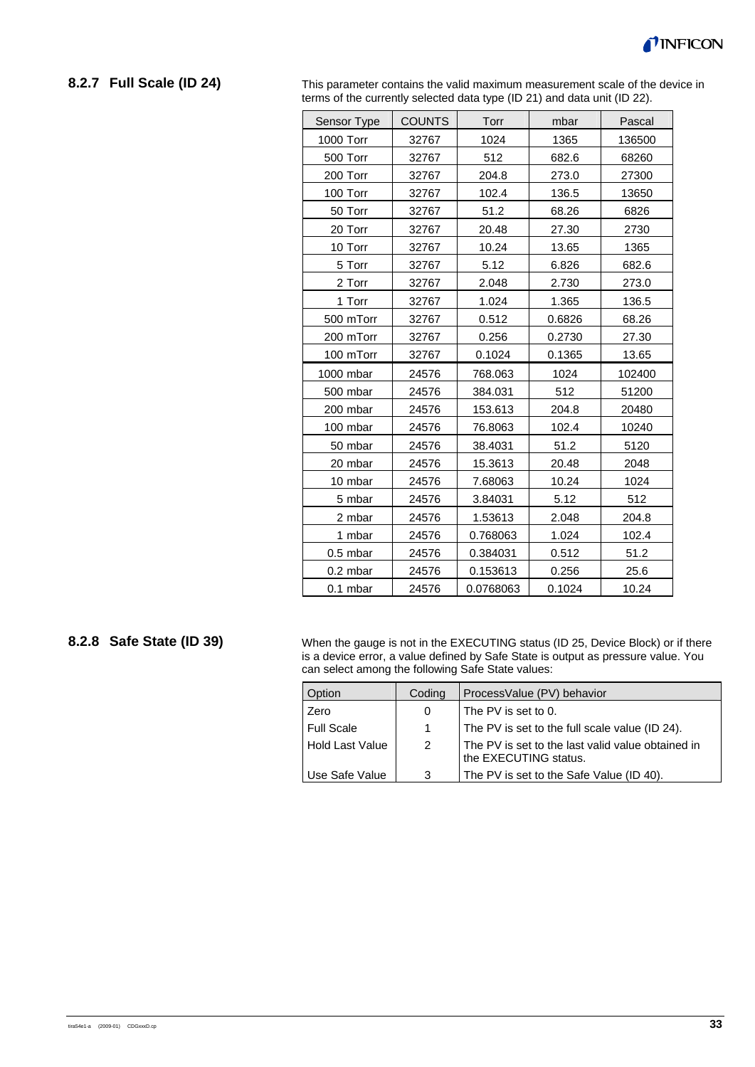### 8.2.7 Full Scale (ID 24)

This parameter contains the valid maximum measurement scale of the device in terms of the currently selected data type (ID 21) and data unit (ID 22).

| Sensor Type | COUNTS | Torr | mbar | Pascal |
|---|---|---|---|---|
| 1000 Torr | 32767 | 1024 | 1365 | 136500 |
| 500 Torr | 32767 | 512 | 682.6 | 68260 |
| 200 Torr | 32767 | 204.8 | 273.0 | 27300 |
| 100 Torr | 32767 | 102.4 | 136.5 | 13650 |
| 50 Torr | 32767 | 51.2 | 68.26 | 6826 |
| 20 Torr | 32767 | 20.48 | 27.30 | 2730 |
| 10 Torr | 32767 | 10.24 | 13.65 | 1365 |
| 5 Torr | 32767 | 5.12 | 6.826 | 682.6 |
| 2 Torr | 32767 | 2.048 | 2.730 | 273.0 |
| 1 Torr | 32767 | 1.024 | 1.365 | 136.5 |
| 500 mTorr | 32767 | 0.512 | 0.6826 | 68.26 |
| 200 mTorr | 32767 | 0.256 | 0.2730 | 27.30 |
| 100 mTorr | 32767 | 0.1024 | 0.1365 | 13.65 |
| 1000 mbar | 24576 | 768.063 | 1024 | 102400 |
| 500 mbar | 24576 | 384.031 | 512 | 51200 |
| 200 mbar | 24576 | 153.613 | 204.8 | 20480 |
| 100 mbar | 24576 | 76.8063 | 102.4 | 10240 |
| 50 mbar | 24576 | 38.4031 | 51.2 | 5120 |
| 20 mbar | 24576 | 15.3613 | 20.48 | 2048 |
| 10 mbar | 24576 | 7.68063 | 10.24 | 1024 |
| 5 mbar | 24576 | 3.84031 | 5.12 | 512 |
| 2 mbar | 24576 | 1.53613 | 2.048 | 204.8 |
| 1 mbar | 24576 | 0.768063 | 1.024 | 102.4 |
| 0.5 mbar | 24576 | 0.384031 | 0.512 | 51.2 |
| 0.2 mbar | 24576 | 0.153613 | 0.256 | 25.6 |
| 0.1 mbar | 24576 | 0.0768063 | 0.1024 | 10.24 |

### 8.2.8 Safe State (ID 39)

When the gauge is not in the EXECUTING status (ID 25, Device Block) or if there is a device error, a value defined by Safe State is output as pressure value. You can select among the following Safe State values:

| Option | Coding | ProcessValue (PV) behavior |
|---|---|---|
| Zero | 0 | The PV is set to 0. |
| Full Scale | 1 | The PV is set to the full scale value (ID 24). |
| Hold Last Value | 2 | The PV is set to the last valid value obtained in the EXECUTING status. |
| Use Safe Value | 3 | The PV is set to the Safe Value (ID 40). |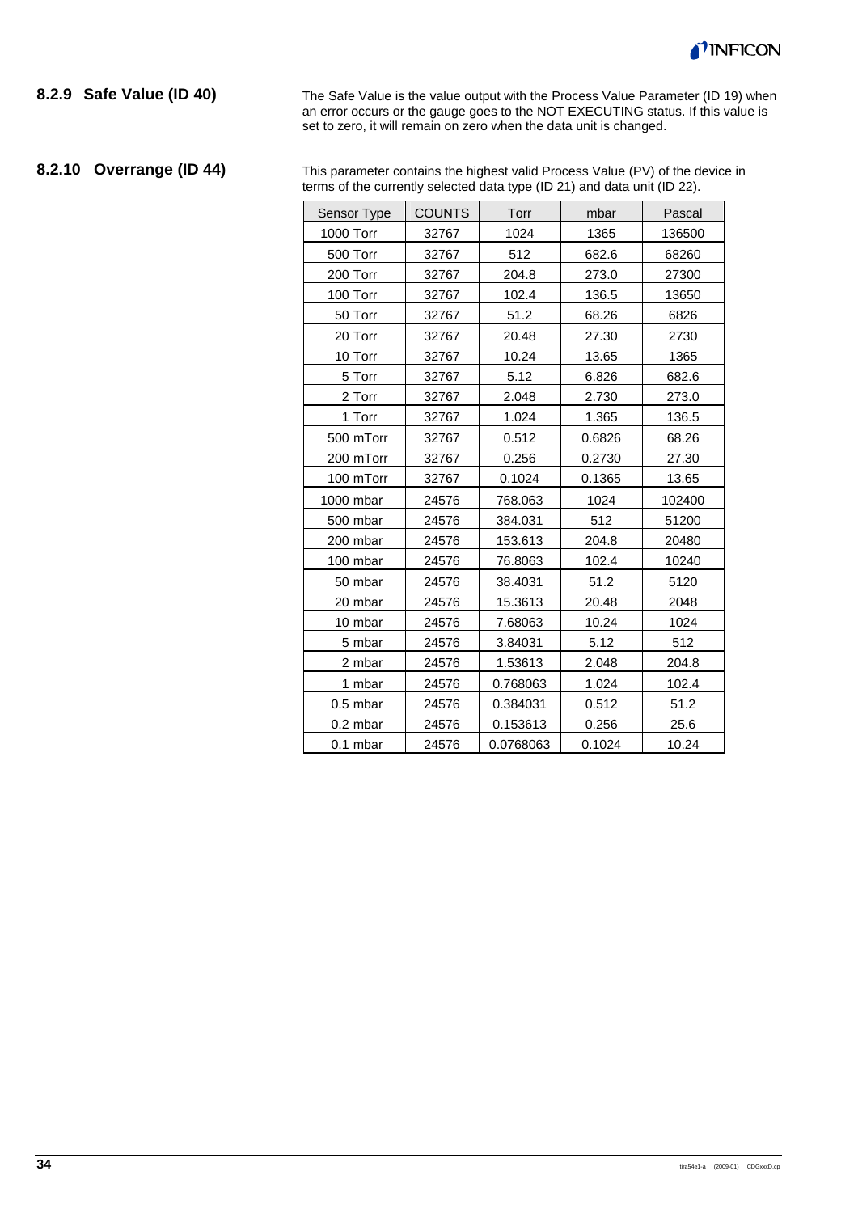### 8.2.9 Safe Value (ID 40)

The Safe Value is the value output with the Process Value Parameter (ID 19) when an error occurs or the gauge goes to the NOT EXECUTING status. If this value is set to zero, it will remain on zero when the data unit is changed.

### 8.2.10 Overrange (ID 44)

This parameter contains the highest valid Process Value (PV) of the device in terms of the currently selected data type (ID 21) and data unit (ID 22).

| Sensor Type | COUNTS | Torr | mbar | Pascal |
|---|---|---|---|---|
| 1000 Torr | 32767 | 1024 | 1365 | 136500 |
| 500 Torr | 32767 | 512 | 682.6 | 68260 |
| 200 Torr | 32767 | 204.8 | 273.0 | 27300 |
| 100 Torr | 32767 | 102.4 | 136.5 | 13650 |
| 50 Torr | 32767 | 51.2 | 68.26 | 6826 |
| 20 Torr | 32767 | 20.48 | 27.30 | 2730 |
| 10 Torr | 32767 | 10.24 | 13.65 | 1365 |
| 5 Torr | 32767 | 5.12 | 6.826 | 682.6 |
| 2 Torr | 32767 | 2.048 | 2.730 | 273.0 |
| 1 Torr | 32767 | 1.024 | 1.365 | 136.5 |
| 500 mTorr | 32767 | 0.512 | 0.6826 | 68.26 |
| 200 mTorr | 32767 | 0.256 | 0.2730 | 27.30 |
| 100 mTorr | 32767 | 0.1024 | 0.1365 | 13.65 |
| 1000 mbar | 24576 | 768.063 | 1024 | 102400 |
| 500 mbar | 24576 | 384.031 | 512 | 51200 |
| 200 mbar | 24576 | 153.613 | 204.8 | 20480 |
| 100 mbar | 24576 | 76.8063 | 102.4 | 10240 |
| 50 mbar | 24576 | 38.4031 | 51.2 | 5120 |
| 20 mbar | 24576 | 15.3613 | 20.48 | 2048 |
| 10 mbar | 24576 | 7.68063 | 10.24 | 1024 |
| 5 mbar | 24576 | 3.84031 | 5.12 | 512 |
| 2 mbar | 24576 | 1.53613 | 2.048 | 204.8 |
| 1 mbar | 24576 | 0.768063 | 1.024 | 102.4 |
| 0.5 mbar | 24576 | 0.384031 | 0.512 | 51.2 |
| 0.2 mbar | 24576 | 0.153613 | 0.256 | 25.6 |
| 0.1 mbar | 24576 | 0.0768063 | 0.1024 | 10.24 |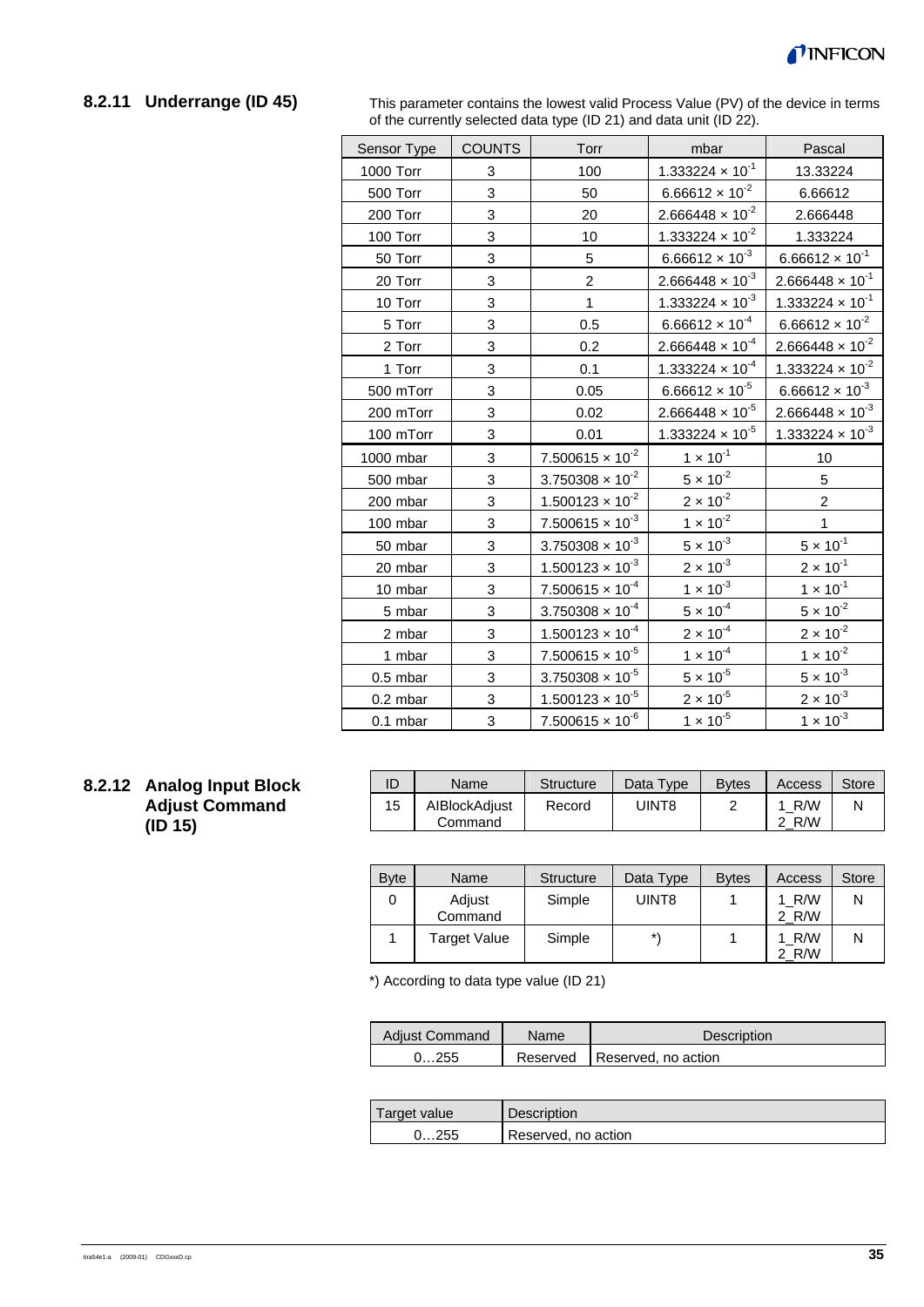### 8.2.11 Underrange (ID 45)

This parameter contains the lowest valid Process Value (PV) of the device in terms of the currently selected data type (ID 21) and data unit (ID 22).

| Sensor Type | COUNTS | Torr | mbar | Pascal |
|---|---|---|---|---|
| 1000 Torr | 3 | 100 | $1.333224 \times 10^{-1}$ | 13.33224 |
| 500 Torr | 3 | 50 | $6.66612 \times 10^{-2}$ | 6.66612 |
| 200 Torr | 3 | 20 | $2.666448 \times 10^{-2}$ | 2.666448 |
| 100 Torr | 3 | 10 | $1.333224 \times 10^{-2}$ | 1.333224 |
| 50 Torr | 3 | 5 | $6.66612 \times 10^{-3}$ | $6.66612 \times 10^{-1}$ |
| 20 Torr | 3 | 2 | $2.666448 \times 10^{-3}$ | $2.666448 \times 10^{-1}$ |
| 10 Torr | 3 | 1 | $1.333224 \times 10^{-3}$ | $1.333224 \times 10^{-1}$ |
| 5 Torr | 3 | 0.5 | $6.66612 \times 10^{-4}$ | $6.66612 \times 10^{-2}$ |
| 2 Torr | 3 | 0.2 | $2.666448 \times 10^{-4}$ | $2.666448 \times 10^{-2}$ |
| 1 Torr | 3 | 0.1 | $1.333224 \times 10^{-4}$ | $1.333224 \times 10^{-2}$ |
| 500 mTorr | 3 | 0.05 | $6.66612 \times 10^{-5}$ | $6.66612 \times 10^{-3}$ |
| 200 mTorr | 3 | 0.02 | $2.666448 \times 10^{-5}$ | $2.666448 \times 10^{-3}$ |
| 100 mTorr | 3 | 0.01 | $1.333224 \times 10^{-5}$ | $1.333224 \times 10^{-3}$ |
| 1000 mbar | 3 | $7.500615 \times 10^{-2}$ | $1 \times 10^{-1}$ | 10 |
| 500 mbar | 3 | $3.750308 \times 10^{-2}$ | $5 \times 10^{-2}$ | 5 |
| 200 mbar | 3 | $1.500123 \times 10^{-2}$ | $2 \times 10^{-2}$ | 2 |
| 100 mbar | 3 | $7.500615 \times 10^{-3}$ | $1 \times 10^{-2}$ | 1 |
| 50 mbar | 3 | $3.750308 \times 10^{-3}$ | $5 \times 10^{-3}$ | $5 \times 10^{-1}$ |
| 20 mbar | 3 | $1.500123 \times 10^{-3}$ | $2 \times 10^{-3}$ | $2 \times 10^{-1}$ |
| 10 mbar | 3 | $7.500615 \times 10^{-4}$ | $1 \times 10^{-3}$ | $1 \times 10^{-1}$ |
| 5 mbar | 3 | $3.750308 \times 10^{-4}$ | $5 \times 10^{-4}$ | $5 \times 10^{-2}$ |
| 2 mbar | 3 | $1.500123 \times 10^{-4}$ | $2 \times 10^{-4}$ | $2 \times 10^{-2}$ |
| 1 mbar | 3 | $7.500615 \times 10^{-5}$ | $1 \times 10^{-4}$ | $1 \times 10^{-2}$ |
| 0.5 mbar | 3 | $3.750308 \times 10^{-5}$ | $5 \times 10^{-5}$ | $5 \times 10^{-3}$ |
| 0.2 mbar | 3 | $1.500123 \times 10^{-5}$ | $2 \times 10^{-5}$ | $2 \times 10^{-3}$ |
| 0.1 mbar | 3 | $7.500615 \times 10^{-6}$ | $1 \times 10^{-5}$ | $1 \times 10^{-3}$ |

### 8.2.12 Analog Input Block Adjust Command (ID 15)

| ID | Name | Structure | Data Type | Bytes | Access | Store |
|---|---|---|---|---|---|---|
| 15 | AIBlockAdjust Command | Record | UINT8 | 2 | 1_R/W 2_R/W | N |

| Byte | Name | Structure | Data Type | Bytes | Access | Store |
|---|---|---|---|---|---|---|
| 0 | Adjust Command | Simple | UINT8 | 1 | 1_R/W 2_R/W | N |
| 1 | Target Value | Simple | *) | 1 | 1_R/W 2_R/W | N |

*) According to data type value (ID 21)

| Adjust Command | Name | Description |
|---|---|---|
| 0…255 | Reserved | Reserved, no action |

| Target value | Description |
|---|---|
| 0…255 | Reserved, no action |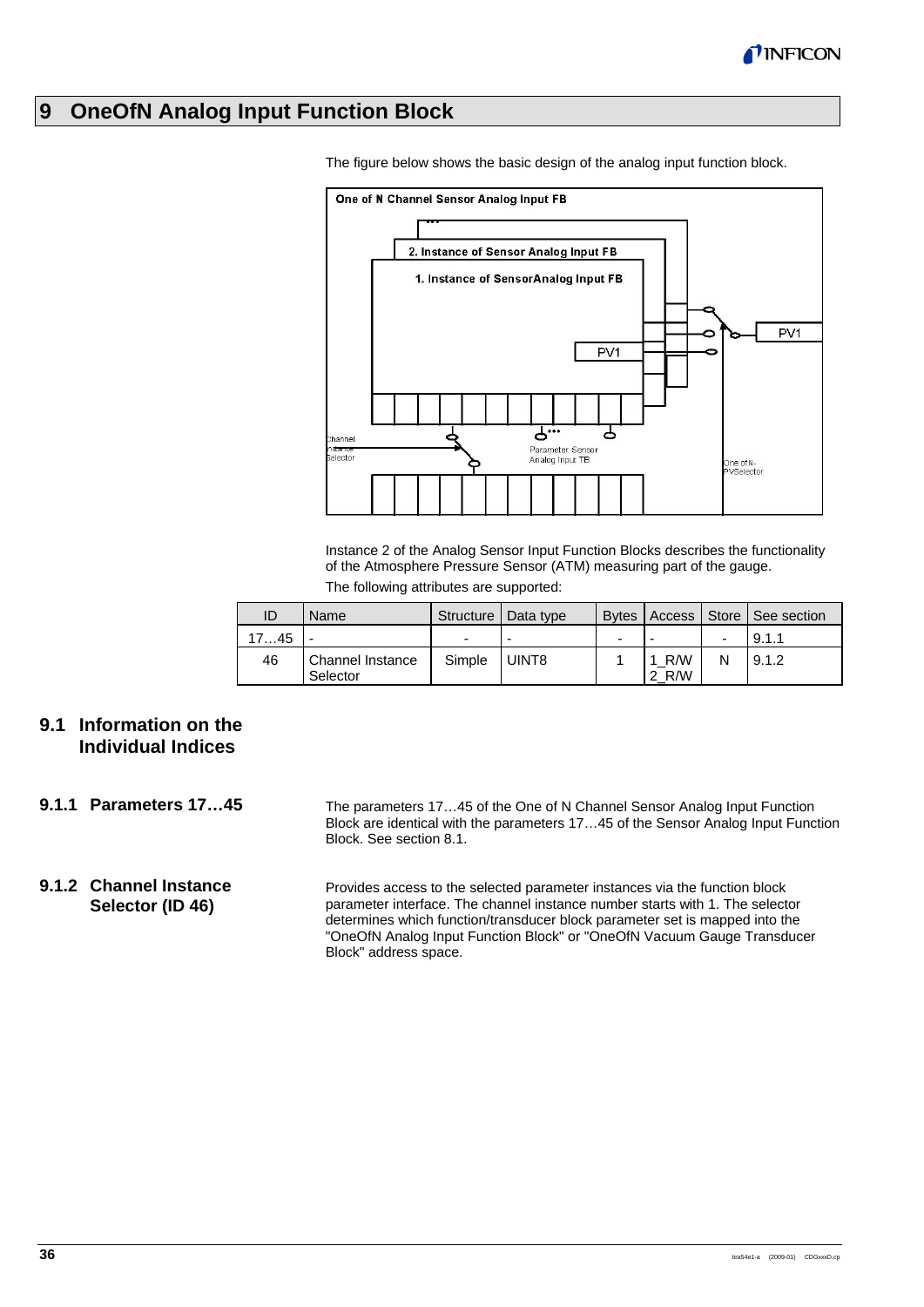# 9 OneOfN Analog Input Function Block

The figure below shows the basic design of the analog input function block.

Instance 2 of the Analog Sensor Input Function Blocks describes the functionality of the Atmosphere Pressure Sensor (ATM) measuring part of the gauge.

The following attributes are supported:

| ID | Name | Structure | Data type | Bytes | Access | Store | See section |
|---|---|---|---|---|---|---|---|
| 17…45 | - | - | - | - | - | - | 9.1.1 |
| 46 | Channel Instance Selector | Simple | UINT8 | 1 | 1_R/W 2_R/W | N | 9.1.2 |

## 9.1 Information on the Individual Indices

### 9.1.1 Parameters 17…45

The parameters 17…45 of the One of N Channel Sensor Analog Input Function Block are identical with the parameters 17…45 of the Sensor Analog Input Function Block. See section 8.1.

### 9.1.2 Channel Instance Selector (ID 46)

Provides access to the selected parameter instances via the function block parameter interface. The channel instance number starts with 1. The selector determines which function/transducer block parameter set is mapped into the "OneOfN Analog Input Function Block" or "OneOfN Vacuum Gauge Transducer Block" address space.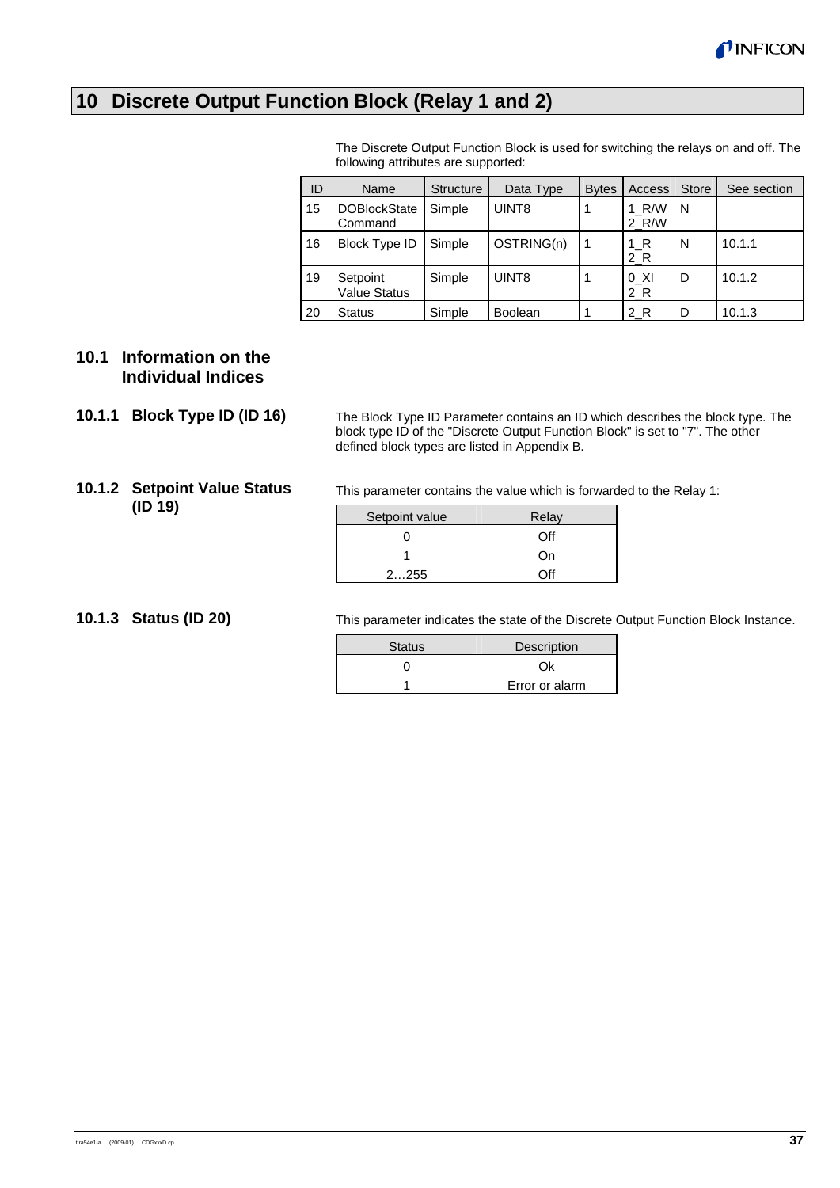# 10 Discrete Output Function Block (Relay 1 and 2)

The Discrete Output Function Block is used for switching the relays on and off. The following attributes are supported:

| ID | Name | Structure | Data Type | Bytes | Access | Store | See section |
|---|---|---|---|---|---|---|---|
| 15 | DOBlockState Command | Simple | UINT8 | 1 | 1_R/W 2_R/W | N | |
| 16 | Block Type ID | Simple | OSTRING(n) | 1 | 1_R 2_R | N | 10.1.1 |
| 19 | Setpoint Value Status | Simple | UINT8 | 1 | 0_XI 2_R | D | 10.1.2 |
| 20 | Status | Simple | Boolean | 1 | 2_R | D | 10.1.3 |

## 10.1 Information on the Individual Indices

### 10.1.1 Block Type ID (ID 16)

The Block Type ID Parameter contains an ID which describes the block type. The block type ID of the "Discrete Output Function Block" is set to "7". The other defined block types are listed in Appendix B.

### 10.1.2 Setpoint Value Status (ID 19)

This parameter contains the value which is forwarded to the Relay 1:

| Setpoint value | Relay |
|---|---|
| 0 | Off |
| 1 | On |
| 2…255 | Off |

### 10.1.3 Status (ID 20)

This parameter indicates the state of the Discrete Output Function Block Instance.

| Status | Description |
|---|---|
| 0 | Ok |
| 1 | Error or alarm |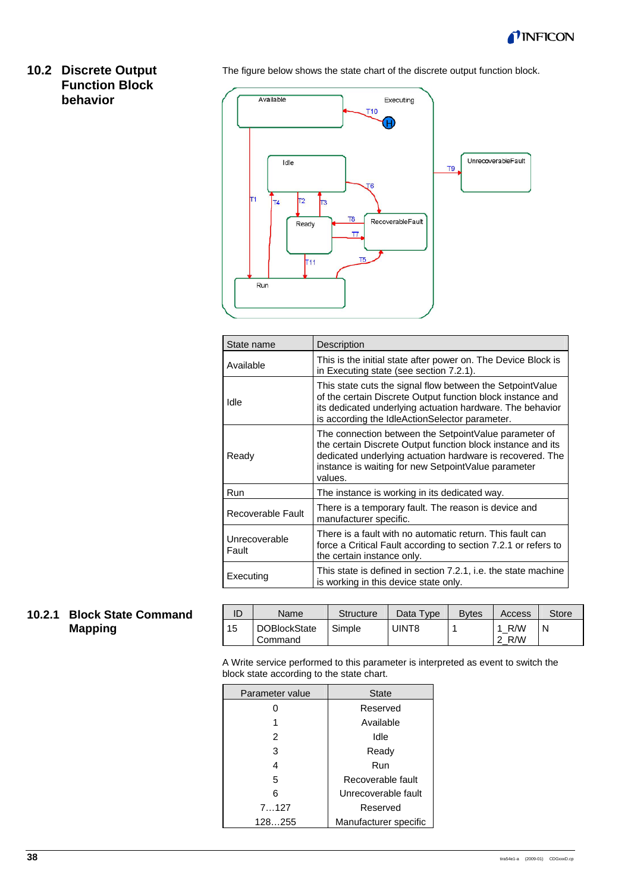## 10.2 Discrete Output Function Block behavior

The figure below shows the state chart of the discrete output function block.

| State name | Description |
|---|---|
| Available | This is the initial state after power on. The Device Block is in Executing state (see section 7.2.1). |
| Idle | This state cuts the signal flow between the SetpointValue of the certain Discrete Output function block instance and its dedicated underlying actuation hardware. The behavior is according the IdleActionSelector parameter. |
| Ready | The connection between the SetpointValue parameter of the certain Discrete Output function block instance and its dedicated underlying actuation hardware is recovered. The instance is waiting for new SetpointValue parameter values. |
| Run | The instance is working in its dedicated way. |
| Recoverable Fault | There is a temporary fault. The reason is device and manufacturer specific. |
| Unrecoverable Fault | There is a fault with no automatic return. This fault can force a Critical Fault according to section 7.2.1 or refers to the certain instance only. |
| Executing | This state is defined in section 7.2.1, i.e. the state machine is working in this device state only. |

### 10.2.1 Block State Command Mapping

| ID | Name | Structure | Data Type | Bytes | Access | Store |
|---|---|---|---|---|---|---|
| 15 | DOBlockState Command | Simple | UINT8 | 1 | 1_R/W 2_R/W | N |

A Write service performed to this parameter is interpreted as event to switch the block state according to the state chart.

| Parameter value | State |
|---|---|
| 0 | Reserved |
| 1 | Available |
| 2 | Idle |
| 3 | Ready |
| 4 | Run |
| 5 | Recoverable fault |
| 6 | Unrecoverable fault |
| 7…127 | Reserved |
| 128…255 | Manufacturer specific |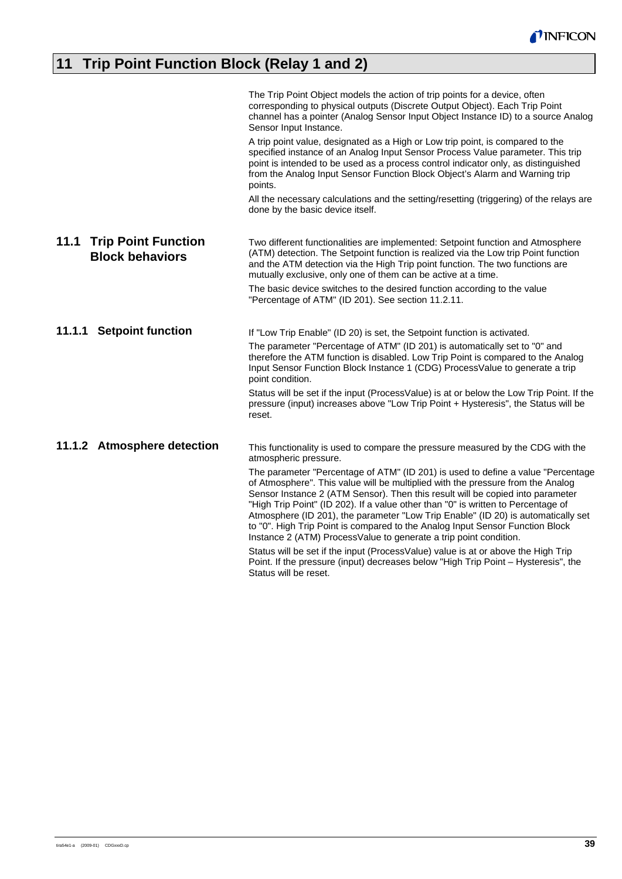# 11 Trip Point Function Block (Relay 1 and 2)

The Trip Point Object models the action of trip points for a device, often corresponding to physical outputs (Discrete Output Object). Each Trip Point channel has a pointer (Analog Sensor Input Object Instance ID) to a source Analog Sensor Input Instance.

A trip point value, designated as a High or Low trip point, is compared to the specified instance of an Analog Input Sensor Process Value parameter. This trip point is intended to be used as a process control indicator only, as distinguished from the Analog Input Sensor Function Block Object's Alarm and Warning trip points.

All the necessary calculations and the setting/resetting (triggering) of the relays are done by the basic device itself.

## 11.1 Trip Point Function Block behaviors

Two different functionalities are implemented: Setpoint function and Atmosphere (ATM) detection. The Setpoint function is realized via the Low trip Point function and the ATM detection via the High Trip point function. The two functions are mutually exclusive, only one of them can be active at a time.

The basic device switches to the desired function according to the value "Percentage of ATM" (ID 201). See section 11.2.11.

### 11.1.1 Setpoint function

If "Low Trip Enable" (ID 20) is set, the Setpoint function is activated.

The parameter "Percentage of ATM" (ID 201) is automatically set to "0" and therefore the ATM function is disabled. Low Trip Point is compared to the Analog Input Sensor Function Block Instance 1 (CDG) ProcessValue to generate a trip point condition.

Status will be set if the input (ProcessValue) is at or below the Low Trip Point. If the pressure (input) increases above "Low Trip Point + Hysteresis", the Status will be reset.

### 11.1.2 Atmosphere detection

This functionality is used to compare the pressure measured by the CDG with the atmospheric pressure.

The parameter "Percentage of ATM" (ID 201) is used to define a value "Percentage of Atmosphere". This value will be multiplied with the pressure from the Analog Sensor Instance 2 (ATM Sensor). Then this result will be copied into parameter "High Trip Point" (ID 202). If a value other than "0" is written to Percentage of Atmosphere (ID 201), the parameter "Low Trip Enable" (ID 20) is automatically set to "0". High Trip Point is compared to the Analog Input Sensor Function Block Instance 2 (ATM) ProcessValue to generate a trip point condition.

Status will be set if the input (ProcessValue) value is at or above the High Trip Point. If the pressure (input) decreases below "High Trip Point – Hysteresis", the Status will be reset.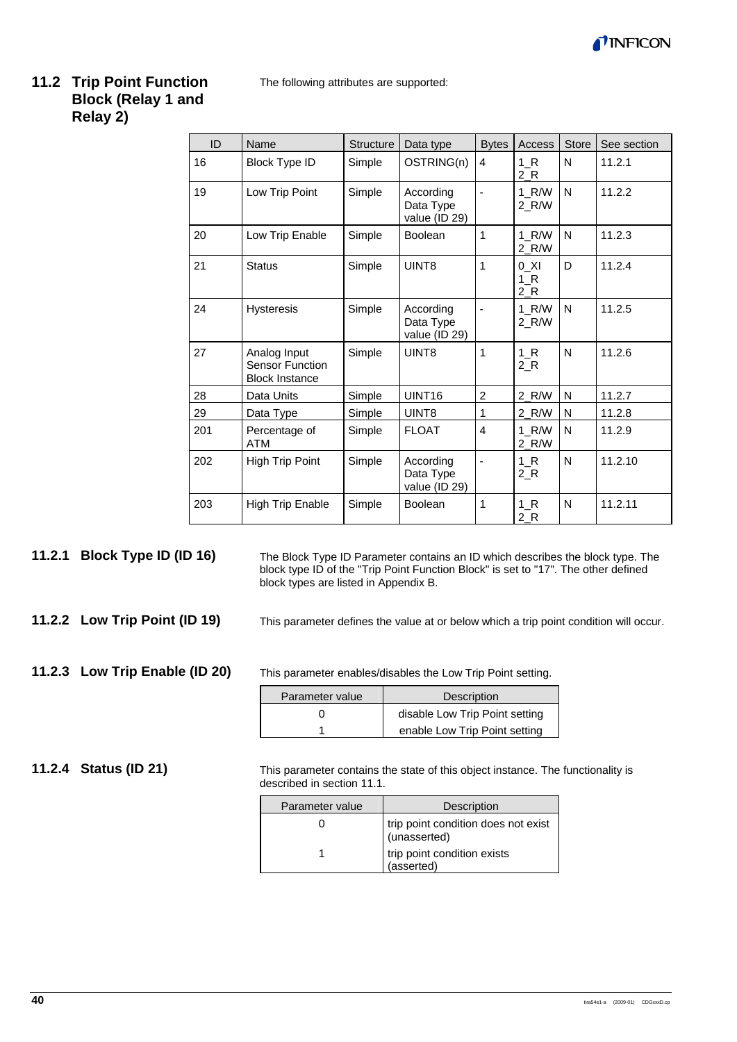## 11.2 Trip Point Function Block (Relay 1 and Relay 2)

The following attributes are supported:

| ID | Name | Structure | Data type | Bytes | Access | Store | See section |
|---|---|---|---|---|---|---|---|
| 16 | Block Type ID | Simple | OSTRING(n) | 4 | 1_R 2_R | N | 11.2.1 |
| 19 | Low Trip Point | Simple | According Data Type value (ID 29) | - | 1_R/W 2_R/W | N | 11.2.2 |
| 20 | Low Trip Enable | Simple | Boolean | 1 | 1_R/W 2_R/W | N | 11.2.3 |
| 21 | Status | Simple | UINT8 | 1 | 0_XI 1_R 2_R | D | 11.2.4 |
| 24 | Hysteresis | Simple | According Data Type value (ID 29) | - | 1_R/W 2_R/W | N | 11.2.5 |
| 27 | Analog Input Sensor Function Block Instance | Simple | UINT8 | 1 | 1_R 2_R | N | 11.2.6 |
| 28 | Data Units | Simple | UINT16 | 2 | 2_R/W | N | 11.2.7 |
| 29 | Data Type | Simple | UINT8 | 1 | 2_R/W | N | 11.2.8 |
| 201 | Percentage of ATM | Simple | FLOAT | 4 | 1_R/W 2_R/W | N | 11.2.9 |
| 202 | High Trip Point | Simple | According Data Type value (ID 29) | - | 1_R 2_R | N | 11.2.10 |
| 203 | High Trip Enable | Simple | Boolean | 1 | 1_R 2_R | N | 11.2.11 |

### 11.2.1 Block Type ID (ID 16)

The Block Type ID Parameter contains an ID which describes the block type. The block type ID of the "Trip Point Function Block" is set to "17". The other defined block types are listed in Appendix B.

### 11.2.2 Low Trip Point (ID 19)

This parameter defines the value at or below which a trip point condition will occur.

### 11.2.3 Low Trip Enable (ID 20)

This parameter enables/disables the Low Trip Point setting.

| Parameter value | Description |
|---|---|
| 0 | disable Low Trip Point setting |
| 1 | enable Low Trip Point setting |

### 11.2.4 Status (ID 21)

This parameter contains the state of this object instance. The functionality is described in section 11.1.

| Parameter value | Description |
|---|---|
| 0 | trip point condition does not exist (unasserted) |
| 1 | trip point condition exists (asserted) |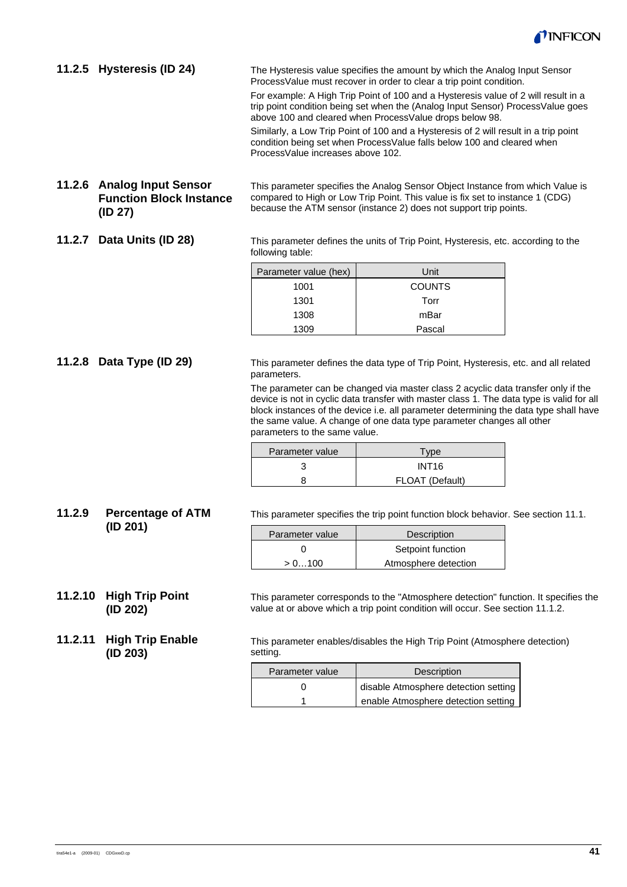### 11.2.5 Hysteresis (ID 24)

The Hysteresis value specifies the amount by which the Analog Input Sensor ProcessValue must recover in order to clear a trip point condition.

For example: A High Trip Point of 100 and a Hysteresis value of 2 will result in a trip point condition being set when the (Analog Input Sensor) ProcessValue goes above 100 and cleared when ProcessValue drops below 98.

Similarly, a Low Trip Point of 100 and a Hysteresis of 2 will result in a trip point condition being set when ProcessValue falls below 100 and cleared when ProcessValue increases above 102.

### 11.2.6 Analog Input Sensor Function Block Instance (ID 27)

This parameter specifies the Analog Sensor Object Instance from which Value is compared to High or Low Trip Point. This value is fix set to instance 1 (CDG) because the ATM sensor (instance 2) does not support trip points.

### 11.2.7 Data Units (ID 28)

This parameter defines the units of Trip Point, Hysteresis, etc. according to the following table:

| Parameter value (hex) | Unit |
|---|---|
| 1001 | COUNTS |
| 1301 | Torr |
| 1308 | mBar |
| 1309 | Pascal |

### 11.2.8 Data Type (ID 29)

This parameter defines the data type of Trip Point, Hysteresis, etc. and all related parameters.

The parameter can be changed via master class 2 acyclic data transfer only if the device is not in cyclic data transfer with master class 1. The data type is valid for all block instances of the device i.e. all parameter determining the data type shall have the same value. A change of one data type parameter changes all other parameters to the same value.

| Parameter value | Type |
|---|---|
| 3 | INT16 |
| 8 | FLOAT (Default) |

### 11.2.9 Percentage of ATM (ID 201)

This parameter specifies the trip point function block behavior. See section 11.1.

| Parameter value | Description |
|---|---|
| 0 | Setpoint function |
| > 0…100 | Atmosphere detection |

### 11.2.10 High Trip Point (ID 202)

This parameter corresponds to the "Atmosphere detection" function. It specifies the value at or above which a trip point condition will occur. See section 11.1.2.

### 11.2.11 High Trip Enable (ID 203)

This parameter enables/disables the High Trip Point (Atmosphere detection) setting.

| Parameter value | Description |
|---|---|
| 0 | disable Atmosphere detection setting |
| 1 | enable Atmosphere detection setting |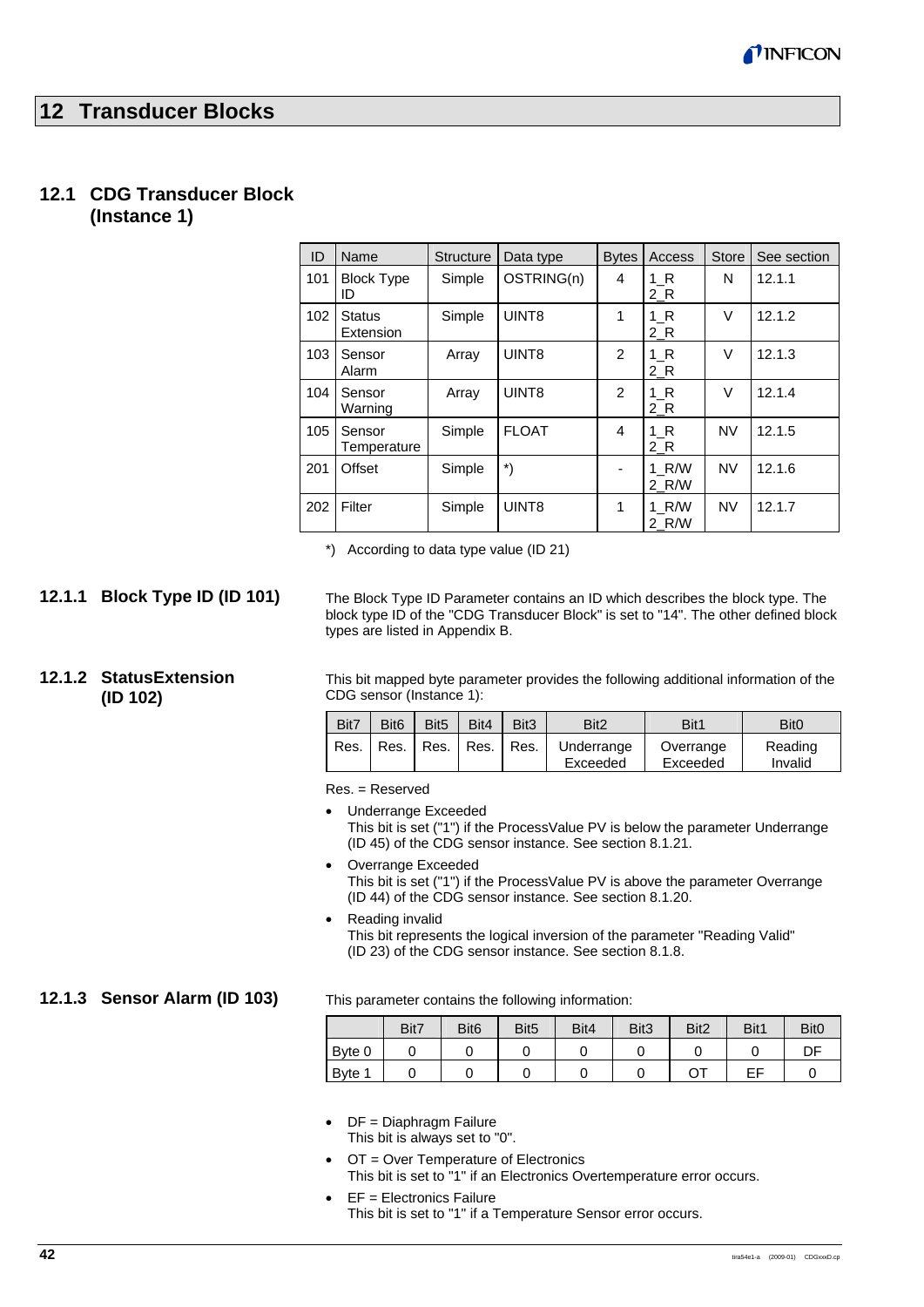# 12 Transducer Blocks

## 12.1 CDG Transducer Block (Instance 1)

| ID | Name | Structure | Data type | Bytes | Access | Store | See section |
|---|---|---|---|---|---|---|---|
| 101 | Block Type ID | Simple | OSTRING(n) | 4 | 1_R 2_R | N | 12.1.1 |
| 102 | Status Extension | Simple | UINT8 | 1 | 1_R 2_R | V | 12.1.2 |
| 103 | Sensor Alarm | Array | UINT8 | 2 | 1_R 2_R | V | 12.1.3 |
| 104 | Sensor Warning | Array | UINT8 | 2 | 1_R 2_R | V | 12.1.4 |
| 105 | Sensor Temperature | Simple | FLOAT | 4 | 1_R 2_R | NV | 12.1.5 |
| 201 | Offset | Simple | *) | - | 1_R/W 2_R/W | NV | 12.1.6 |
| 202 | Filter | Simple | UINT8 | 1 | 1_R/W 2_R/W | NV | 12.1.7 |

*) According to data type value (ID 21)

### 12.1.1 Block Type ID (ID 101)

The Block Type ID Parameter contains an ID which describes the block type. The block type ID of the "CDG Transducer Block" is set to "14". The other defined block types are listed in Appendix B.

### 12.1.2 StatusExtension (ID 102)

This bit mapped byte parameter provides the following additional information of the CDG sensor (Instance 1):

| Bit7 | Bit6 | Bit5 | Bit4 | Bit3 | Bit2 | Bit1 | Bit0 |
|---|---|---|---|---|---|---|---|
| Res. | Res. | Res. | Res. | Res. | Underrange Exceeded | Overrange Exceeded | Reading Invalid |

Res. = Reserved

- Underrange Exceeded
  This bit is set ("1") if the ProcessValue PV is below the parameter Underrange (ID 45) of the CDG sensor instance. See section 8.1.21.
- Overrange Exceeded
  This bit is set ("1") if the ProcessValue PV is above the parameter Overrange (ID 44) of the CDG sensor instance. See section 8.1.20.
- Reading invalid
  This bit represents the logical inversion of the parameter "Reading Valid" (ID 23) of the CDG sensor instance. See section 8.1.8.

### 12.1.3 Sensor Alarm (ID 103)

This parameter contains the following information:

| | Bit7 | Bit6 | Bit5 | Bit4 | Bit3 | Bit2 | Bit1 | Bit0 |
|---|---|---|---|---|---|---|---|---|
| Byte 0 | 0 | 0 | 0 | 0 | 0 | 0 | 0 | DF |
| Byte 1 | 0 | 0 | 0 | 0 | 0 | OT | EF | 0 |

- DF = Diaphragm Failure
  This bit is always set to "0".
- OT = Over Temperature of Electronics
  This bit is set to "1" if an Electronics Overtemperature error occurs.
- EF = Electronics Failure
  This bit is set to "1" if a Temperature Sensor error occurs.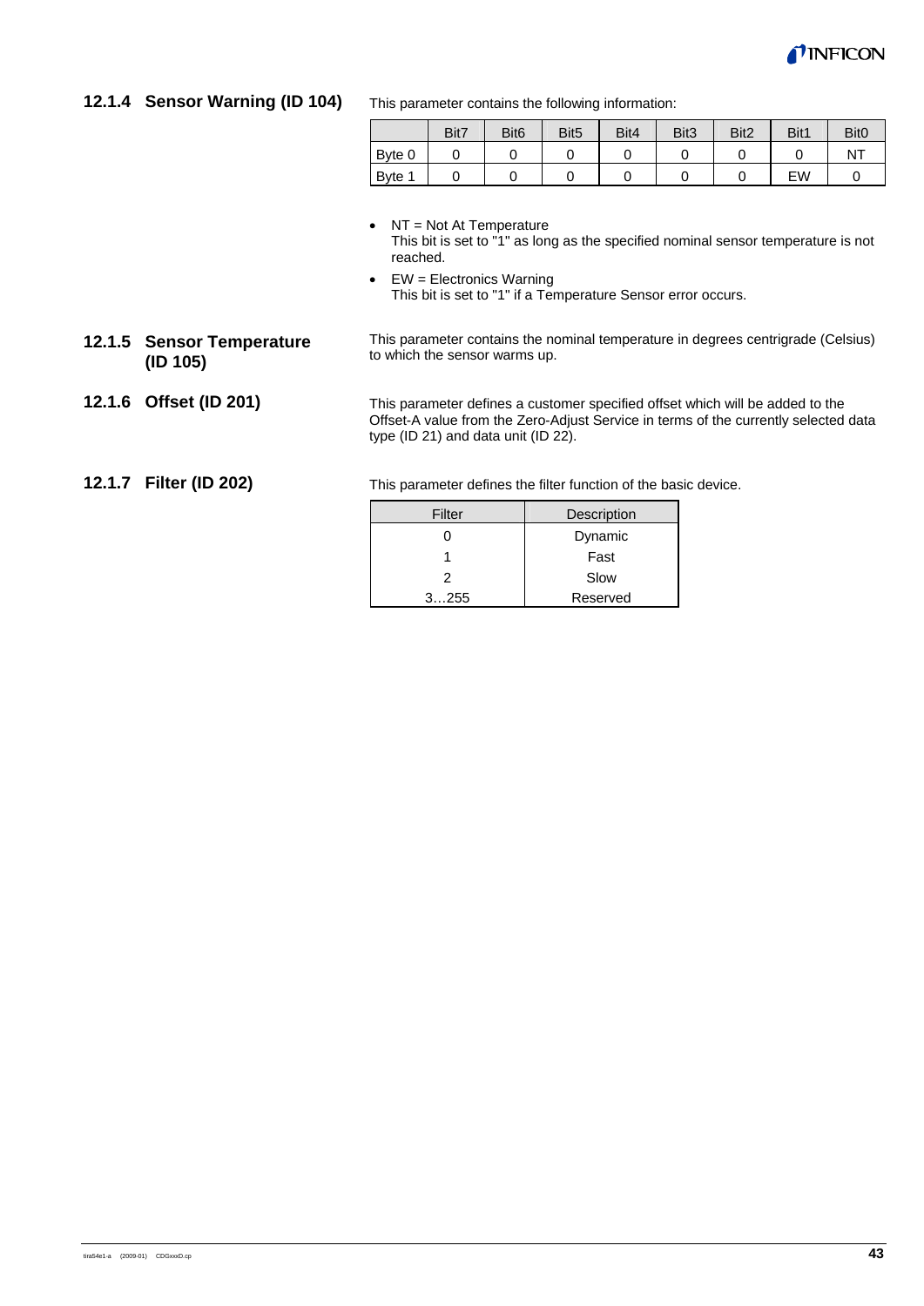### 12.1.4 Sensor Warning (ID 104)

This parameter contains the following information:

| | Bit7 | Bit6 | Bit5 | Bit4 | Bit3 | Bit2 | Bit1 | Bit0 |
|---|---|---|---|---|---|---|---|---|
| Byte 0 | 0 | 0 | 0 | 0 | 0 | 0 | 0 | NT |
| Byte 1 | 0 | 0 | 0 | 0 | 0 | 0 | EW | 0 |

- NT = Not At Temperature
  This bit is set to "1" as long as the specified nominal sensor temperature is not reached.
- EW = Electronics Warning
  This bit is set to "1" if a Temperature Sensor error occurs.

### 12.1.5 Sensor Temperature (ID 105)

This parameter contains the nominal temperature in degrees centrigrade (Celsius) to which the sensor warms up.

### 12.1.6 Offset (ID 201)

This parameter defines a customer specified offset which will be added to the Offset-A value from the Zero-Adjust Service in terms of the currently selected data type (ID 21) and data unit (ID 22).

### 12.1.7 Filter (ID 202)

This parameter defines the filter function of the basic device.

| Filter | Description |
|---|---|
| 0 | Dynamic |
| 1 | Fast |
| 2 | Slow |
| 3…255 | Reserved |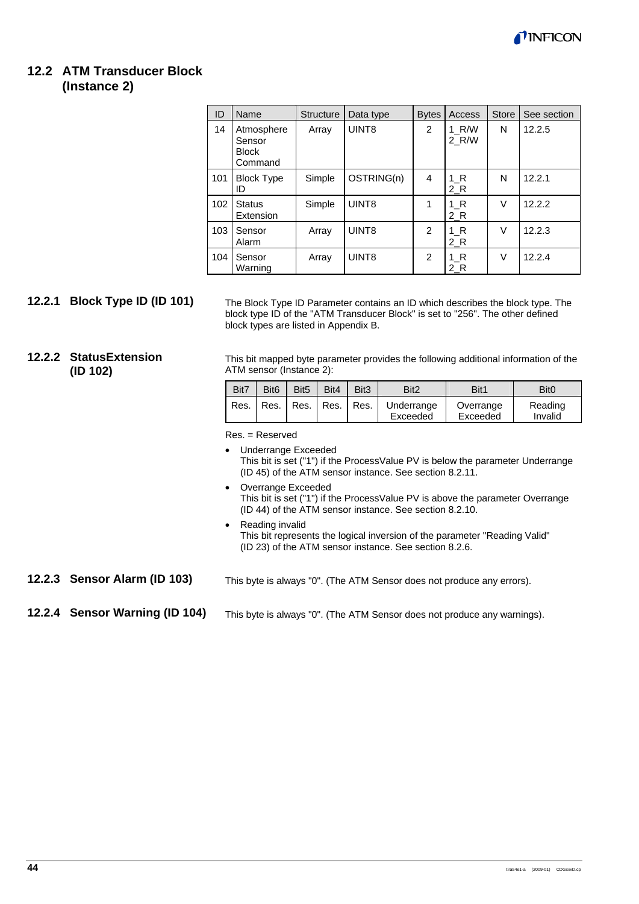## 12.2 ATM Transducer Block (Instance 2)

| ID | Name | Structure | Data type | Bytes | Access | Store | See section |
|---|---|---|---|---|---|---|---|
| 14 | Atmosphere Sensor Block Command | Array | UINT8 | 2 | 1_R/W 2_R/W | N | 12.2.5 |
| 101 | Block Type ID | Simple | OSTRING(n) | 4 | 1_R 2_R | N | 12.2.1 |
| 102 | Status Extension | Simple | UINT8 | 1 | 1_R 2_R | V | 12.2.2 |
| 103 | Sensor Alarm | Array | UINT8 | 2 | 1_R 2_R | V | 12.2.3 |
| 104 | Sensor Warning | Array | UINT8 | 2 | 1_R 2_R | V | 12.2.4 |

### 12.2.1 Block Type ID (ID 101)

The Block Type ID Parameter contains an ID which describes the block type. The block type ID of the "ATM Transducer Block" is set to "256". The other defined block types are listed in Appendix B.

### 12.2.2 StatusExtension (ID 102)

This bit mapped byte parameter provides the following additional information of the ATM sensor (Instance 2):

| Bit7 | Bit6 | Bit5 | Bit4 | Bit3 | Bit2 | Bit1 | Bit0 |
|---|---|---|---|---|---|---|---|
| Res. | Res. | Res. | Res. | Res. | Underrange Exceeded | Overrange Exceeded | Reading Invalid |

Res. = Reserved

- Underrange Exceeded
  This bit is set ("1") if the ProcessValue PV is below the parameter Underrange (ID 45) of the ATM sensor instance. See section 8.2.11.
- Overrange Exceeded
  This bit is set ("1") if the ProcessValue PV is above the parameter Overrange (ID 44) of the ATM sensor instance. See section 8.2.10.
- Reading invalid
  This bit represents the logical inversion of the parameter "Reading Valid" (ID 23) of the ATM sensor instance. See section 8.2.6.

### 12.2.3 Sensor Alarm (ID 103)

This byte is always "0". (The ATM Sensor does not produce any errors).

### 12.2.4 Sensor Warning (ID 104)

This byte is always "0". (The ATM Sensor does not produce any warnings).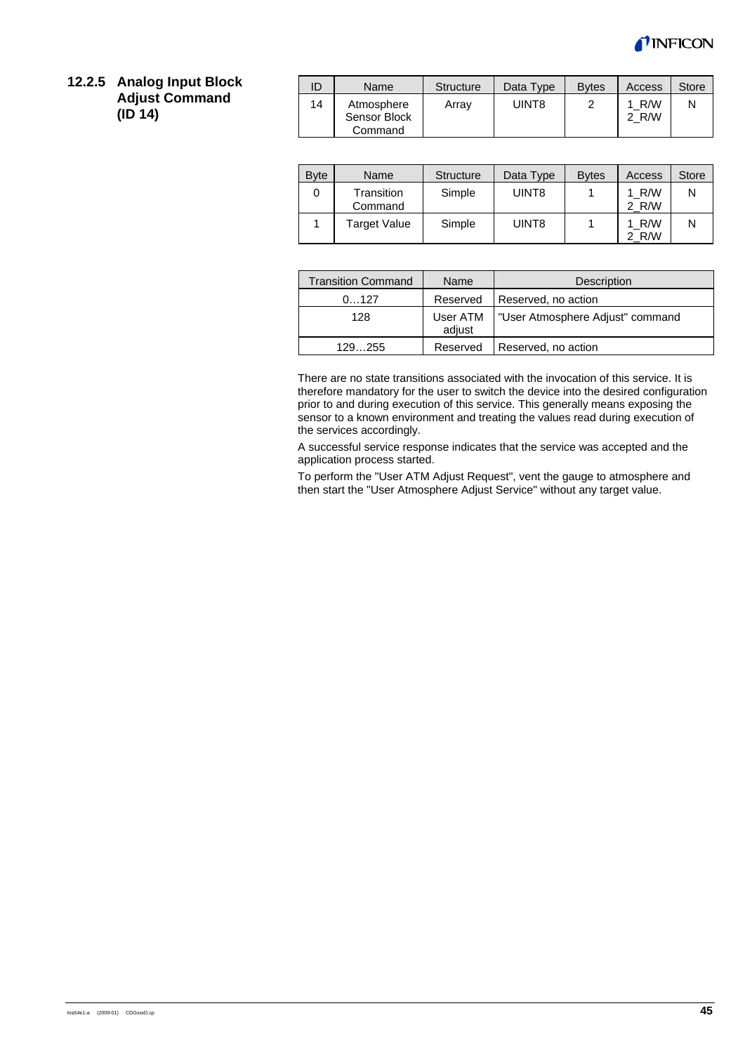### 12.2.5 Analog Input Block Adjust Command (ID 14)

| ID | Name | Structure | Data Type | Bytes | Access | Store |
|---|---|---|---|---|---|---|
| 14 | Atmosphere Sensor Block Command | Array | UINT8 | 2 | 1_R/W 2_R/W | N |

| Byte | Name | Structure | Data Type | Bytes | Access | Store |
|---|---|---|---|---|---|---|
| 0 | Transition Command | Simple | UINT8 | 1 | 1_R/W 2_R/W | N |
| 1 | Target Value | Simple | UINT8 | 1 | 1_R/W 2_R/W | N |

| Transition Command | Name | Description |
|---|---|---|
| 0…127 | Reserved | Reserved, no action |
| 128 | User ATM adjust | "User Atmosphere Adjust" command |
| 129…255 | Reserved | Reserved, no action |

There are no state transitions associated with the invocation of this service. It is therefore mandatory for the user to switch the device into the desired configuration prior to and during execution of this service. This generally means exposing the sensor to a known environment and treating the values read during execution of the services accordingly.

A successful service response indicates that the service was accepted and the application process started.

To perform the "User ATM Adjust Request", vent the gauge to atmosphere and then start the "User Atmosphere Adjust Service" without any target value.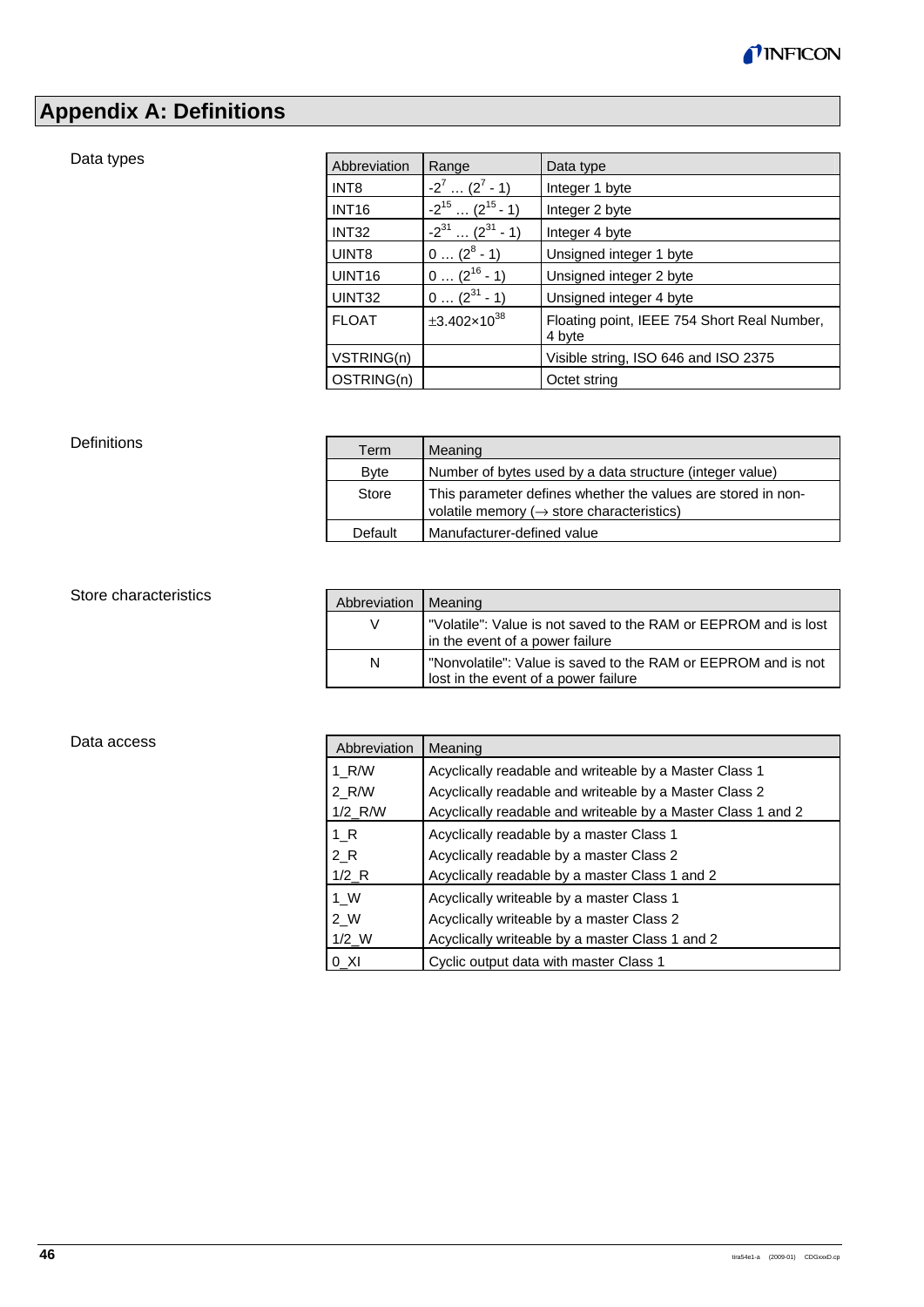# Appendix A: Definitions

Data types

| Abbreviation | Range | Data type |
|---|---|---|
| INT8 | $-2^{7} \dots (2^{7} - 1)$ | Integer 1 byte |
| INT16 | $-2^{15} \dots (2^{15} - 1)$ | Integer 2 byte |
| INT32 | $-2^{31} \dots (2^{31} - 1)$ | Integer 4 byte |
| UINT8 | $0 \dots (2^{8} - 1)$ | Unsigned integer 1 byte |
| UINT16 | $0 \dots (2^{16} - 1)$ | Unsigned integer 2 byte |
| UINT32 | $0 \dots (2^{31} - 1)$ | Unsigned integer 4 byte |
| FLOAT | $\pm 3.402 \times 10^{38}$ | Floating point, IEEE 754 Short Real Number, 4 byte |
| VSTRING(n) | | Visible string, ISO 646 and ISO 2375 |
| OSTRING(n) | | Octet string |

Definitions

| Term | Meaning |
|---|---|
| Byte | Number of bytes used by a data structure (integer value) |
| Store | This parameter defines whether the values are stored in non-volatile memory (→ store characteristics) |
| Default | Manufacturer-defined value |

Store characteristics

| Abbreviation | Meaning |
|---|---|
| V | "Volatile": Value is not saved to the RAM or EEPROM and is lost in the event of a power failure |
| N | "Nonvolatile": Value is saved to the RAM or EEPROM and is not lost in the event of a power failure |

Data access

| Abbreviation | Meaning |
|---|---|
| 1_R/W | Acyclically readable and writeable by a Master Class 1 |
| 2_R/W | Acyclically readable and writeable by a Master Class 2 |
| 1/2_R/W | Acyclically readable and writeable by a Master Class 1 and 2 |
| 1_R | Acyclically readable by a master Class 1 |
| 2_R | Acyclically readable by a master Class 2 |
| 1/2_R | Acyclically readable by a master Class 1 and 2 |
| 1_W | Acyclically writeable by a master Class 1 |
| 2_W | Acyclically writeable by a master Class 2 |
| 1/2_W | Acyclically writeable by a master Class 1 and 2 |
| 0_XI | Cyclic output data with master Class 1 |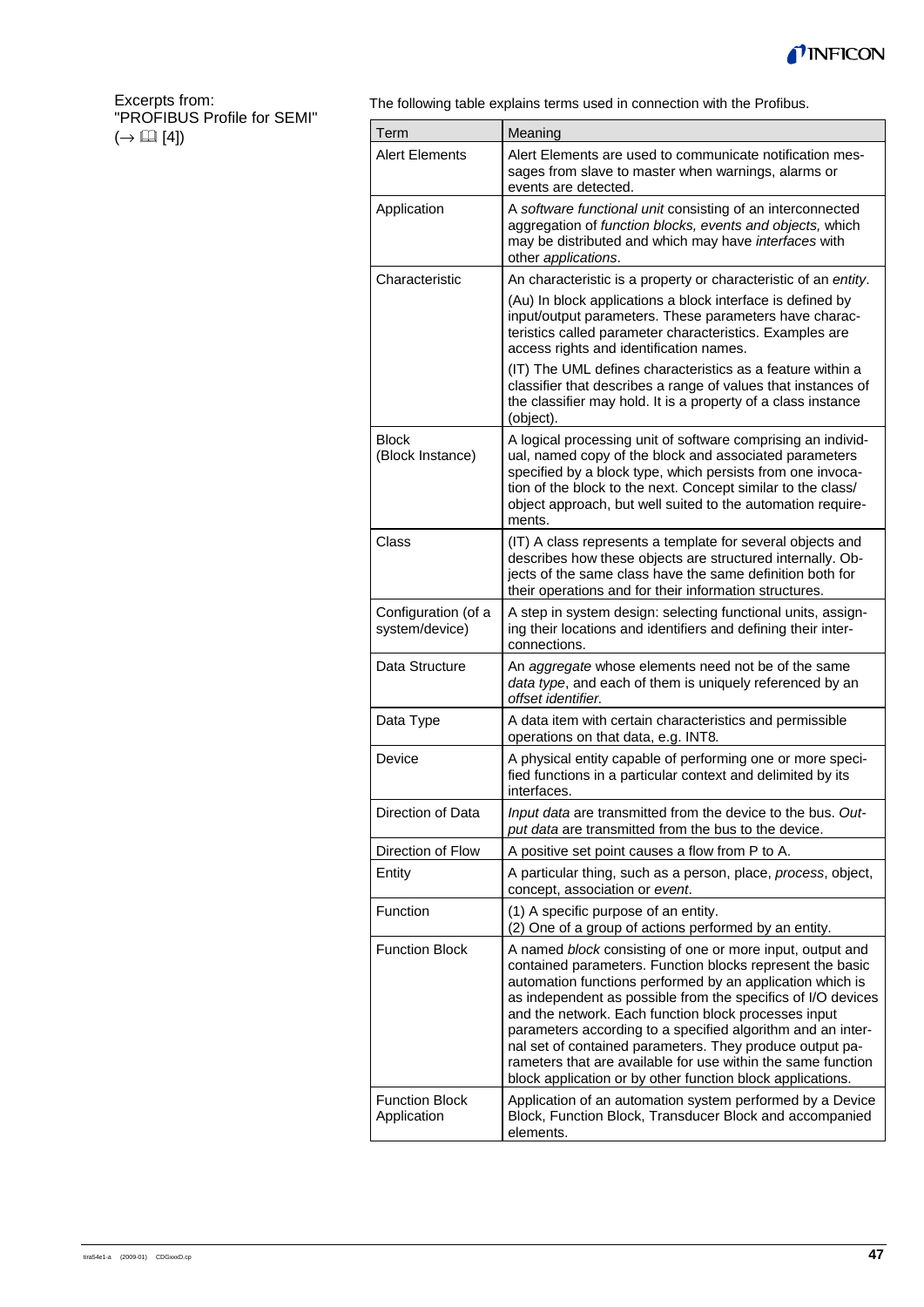Excerpts from: "PROFIBUS Profile for SEMI" (→ 📖 [4])

The following table explains terms used in connection with the Profibus.

| Term | Meaning |
|---|---|
| Alert Elements | Alert Elements are used to communicate notification messages from slave to master when warnings, alarms or events are detected. |
| Application | A *software functional unit* consisting of an interconnected aggregation of *function blocks, events and objects,* which may be distributed and which may have *interfaces* with other *applications*. |
| Characteristic | An characteristic is a property or characteristic of an *entity*.<br>(Au) In block applications a block interface is defined by input/output parameters. These parameters have characteristics called parameter characteristics. Examples are access rights and identification names.<br>(IT) The UML defines characteristics as a feature within a classifier that describes a range of values that instances of the classifier may hold. It is a property of a class instance (object). |
| Block (Block Instance) | A logical processing unit of software comprising an individual, named copy of the block and associated parameters specified by a block type, which persists from one invocation of the block to the next. Concept similar to the class/ object approach, but well suited to the automation requirements. |
| Class | (IT) A class represents a template for several objects and describes how these objects are structured internally. Objects of the same class have the same definition both for their operations and for their information structures. |
| Configuration (of a system/device) | A step in system design: selecting functional units, assigning their locations and identifiers and defining their interconnections. |
| Data Structure | An *aggregate* whose elements need not be of the same *data type*, and each of them is uniquely referenced by an *offset identifier*. |
| Data Type | A data item with certain characteristics and permissible operations on that data, e.g. INT8. |
| Device | A physical entity capable of performing one or more specified functions in a particular context and delimited by its interfaces. |
| Direction of Data | *Input data* are transmitted from the device to the bus. *Output data* are transmitted from the bus to the device. |
| Direction of Flow | A positive set point causes a flow from P to A. |
| Entity | A particular thing, such as a person, place, *process*, object, concept, association or *event*. |
| Function | (1) A specific purpose of an entity.<br>(2) One of a group of actions performed by an entity. |
| Function Block | A named *block* consisting of one or more input, output and contained parameters. Function blocks represent the basic automation functions performed by an application which is as independent as possible from the specifics of I/O devices and the network. Each function block processes input parameters according to a specified algorithm and an internal set of contained parameters. They produce output parameters that are available for use within the same function block application or by other function block applications. |
| Function Block Application | Application of an automation system performed by a Device Block, Function Block, Transducer Block and accompanied elements. |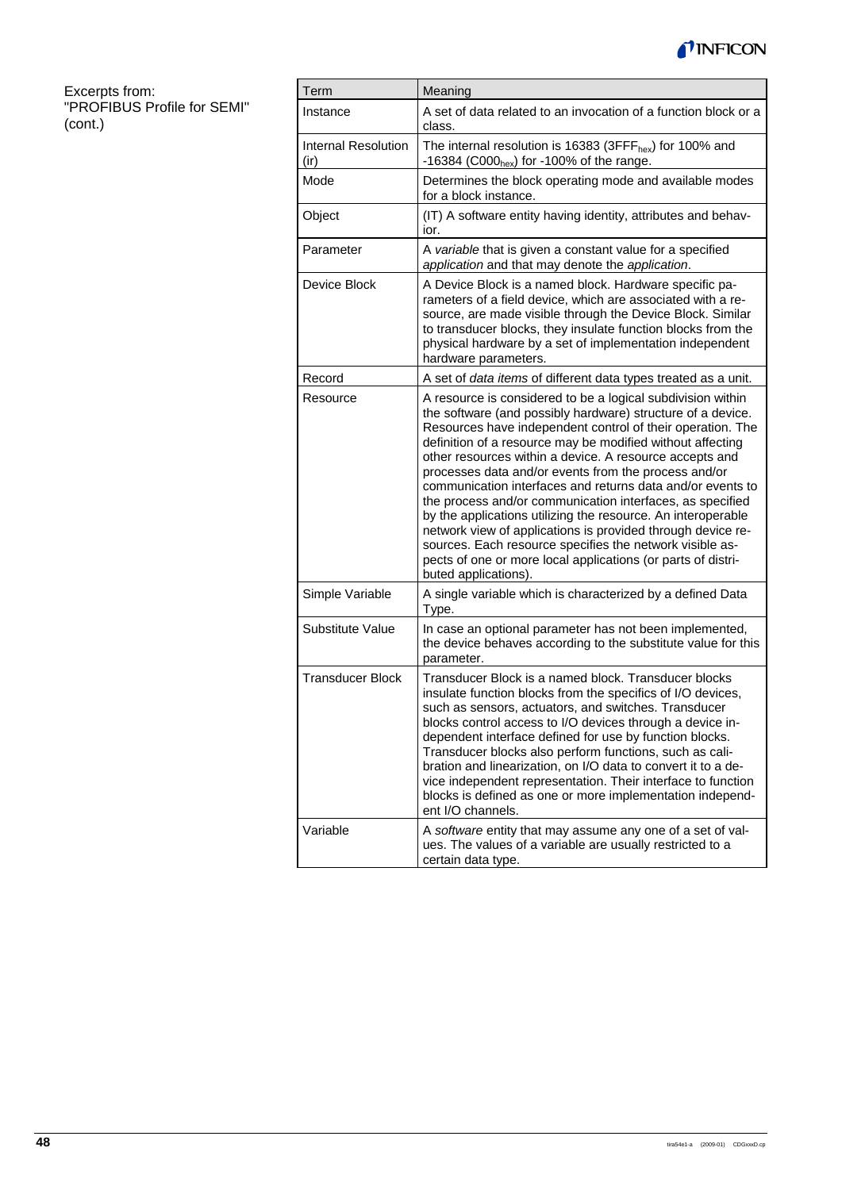Excerpts from: "PROFIBUS Profile for SEMI" (cont.)

| Term | Meaning |
|---|---|
| Instance | A set of data related to an invocation of a function block or a class. |
| Internal Resolution (ir) | The internal resolution is 16383 ($3FFF_{hex}$) for 100% and -16384 ($C000_{hex}$) for -100% of the range. |
| Mode | Determines the block operating mode and available modes for a block instance. |
| Object | (IT) A software entity having identity, attributes and behavior. |
| Parameter | A *variable* that is given a constant value for a specified *application* and that may denote the *application*. |
| Device Block | A Device Block is a named block. Hardware specific parameters of a field device, which are associated with a resource, are made visible through the Device Block. Similar to transducer blocks, they insulate function blocks from the physical hardware by a set of implementation independent hardware parameters. |
| Record | A set of *data items* of different data types treated as a unit. |
| Resource | A resource is considered to be a logical subdivision within the software (and possibly hardware) structure of a device. Resources have independent control of their operation. The definition of a resource may be modified without affecting other resources within a device. A resource accepts and processes data and/or events from the process and/or communication interfaces and returns data and/or events to the process and/or communication interfaces, as specified by the applications utilizing the resource. An interoperable network view of applications is provided through device resources. Each resource specifies the network visible aspects of one or more local applications (or parts of distributed applications). |
| Simple Variable | A single variable which is characterized by a defined Data Type. |
| Substitute Value | In case an optional parameter has not been implemented, the device behaves according to the substitute value for this parameter. |
| Transducer Block | Transducer Block is a named block. Transducer blocks insulate function blocks from the specifics of I/O devices, such as sensors, actuators, and switches. Transducer blocks control access to I/O devices through a device independent interface defined for use by function blocks. Transducer blocks also perform functions, such as calibration and linearization, on I/O data to convert it to a device independent representation. Their interface to function blocks is defined as one or more implementation independent I/O channels. |
| Variable | A *software* entity that may assume any one of a set of values. The values of a variable are usually restricted to a certain data type. |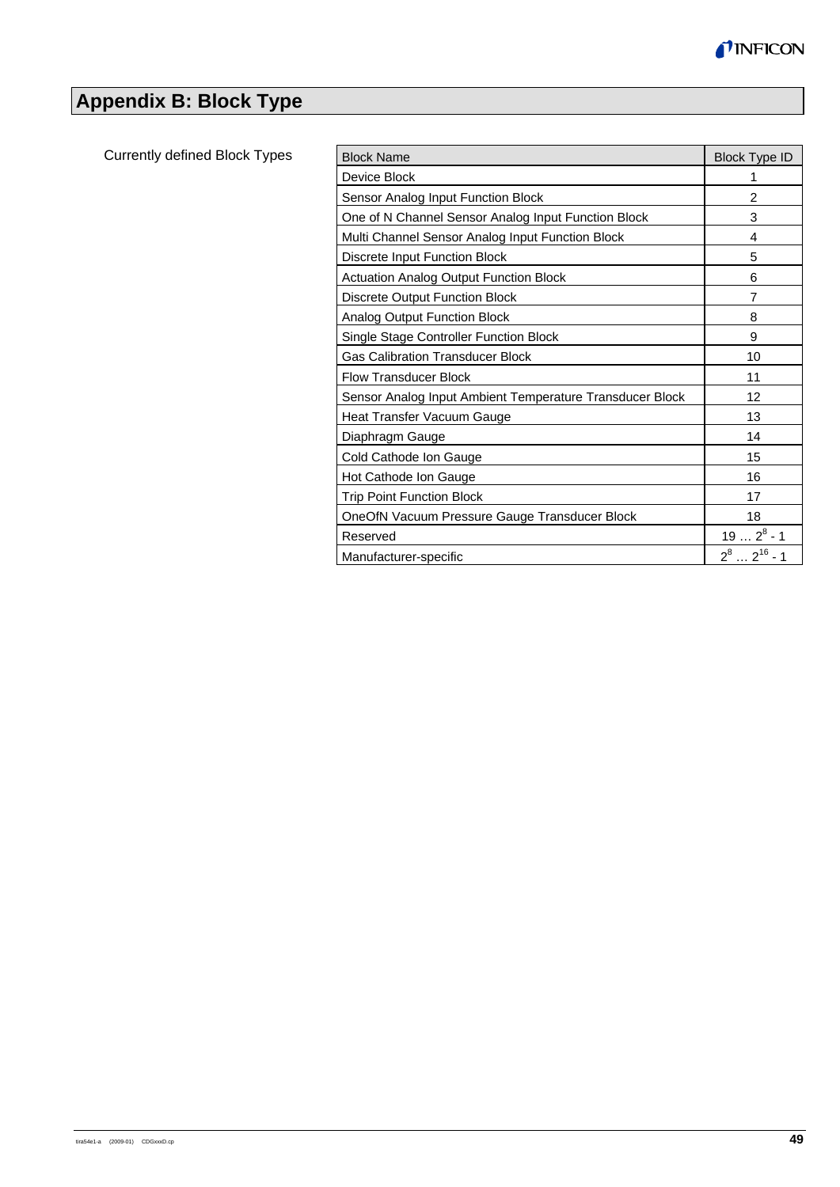# Appendix B: Block Type

Currently defined Block Types

| Block Name | Block Type ID |
|---|---|
| Device Block | 1 |
| Sensor Analog Input Function Block | 2 |
| One of N Channel Sensor Analog Input Function Block | 3 |
| Multi Channel Sensor Analog Input Function Block | 4 |
| Discrete Input Function Block | 5 |
| Actuation Analog Output Function Block | 6 |
| Discrete Output Function Block | 7 |
| Analog Output Function Block | 8 |
| Single Stage Controller Function Block | 9 |
| Gas Calibration Transducer Block | 10 |
| Flow Transducer Block | 11 |
| Sensor Analog Input Ambient Temperature Transducer Block | 12 |
| Heat Transfer Vacuum Gauge | 13 |
| Diaphragm Gauge | 14 |
| Cold Cathode Ion Gauge | 15 |
| Hot Cathode Ion Gauge | 16 |
| Trip Point Function Block | 17 |
| OneOfN Vacuum Pressure Gauge Transducer Block | 18 |
| Reserved | $19 \ldots 2^8 - 1$ |
| Manufacturer-specific | $2^8 \ldots 2^{16} - 1$ |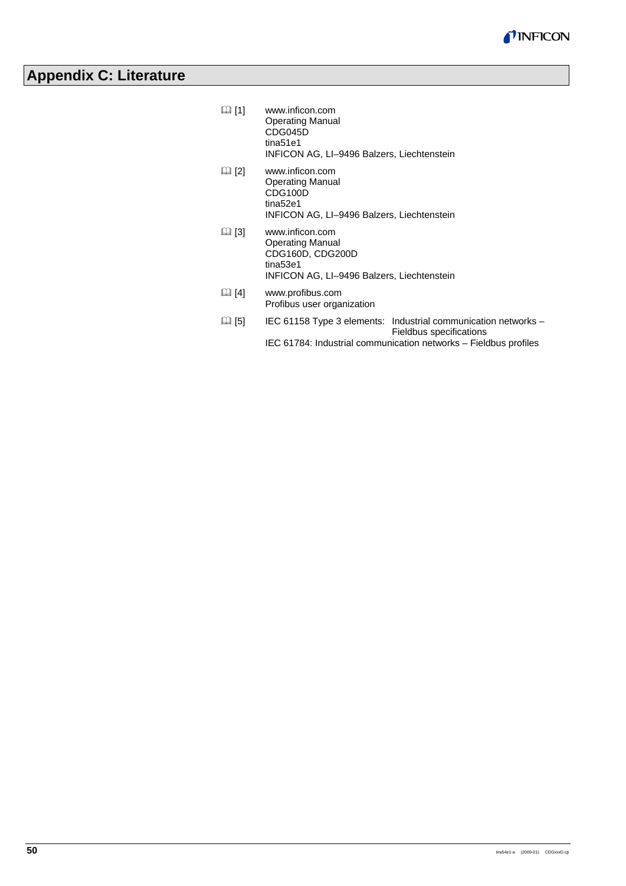# Appendix C: Literature

📖 [1] www.inficon.com
Operating Manual
CDG045D
tina51e1
INFICON AG, LI–9496 Balzers, Liechtenstein

📖 [2] www.inficon.com
Operating Manual
CDG100D
tina52e1
INFICON AG, LI–9496 Balzers, Liechtenstein

📖 [3] www.inficon.com
Operating Manual
CDG160D, CDG200D
tina53e1
INFICON AG, LI–9496 Balzers, Liechtenstein

📖 [4] www.profibus.com
Profibus user organization

📖 [5] IEC 61158 Type 3 elements: Industrial communication networks – Fieldbus specifications
IEC 61784: Industrial communication networks – Fieldbus profiles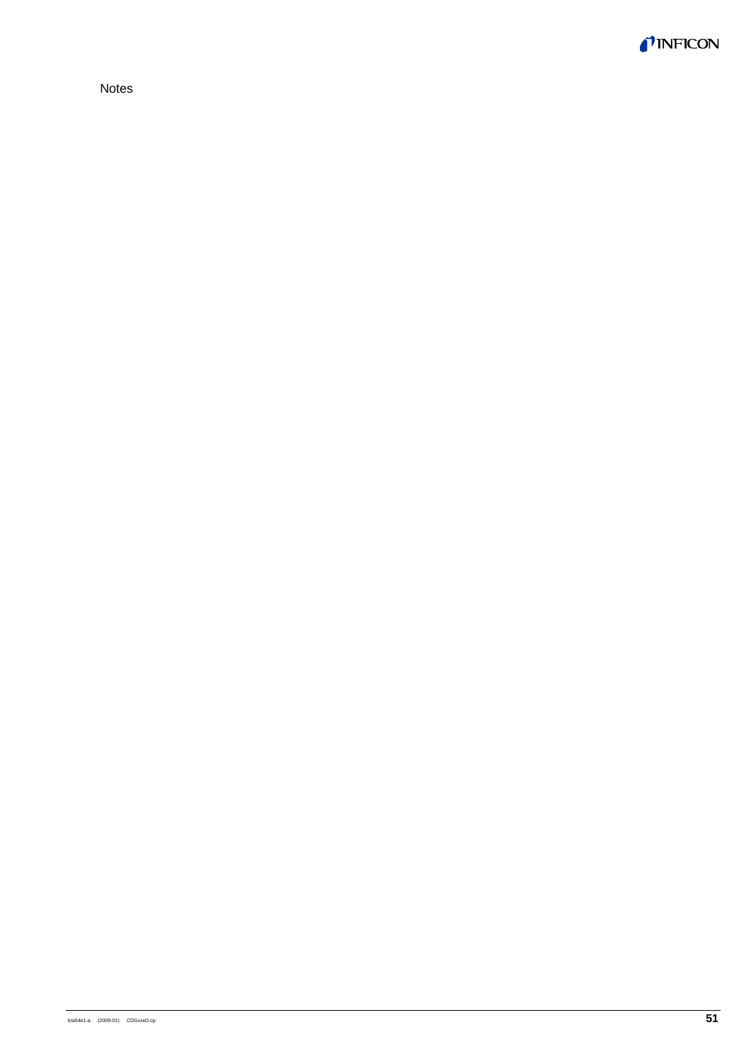Notes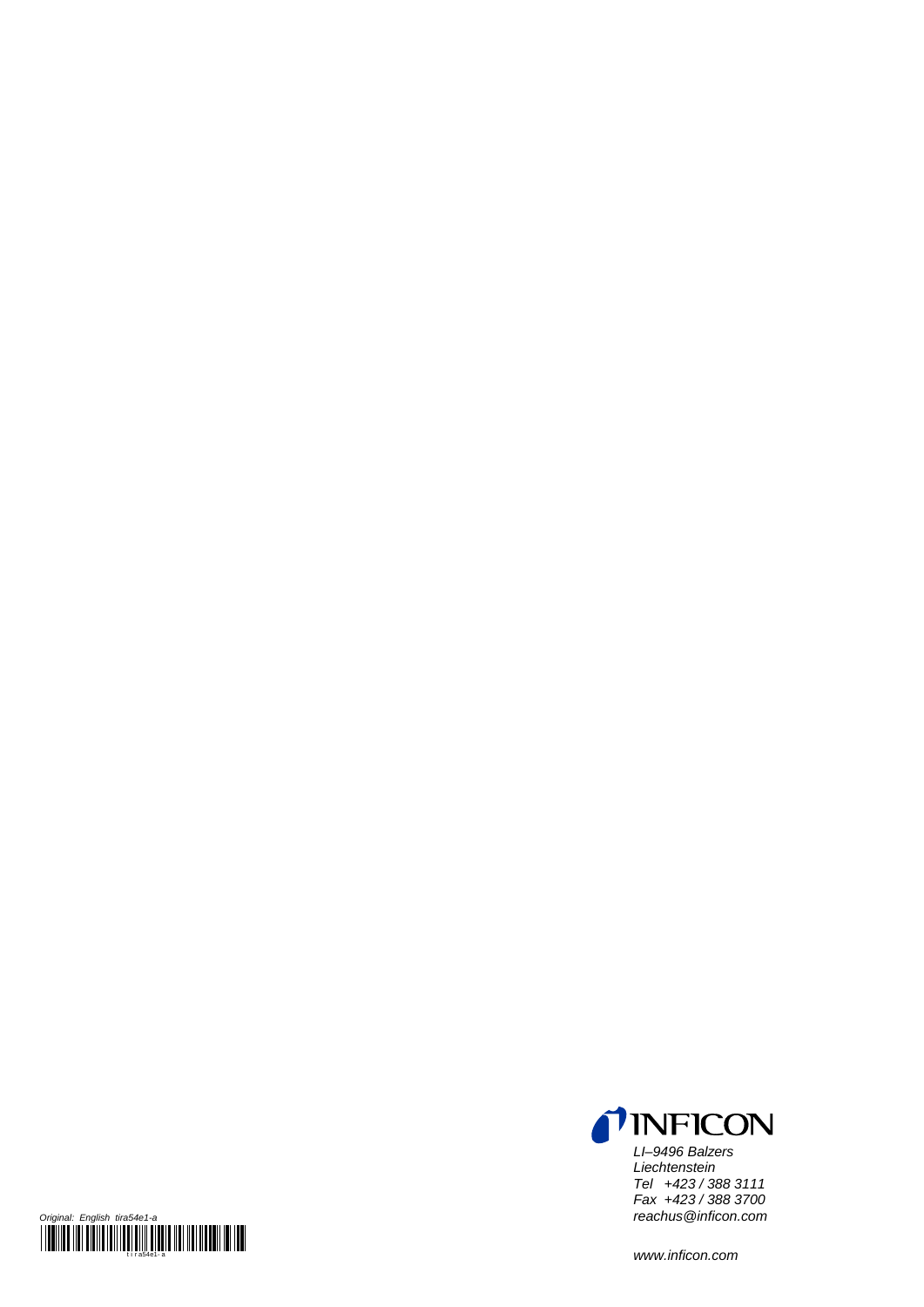INFICON

*LI–9496 Balzers*
*Liechtenstein*
*Tel +423 / 388 3111*
*Fax +423 / 388 3700*
*reachus@inficon.com*

*www.inficon.com*

*Original: English tira54e1-a*

tira54e1-a